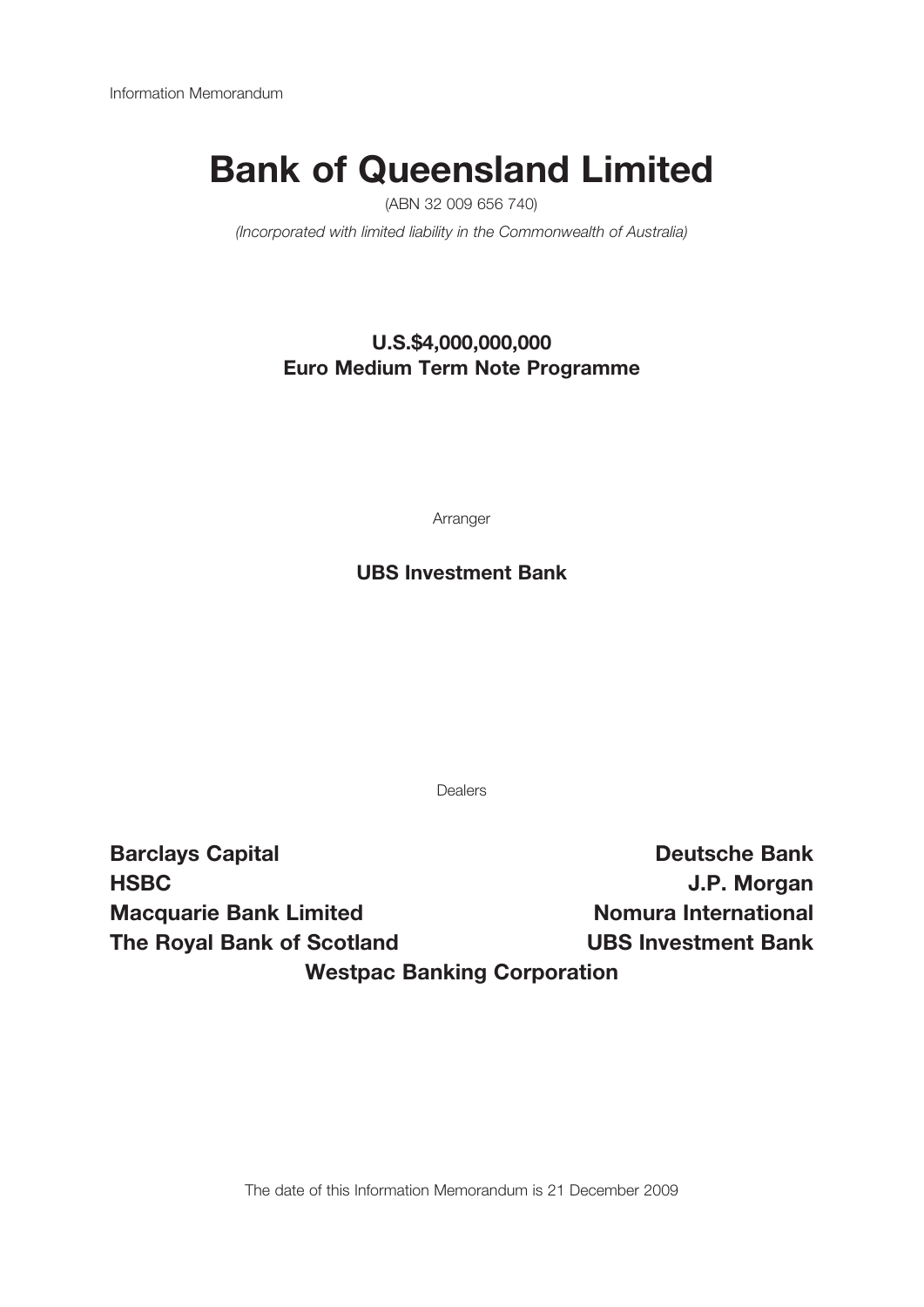Information Memorandum

# Bank of Queensland Limited

(ABN 32 009 656 740)

*(Incorporated with limited liability in the Commonwealth of Australia)*

**U.S.$4,000,000,000**
**Euro Medium Term Note Programme**

Arranger

**UBS Investment Bank**

Dealers

**Barclays Capital**
**Deutsche Bank**
**HSBC**
**J.P. Morgan**
**Macquarie Bank Limited**
**Nomura International**
**The Royal Bank of Scotland**
**UBS Investment Bank**
**Westpac Banking Corporation**

The date of this Information Memorandum is 21 December 2009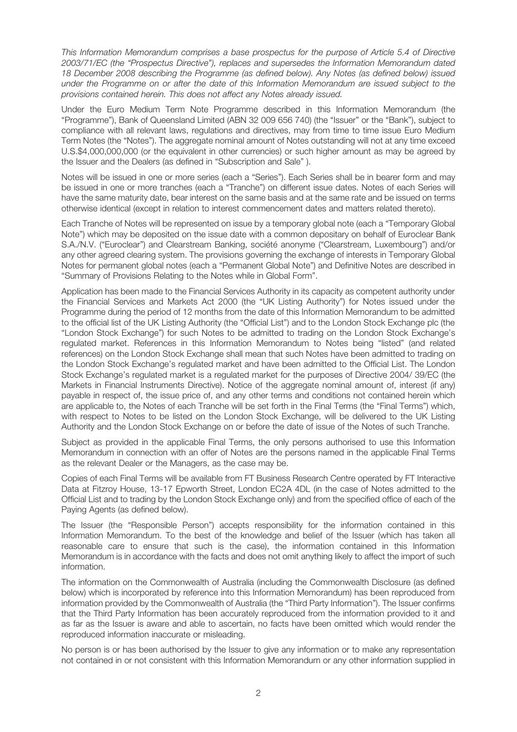*This Information Memorandum comprises a base prospectus for the purpose of Article 5.4 of Directive 2003/71/EC (the "Prospectus Directive"), replaces and supersedes the Information Memorandum dated 18 December 2008 describing the Programme (as defined below). Any Notes (as defined below) issued under the Programme on or after the date of this Information Memorandum are issued subject to the provisions contained herein. This does not affect any Notes already issued.*

Under the Euro Medium Term Note Programme described in this Information Memorandum (the "Programme"), Bank of Queensland Limited (ABN 32 009 656 740) (the "Issuer" or the "Bank"), subject to compliance with all relevant laws, regulations and directives, may from time to time issue Euro Medium Term Notes (the "Notes"). The aggregate nominal amount of Notes outstanding will not at any time exceed U.S.$4,000,000,000 (or the equivalent in other currencies) or such higher amount as may be agreed by the Issuer and the Dealers (as defined in "Subscription and Sale" ).

Notes will be issued in one or more series (each a "Series"). Each Series shall be in bearer form and may be issued in one or more tranches (each a "Tranche") on different issue dates. Notes of each Series will have the same maturity date, bear interest on the same basis and at the same rate and be issued on terms otherwise identical (except in relation to interest commencement dates and matters related thereto).

Each Tranche of Notes will be represented on issue by a temporary global note (each a "Temporary Global Note") which may be deposited on the issue date with a common depositary on behalf of Euroclear Bank S.A./N.V. ("Euroclear") and Clearstream Banking, société anonyme ("Clearstream, Luxembourg") and/or any other agreed clearing system. The provisions governing the exchange of interests in Temporary Global Notes for permanent global notes (each a "Permanent Global Note") and Definitive Notes are described in "Summary of Provisions Relating to the Notes while in Global Form".

Application has been made to the Financial Services Authority in its capacity as competent authority under the Financial Services and Markets Act 2000 (the "UK Listing Authority") for Notes issued under the Programme during the period of 12 months from the date of this Information Memorandum to be admitted to the official list of the UK Listing Authority (the "Official List") and to the London Stock Exchange plc (the "London Stock Exchange") for such Notes to be admitted to trading on the London Stock Exchange's regulated market. References in this Information Memorandum to Notes being "listed" (and related references) on the London Stock Exchange shall mean that such Notes have been admitted to trading on the London Stock Exchange's regulated market and have been admitted to the Official List. The London Stock Exchange's regulated market is a regulated market for the purposes of Directive 2004/ 39/EC (the Markets in Financial Instruments Directive). Notice of the aggregate nominal amount of, interest (if any) payable in respect of, the issue price of, and any other terms and conditions not contained herein which are applicable to, the Notes of each Tranche will be set forth in the Final Terms (the "Final Terms") which, with respect to Notes to be listed on the London Stock Exchange, will be delivered to the UK Listing Authority and the London Stock Exchange on or before the date of issue of the Notes of such Tranche.

Subject as provided in the applicable Final Terms, the only persons authorised to use this Information Memorandum in connection with an offer of Notes are the persons named in the applicable Final Terms as the relevant Dealer or the Managers, as the case may be.

Copies of each Final Terms will be available from FT Business Research Centre operated by FT Interactive Data at Fitzroy House, 13-17 Epworth Street, London EC2A 4DL (in the case of Notes admitted to the Official List and to trading by the London Stock Exchange only) and from the specified office of each of the Paying Agents (as defined below).

The Issuer (the "Responsible Person") accepts responsibility for the information contained in this Information Memorandum. To the best of the knowledge and belief of the Issuer (which has taken all reasonable care to ensure that such is the case), the information contained in this Information Memorandum is in accordance with the facts and does not omit anything likely to affect the import of such information.

The information on the Commonwealth of Australia (including the Commonwealth Disclosure (as defined below) which is incorporated by reference into this Information Memorandum) has been reproduced from information provided by the Commonwealth of Australia (the "Third Party Information"). The Issuer confirms that the Third Party Information has been accurately reproduced from the information provided to it and as far as the Issuer is aware and able to ascertain, no facts have been omitted which would render the reproduced information inaccurate or misleading.

No person is or has been authorised by the Issuer to give any information or to make any representation not contained in or not consistent with this Information Memorandum or any other information supplied in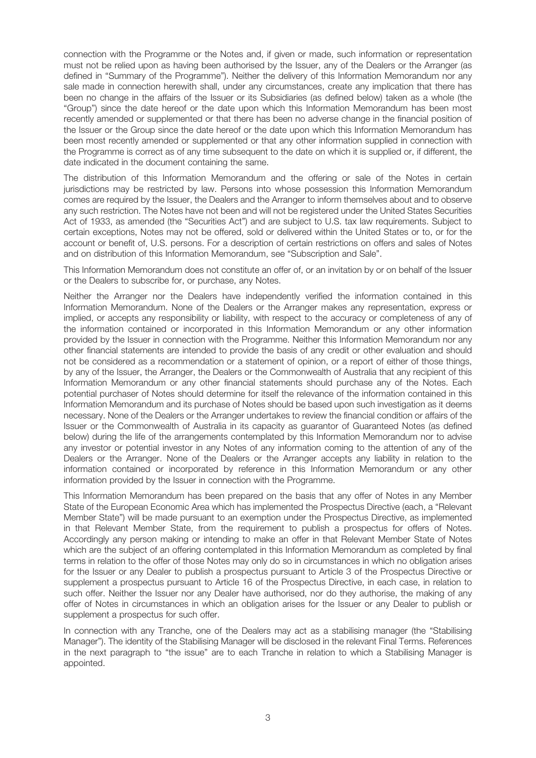connection with the Programme or the Notes and, if given or made, such information or representation must not be relied upon as having been authorised by the Issuer, any of the Dealers or the Arranger (as defined in "Summary of the Programme"). Neither the delivery of this Information Memorandum nor any sale made in connection herewith shall, under any circumstances, create any implication that there has been no change in the affairs of the Issuer or its Subsidiaries (as defined below) taken as a whole (the "Group") since the date hereof or the date upon which this Information Memorandum has been most recently amended or supplemented or that there has been no adverse change in the financial position of the Issuer or the Group since the date hereof or the date upon which this Information Memorandum has been most recently amended or supplemented or that any other information supplied in connection with the Programme is correct as of any time subsequent to the date on which it is supplied or, if different, the date indicated in the document containing the same.

The distribution of this Information Memorandum and the offering or sale of the Notes in certain jurisdictions may be restricted by law. Persons into whose possession this Information Memorandum comes are required by the Issuer, the Dealers and the Arranger to inform themselves about and to observe any such restriction. The Notes have not been and will not be registered under the United States Securities Act of 1933, as amended (the "Securities Act") and are subject to U.S. tax law requirements. Subject to certain exceptions, Notes may not be offered, sold or delivered within the United States or to, or for the account or benefit of, U.S. persons. For a description of certain restrictions on offers and sales of Notes and on distribution of this Information Memorandum, see "Subscription and Sale".

This Information Memorandum does not constitute an offer of, or an invitation by or on behalf of the Issuer or the Dealers to subscribe for, or purchase, any Notes.

Neither the Arranger nor the Dealers have independently verified the information contained in this Information Memorandum. None of the Dealers or the Arranger makes any representation, express or implied, or accepts any responsibility or liability, with respect to the accuracy or completeness of any of the information contained or incorporated in this Information Memorandum or any other information provided by the Issuer in connection with the Programme. Neither this Information Memorandum nor any other financial statements are intended to provide the basis of any credit or other evaluation and should not be considered as a recommendation or a statement of opinion, or a report of either of those things, by any of the Issuer, the Arranger, the Dealers or the Commonwealth of Australia that any recipient of this Information Memorandum or any other financial statements should purchase any of the Notes. Each potential purchaser of Notes should determine for itself the relevance of the information contained in this Information Memorandum and its purchase of Notes should be based upon such investigation as it deems necessary. None of the Dealers or the Arranger undertakes to review the financial condition or affairs of the Issuer or the Commonwealth of Australia in its capacity as guarantor of Guaranteed Notes (as defined below) during the life of the arrangements contemplated by this Information Memorandum nor to advise any investor or potential investor in any Notes of any information coming to the attention of any of the Dealers or the Arranger. None of the Dealers or the Arranger accepts any liability in relation to the information contained or incorporated by reference in this Information Memorandum or any other information provided by the Issuer in connection with the Programme.

This Information Memorandum has been prepared on the basis that any offer of Notes in any Member State of the European Economic Area which has implemented the Prospectus Directive (each, a "Relevant Member State") will be made pursuant to an exemption under the Prospectus Directive, as implemented in that Relevant Member State, from the requirement to publish a prospectus for offers of Notes. Accordingly any person making or intending to make an offer in that Relevant Member State of Notes which are the subject of an offering contemplated in this Information Memorandum as completed by final terms in relation to the offer of those Notes may only do so in circumstances in which no obligation arises for the Issuer or any Dealer to publish a prospectus pursuant to Article 3 of the Prospectus Directive or supplement a prospectus pursuant to Article 16 of the Prospectus Directive, in each case, in relation to such offer. Neither the Issuer nor any Dealer have authorised, nor do they authorise, the making of any offer of Notes in circumstances in which an obligation arises for the Issuer or any Dealer to publish or supplement a prospectus for such offer.

In connection with any Tranche, one of the Dealers may act as a stabilising manager (the "Stabilising Manager"). The identity of the Stabilising Manager will be disclosed in the relevant Final Terms. References in the next paragraph to "the issue" are to each Tranche in relation to which a Stabilising Manager is appointed.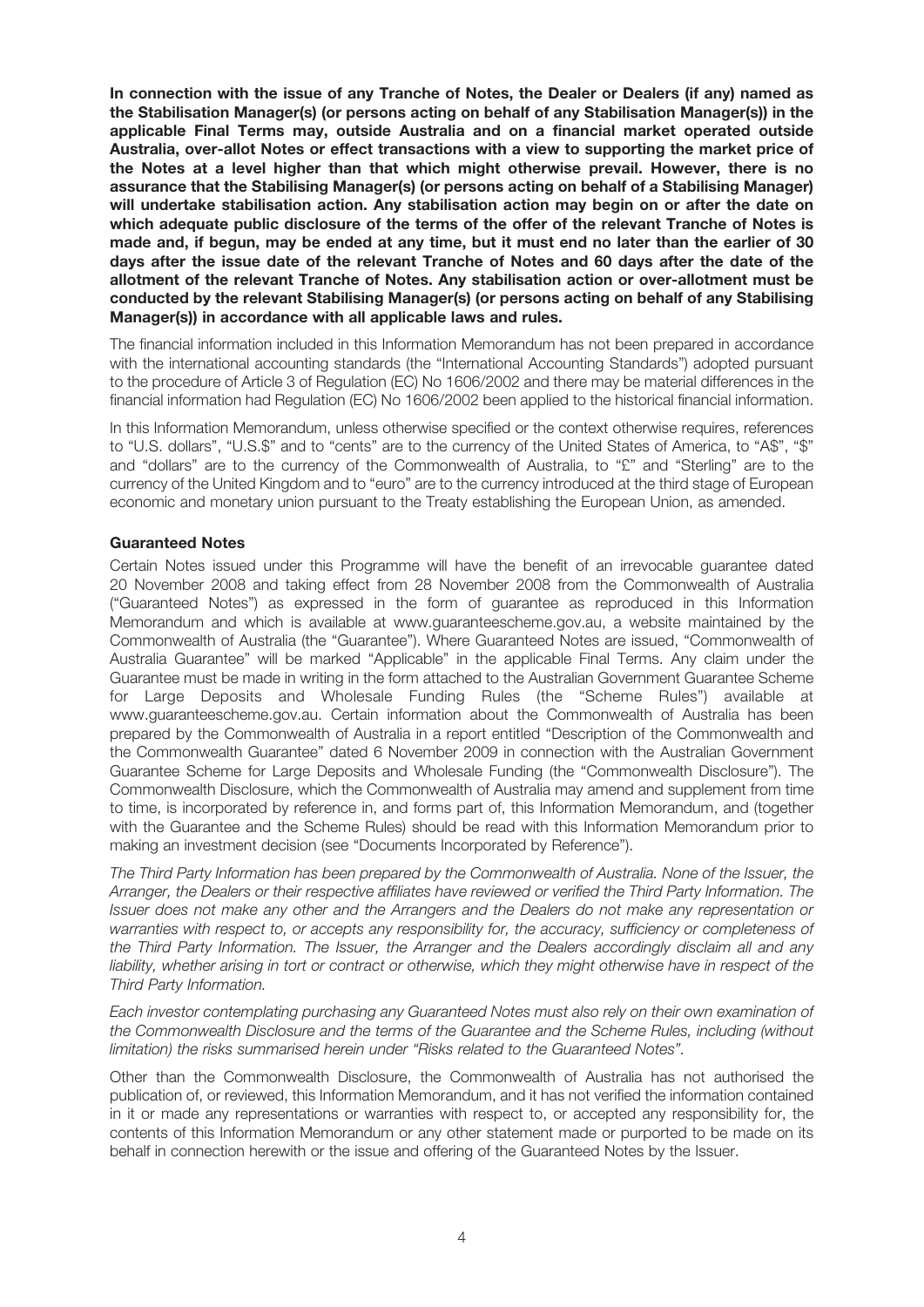**In connection with the issue of any Tranche of Notes, the Dealer or Dealers (if any) named as the Stabilisation Manager(s) (or persons acting on behalf of any Stabilisation Manager(s)) in the applicable Final Terms may, outside Australia and on a financial market operated outside Australia, over-allot Notes or effect transactions with a view to supporting the market price of the Notes at a level higher than that which might otherwise prevail. However, there is no assurance that the Stabilising Manager(s) (or persons acting on behalf of a Stabilising Manager) will undertake stabilisation action. Any stabilisation action may begin on or after the date on which adequate public disclosure of the terms of the offer of the relevant Tranche of Notes is made and, if begun, may be ended at any time, but it must end no later than the earlier of 30 days after the issue date of the relevant Tranche of Notes and 60 days after the date of the allotment of the relevant Tranche of Notes. Any stabilisation action or over-allotment must be conducted by the relevant Stabilising Manager(s) (or persons acting on behalf of any Stabilising Manager(s)) in accordance with all applicable laws and rules.**

The financial information included in this Information Memorandum has not been prepared in accordance with the international accounting standards (the "International Accounting Standards") adopted pursuant to the procedure of Article 3 of Regulation (EC) No 1606/2002 and there may be material differences in the financial information had Regulation (EC) No 1606/2002 been applied to the historical financial information.

In this Information Memorandum, unless otherwise specified or the context otherwise requires, references to "U.S. dollars", "U.S.$" and to "cents" are to the currency of the United States of America, to "A$", "$" and "dollars" are to the currency of the Commonwealth of Australia, to "£" and "Sterling" are to the currency of the United Kingdom and to "euro" are to the currency introduced at the third stage of European economic and monetary union pursuant to the Treaty establishing the European Union, as amended.

### Guaranteed Notes

Certain Notes issued under this Programme will have the benefit of an irrevocable guarantee dated 20 November 2008 and taking effect from 28 November 2008 from the Commonwealth of Australia ("Guaranteed Notes") as expressed in the form of guarantee as reproduced in this Information Memorandum and which is available at www.guaranteescheme.gov.au, a website maintained by the Commonwealth of Australia (the "Guarantee"). Where Guaranteed Notes are issued, "Commonwealth of Australia Guarantee" will be marked "Applicable" in the applicable Final Terms. Any claim under the Guarantee must be made in writing in the form attached to the Australian Government Guarantee Scheme for Large Deposits and Wholesale Funding Rules (the "Scheme Rules") available at www.guaranteescheme.gov.au. Certain information about the Commonwealth of Australia has been prepared by the Commonwealth of Australia in a report entitled "Description of the Commonwealth and the Commonwealth Guarantee" dated 6 November 2009 in connection with the Australian Government Guarantee Scheme for Large Deposits and Wholesale Funding (the "Commonwealth Disclosure"). The Commonwealth Disclosure, which the Commonwealth of Australia may amend and supplement from time to time, is incorporated by reference in, and forms part of, this Information Memorandum, and (together with the Guarantee and the Scheme Rules) should be read with this Information Memorandum prior to making an investment decision (see "Documents Incorporated by Reference").

*The Third Party Information has been prepared by the Commonwealth of Australia. None of the Issuer, the Arranger, the Dealers or their respective affiliates have reviewed or verified the Third Party Information. The Issuer does not make any other and the Arrangers and the Dealers do not make any representation or warranties with respect to, or accepts any responsibility for, the accuracy, sufficiency or completeness of the Third Party Information. The Issuer, the Arranger and the Dealers accordingly disclaim all and any liability, whether arising in tort or contract or otherwise, which they might otherwise have in respect of the Third Party Information.*

*Each investor contemplating purchasing any Guaranteed Notes must also rely on their own examination of the Commonwealth Disclosure and the terms of the Guarantee and the Scheme Rules, including (without limitation) the risks summarised herein under "Risks related to the Guaranteed Notes".*

Other than the Commonwealth Disclosure, the Commonwealth of Australia has not authorised the publication of, or reviewed, this Information Memorandum, and it has not verified the information contained in it or made any representations or warranties with respect to, or accepted any responsibility for, the contents of this Information Memorandum or any other statement made or purported to be made on its behalf in connection herewith or the issue and offering of the Guaranteed Notes by the Issuer.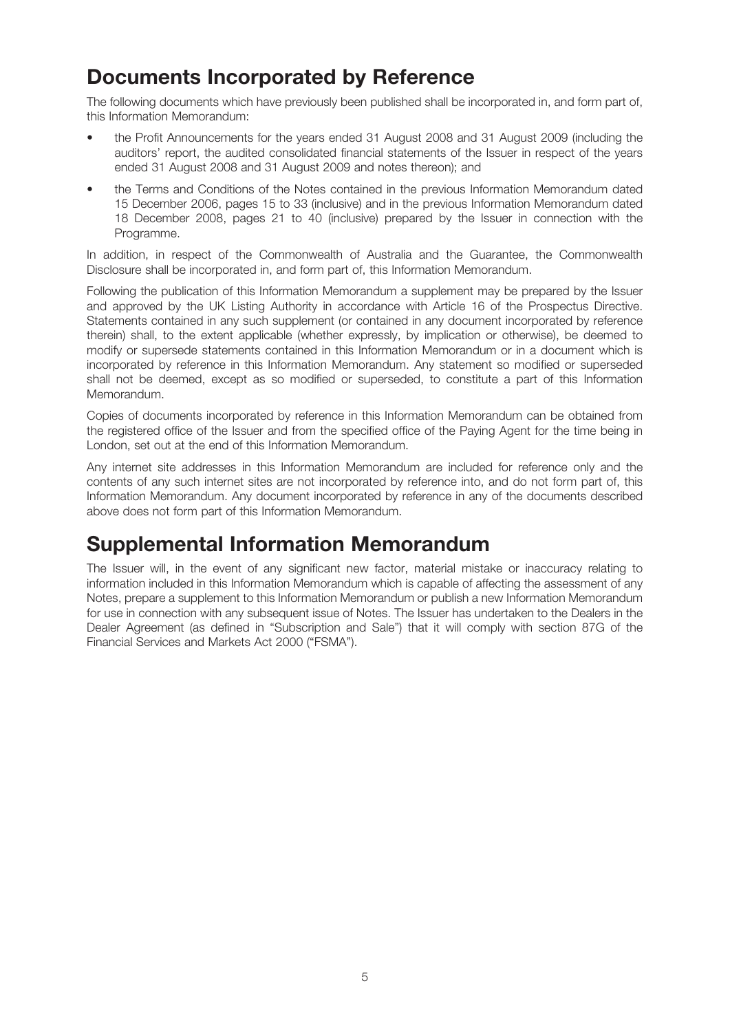## Documents Incorporated by Reference

The following documents which have previously been published shall be incorporated in, and form part of, this Information Memorandum:

- the Profit Announcements for the years ended 31 August 2008 and 31 August 2009 (including the auditors' report, the audited consolidated financial statements of the Issuer in respect of the years ended 31 August 2008 and 31 August 2009 and notes thereon); and
- the Terms and Conditions of the Notes contained in the previous Information Memorandum dated 15 December 2006, pages 15 to 33 (inclusive) and in the previous Information Memorandum dated 18 December 2008, pages 21 to 40 (inclusive) prepared by the Issuer in connection with the Programme.

In addition, in respect of the Commonwealth of Australia and the Guarantee, the Commonwealth Disclosure shall be incorporated in, and form part of, this Information Memorandum.

Following the publication of this Information Memorandum a supplement may be prepared by the Issuer and approved by the UK Listing Authority in accordance with Article 16 of the Prospectus Directive. Statements contained in any such supplement (or contained in any document incorporated by reference therein) shall, to the extent applicable (whether expressly, by implication or otherwise), be deemed to modify or supersede statements contained in this Information Memorandum or in a document which is incorporated by reference in this Information Memorandum. Any statement so modified or superseded shall not be deemed, except as so modified or superseded, to constitute a part of this Information Memorandum.

Copies of documents incorporated by reference in this Information Memorandum can be obtained from the registered office of the Issuer and from the specified office of the Paying Agent for the time being in London, set out at the end of this Information Memorandum.

Any internet site addresses in this Information Memorandum are included for reference only and the contents of any such internet sites are not incorporated by reference into, and do not form part of, this Information Memorandum. Any document incorporated by reference in any of the documents described above does not form part of this Information Memorandum.

## Supplemental Information Memorandum

The Issuer will, in the event of any significant new factor, material mistake or inaccuracy relating to information included in this Information Memorandum which is capable of affecting the assessment of any Notes, prepare a supplement to this Information Memorandum or publish a new Information Memorandum for use in connection with any subsequent issue of Notes. The Issuer has undertaken to the Dealers in the Dealer Agreement (as defined in "Subscription and Sale") that it will comply with section 87G of the Financial Services and Markets Act 2000 ("FSMA").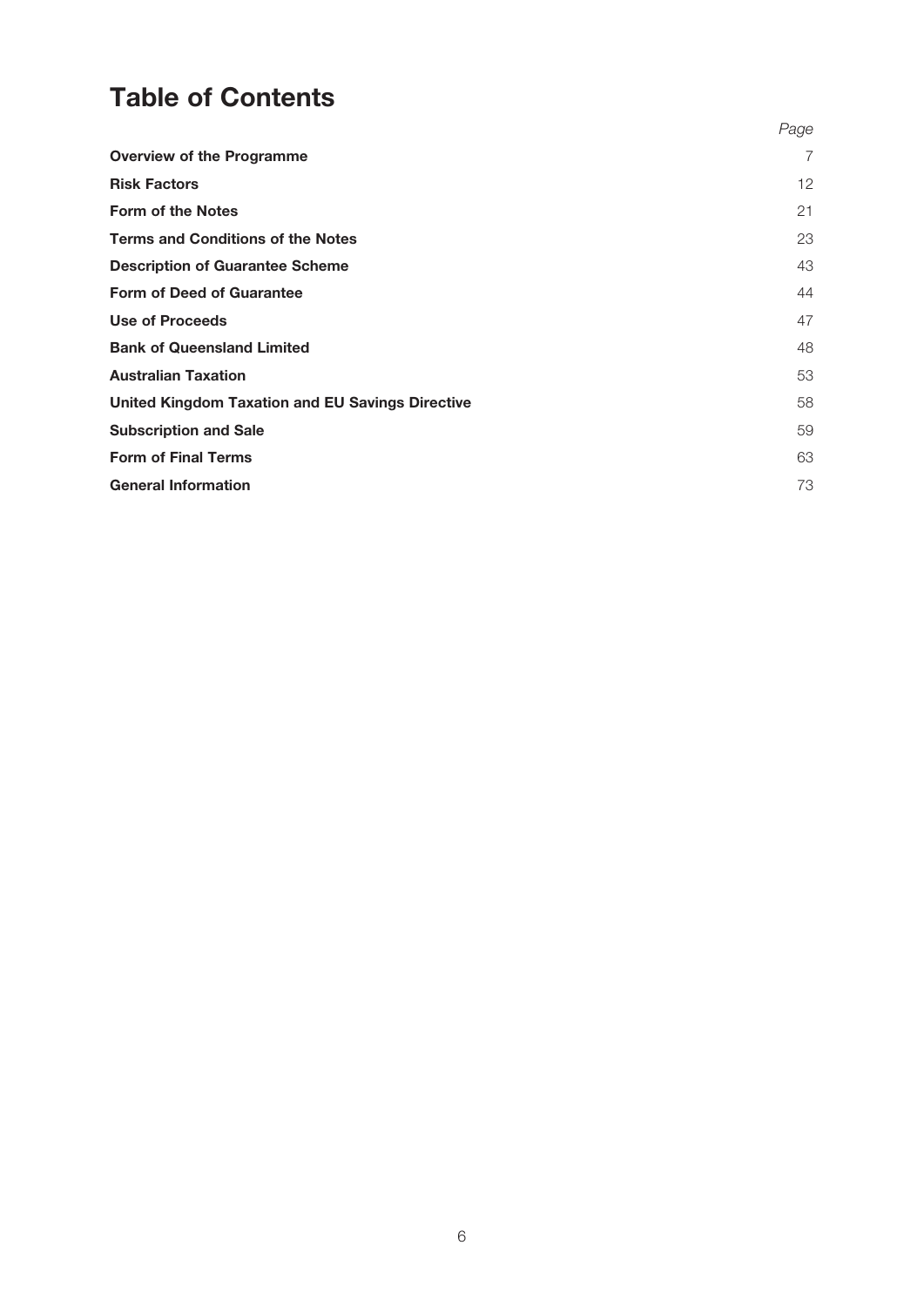# Table of Contents

| | *Page* |
|---|---|
| **Overview of the Programme** | 7 |
| **Risk Factors** | 12 |
| **Form of the Notes** | 21 |
| **Terms and Conditions of the Notes** | 23 |
| **Description of Guarantee Scheme** | 43 |
| **Form of Deed of Guarantee** | 44 |
| **Use of Proceeds** | 47 |
| **Bank of Queensland Limited** | 48 |
| **Australian Taxation** | 53 |
| **United Kingdom Taxation and EU Savings Directive** | 58 |
| **Subscription and Sale** | 59 |
| **Form of Final Terms** | 63 |
| **General Information** | 73 |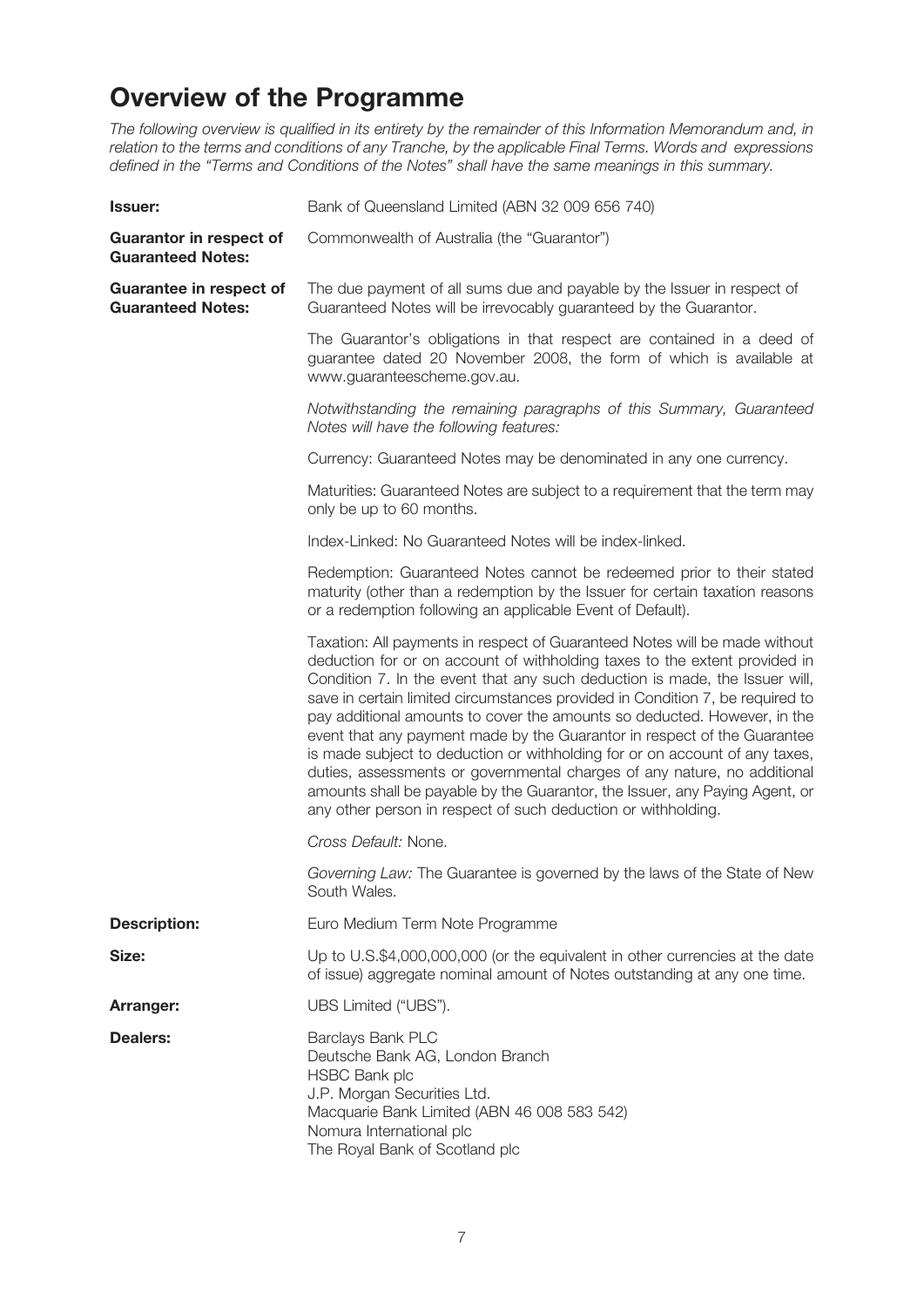# Overview of the Programme

*The following overview is qualified in its entirety by the remainder of this Information Memorandum and, in relation to the terms and conditions of any Tranche, by the applicable Final Terms. Words and expressions defined in the "Terms and Conditions of the Notes" shall have the same meanings in this summary.*

| | |
|---|---|
| **Issuer:** | Bank of Queensland Limited (ABN 32 009 656 740) |
| **Guarantor in respect of Guaranteed Notes:** | Commonwealth of Australia (the "Guarantor") |
| **Guarantee in respect of Guaranteed Notes:** | The due payment of all sums due and payable by the Issuer in respect of Guaranteed Notes will be irrevocably guaranteed by the Guarantor. |
| | The Guarantor's obligations in that respect are contained in a deed of guarantee dated 20 November 2008, the form of which is available at www.guaranteescheme.gov.au. |
| | *Notwithstanding the remaining paragraphs of this Summary, Guaranteed Notes will have the following features:* |
| | Currency: Guaranteed Notes may be denominated in any one currency. |
| | Maturities: Guaranteed Notes are subject to a requirement that the term may only be up to 60 months. |
| | Index-Linked: No Guaranteed Notes will be index-linked. |
| | Redemption: Guaranteed Notes cannot be redeemed prior to their stated maturity (other than a redemption by the Issuer for certain taxation reasons or a redemption following an applicable Event of Default). |
| | Taxation: All payments in respect of Guaranteed Notes will be made without deduction for or on account of withholding taxes to the extent provided in Condition 7. In the event that any such deduction is made, the Issuer will, save in certain limited circumstances provided in Condition 7, be required to pay additional amounts to cover the amounts so deducted. However, in the event that any payment made by the Guarantor in respect of the Guarantee is made subject to deduction or withholding for or on account of any taxes, duties, assessments or governmental charges of any nature, no additional amounts shall be payable by the Guarantor, the Issuer, any Paying Agent, or any other person in respect of such deduction or withholding. |
| | *Cross Default:* None. |
| | *Governing Law:* The Guarantee is governed by the laws of the State of New South Wales. |
| **Description:** | Euro Medium Term Note Programme |
| **Size:** | Up to U.S.$4,000,000,000 (or the equivalent in other currencies at the date of issue) aggregate nominal amount of Notes outstanding at any one time. |
| **Arranger:** | UBS Limited ("UBS"). |
| **Dealers:** | Barclays Bank PLC<br>Deutsche Bank AG, London Branch<br>HSBC Bank plc<br>J.P. Morgan Securities Ltd.<br>Macquarie Bank Limited (ABN 46 008 583 542)<br>Nomura International plc<br>The Royal Bank of Scotland plc |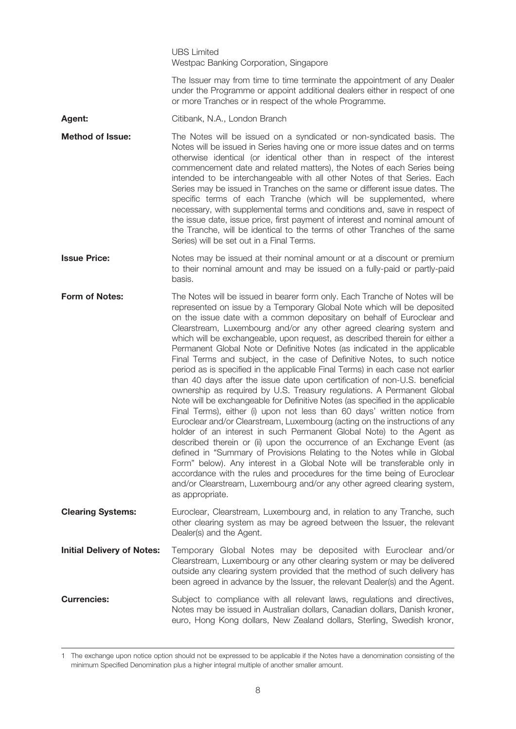UBS Limited
Westpac Banking Corporation, Singapore

The Issuer may from time to time terminate the appointment of any Dealer under the Programme or appoint additional dealers either in respect of one or more Tranches or in respect of the whole Programme.

**Agent:** Citibank, N.A., London Branch

**Method of Issue:** The Notes will be issued on a syndicated or non-syndicated basis. The Notes will be issued in Series having one or more issue dates and on terms otherwise identical (or identical other than in respect of the interest commencement date and related matters), the Notes of each Series being intended to be interchangeable with all other Notes of that Series. Each Series may be issued in Tranches on the same or different issue dates. The specific terms of each Tranche (which will be supplemented, where necessary, with supplemental terms and conditions and, save in respect of the issue date, issue price, first payment of interest and nominal amount of the Tranche, will be identical to the terms of other Tranches of the same Series) will be set out in a Final Terms.

**Issue Price:** Notes may be issued at their nominal amount or at a discount or premium to their nominal amount and may be issued on a fully-paid or partly-paid basis.

**Form of Notes:** The Notes will be issued in bearer form only. Each Tranche of Notes will be represented on issue by a Temporary Global Note which will be deposited on the issue date with a common depositary on behalf of Euroclear and Clearstream, Luxembourg and/or any other agreed clearing system and which will be exchangeable, upon request, as described therein for either a Permanent Global Note or Definitive Notes (as indicated in the applicable Final Terms and subject, in the case of Definitive Notes, to such notice period as is specified in the applicable Final Terms) in each case not earlier than 40 days after the issue date upon certification of non-U.S. beneficial ownership as required by U.S. Treasury regulations. A Permanent Global Note will be exchangeable for Definitive Notes (as specified in the applicable Final Terms), either (i) upon not less than 60 days' written notice from Euroclear and/or Clearstream, Luxembourg (acting on the instructions of any holder of an interest in such Permanent Global Note) to the Agent as described therein or (ii) upon the occurrence of an Exchange Event (as defined in "Summary of Provisions Relating to the Notes while in Global Form" below). Any interest in a Global Note will be transferable only in accordance with the rules and procedures for the time being of Euroclear and/or Clearstream, Luxembourg and/or any other agreed clearing system, as appropriate.

**Clearing Systems:** Euroclear, Clearstream, Luxembourg and, in relation to any Tranche, such other clearing system as may be agreed between the Issuer, the relevant Dealer(s) and the Agent.

**Initial Delivery of Notes:** Temporary Global Notes may be deposited with Euroclear and/or Clearstream, Luxembourg or any other clearing system or may be delivered outside any clearing system provided that the method of such delivery has been agreed in advance by the Issuer, the relevant Dealer(s) and the Agent.

**Currencies:** Subject to compliance with all relevant laws, regulations and directives, Notes may be issued in Australian dollars, Canadian dollars, Danish kroner, euro, Hong Kong dollars, New Zealand dollars, Sterling, Swedish kronor,

---

1 The exchange upon notice option should not be expressed to be applicable if the Notes have a denomination consisting of the minimum Specified Denomination plus a higher integral multiple of another smaller amount.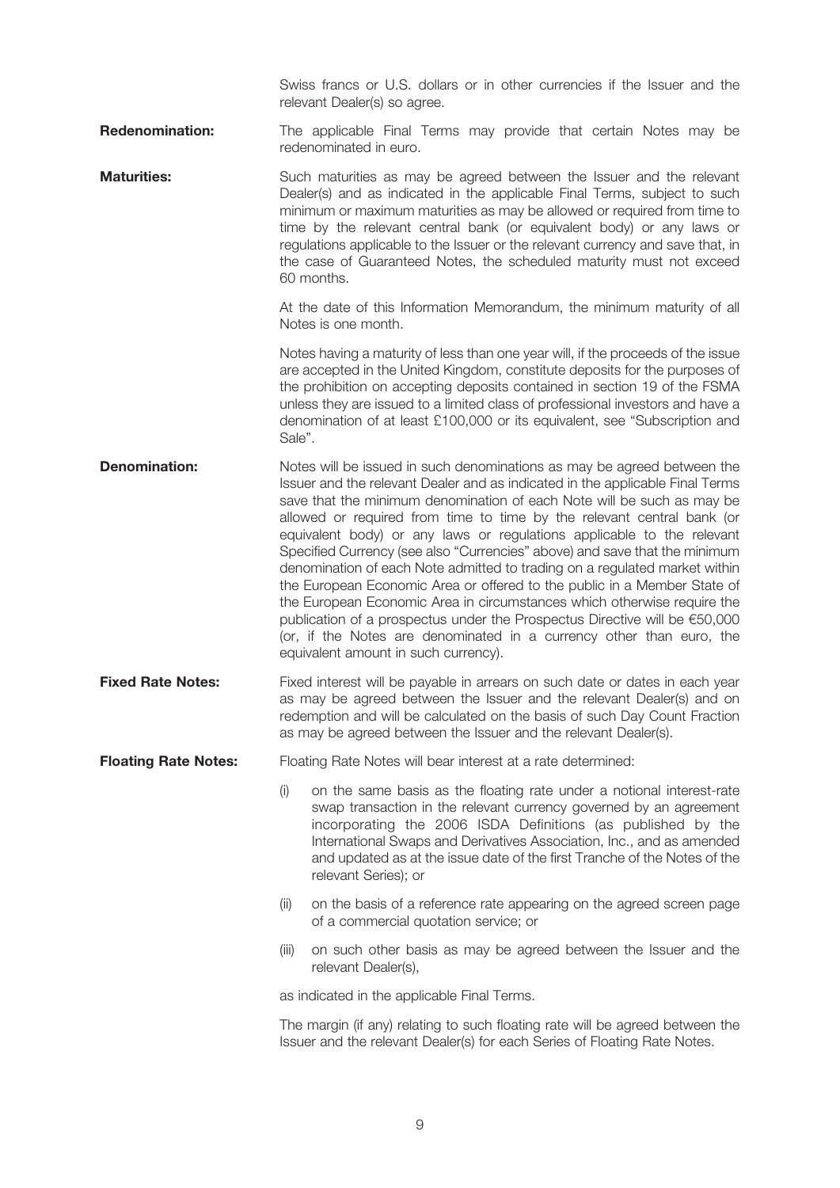Swiss francs or U.S. dollars or in other currencies if the Issuer and the relevant Dealer(s) so agree.

**Redenomination:** The applicable Final Terms may provide that certain Notes may be redenominated in euro.

**Maturities:** Such maturities as may be agreed between the Issuer and the relevant Dealer(s) and as indicated in the applicable Final Terms, subject to such minimum or maximum maturities as may be allowed or required from time to time by the relevant central bank (or equivalent body) or any laws or regulations applicable to the Issuer or the relevant currency and save that, in the case of Guaranteed Notes, the scheduled maturity must not exceed 60 months.

At the date of this Information Memorandum, the minimum maturity of all Notes is one month.

Notes having a maturity of less than one year will, if the proceeds of the issue are accepted in the United Kingdom, constitute deposits for the purposes of the prohibition on accepting deposits contained in section 19 of the FSMA unless they are issued to a limited class of professional investors and have a denomination of at least £100,000 or its equivalent, see "Subscription and Sale".

**Denomination:** Notes will be issued in such denominations as may be agreed between the Issuer and the relevant Dealer and as indicated in the applicable Final Terms save that the minimum denomination of each Note will be such as may be allowed or required from time to time by the relevant central bank (or equivalent body) or any laws or regulations applicable to the relevant Specified Currency (see also "Currencies" above) and save that the minimum denomination of each Note admitted to trading on a regulated market within the European Economic Area or offered to the public in a Member State of the European Economic Area in circumstances which otherwise require the publication of a prospectus under the Prospectus Directive will be €50,000 (or, if the Notes are denominated in a currency other than euro, the equivalent amount in such currency).

**Fixed Rate Notes:** Fixed interest will be payable in arrears on such date or dates in each year as may be agreed between the Issuer and the relevant Dealer(s) and on redemption and will be calculated on the basis of such Day Count Fraction as may be agreed between the Issuer and the relevant Dealer(s).

**Floating Rate Notes:** Floating Rate Notes will bear interest at a rate determined:

(i) on the same basis as the floating rate under a notional interest-rate swap transaction in the relevant currency governed by an agreement incorporating the 2006 ISDA Definitions (as published by the International Swaps and Derivatives Association, Inc., and as amended and updated as at the issue date of the first Tranche of the Notes of the relevant Series); or

(ii) on the basis of a reference rate appearing on the agreed screen page of a commercial quotation service; or

(iii) on such other basis as may be agreed between the Issuer and the relevant Dealer(s),

as indicated in the applicable Final Terms.

The margin (if any) relating to such floating rate will be agreed between the Issuer and the relevant Dealer(s) for each Series of Floating Rate Notes.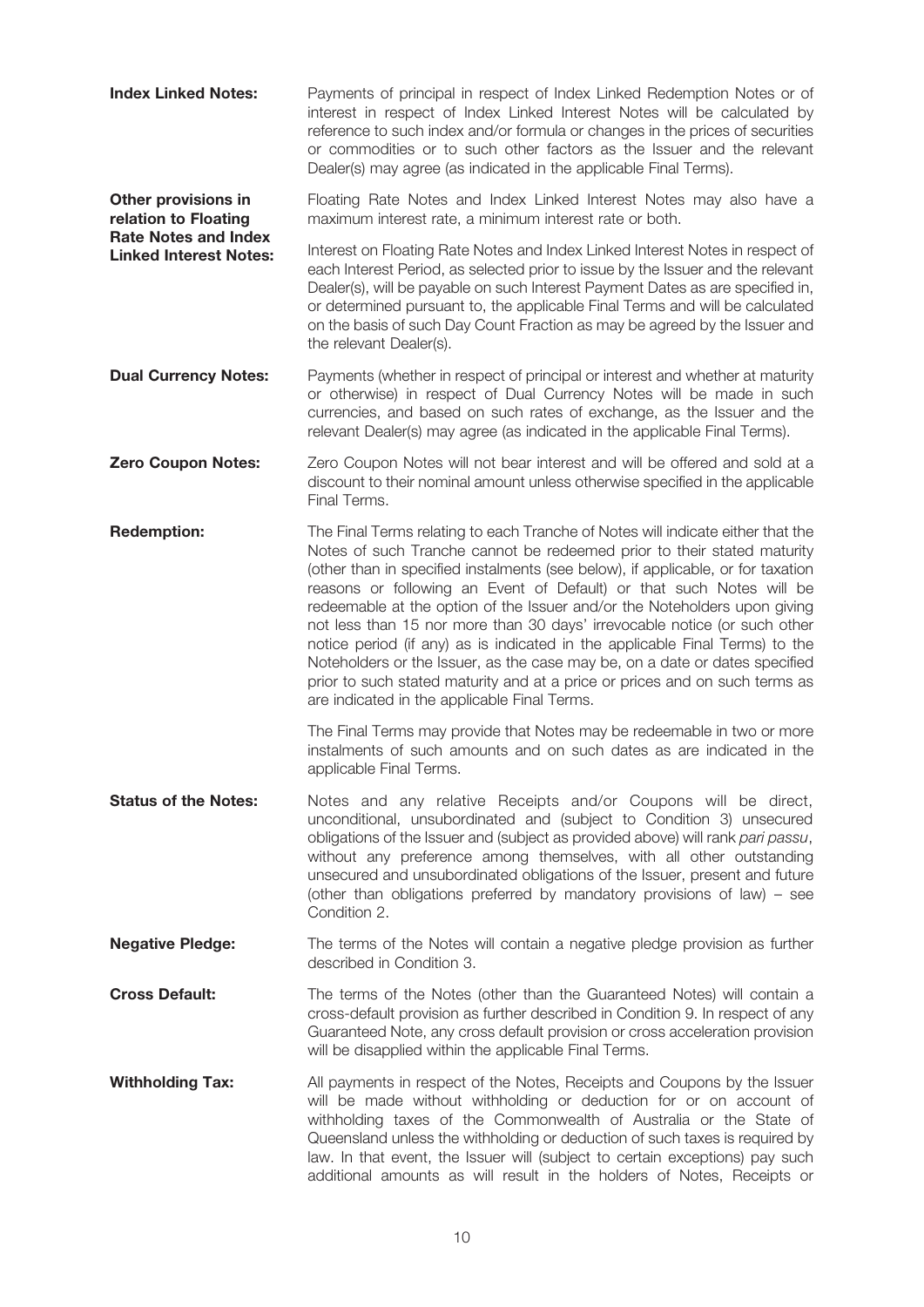**Index Linked Notes:** Payments of principal in respect of Index Linked Redemption Notes or of interest in respect of Index Linked Interest Notes will be calculated by reference to such index and/or formula or changes in the prices of securities or commodities or to such other factors as the Issuer and the relevant Dealer(s) may agree (as indicated in the applicable Final Terms).

**Other provisions in relation to Floating Rate Notes and Index Linked Interest Notes:** Floating Rate Notes and Index Linked Interest Notes may also have a maximum interest rate, a minimum interest rate or both.

Interest on Floating Rate Notes and Index Linked Interest Notes in respect of each Interest Period, as selected prior to issue by the Issuer and the relevant Dealer(s), will be payable on such Interest Payment Dates as are specified in, or determined pursuant to, the applicable Final Terms and will be calculated on the basis of such Day Count Fraction as may be agreed by the Issuer and the relevant Dealer(s).

**Dual Currency Notes:** Payments (whether in respect of principal or interest and whether at maturity or otherwise) in respect of Dual Currency Notes will be made in such currencies, and based on such rates of exchange, as the Issuer and the relevant Dealer(s) may agree (as indicated in the applicable Final Terms).

**Zero Coupon Notes:** Zero Coupon Notes will not bear interest and will be offered and sold at a discount to their nominal amount unless otherwise specified in the applicable Final Terms.

**Redemption:** The Final Terms relating to each Tranche of Notes will indicate either that the Notes of such Tranche cannot be redeemed prior to their stated maturity (other than in specified instalments (see below), if applicable, or for taxation reasons or following an Event of Default) or that such Notes will be redeemable at the option of the Issuer and/or the Noteholders upon giving not less than 15 nor more than 30 days' irrevocable notice (or such other notice period (if any) as is indicated in the applicable Final Terms) to the Noteholders or the Issuer, as the case may be, on a date or dates specified prior to such stated maturity and at a price or prices and on such terms as are indicated in the applicable Final Terms.

The Final Terms may provide that Notes may be redeemable in two or more instalments of such amounts and on such dates as are indicated in the applicable Final Terms.

**Status of the Notes:** Notes and any relative Receipts and/or Coupons will be direct, unconditional, unsubordinated and (subject to Condition 3) unsecured obligations of the Issuer and (subject as provided above) will rank *pari passu*, without any preference among themselves, with all other outstanding unsecured and unsubordinated obligations of the Issuer, present and future (other than obligations preferred by mandatory provisions of law) – see Condition 2.

**Negative Pledge:** The terms of the Notes will contain a negative pledge provision as further described in Condition 3.

**Cross Default:** The terms of the Notes (other than the Guaranteed Notes) will contain a cross-default provision as further described in Condition 9. In respect of any Guaranteed Note, any cross default provision or cross acceleration provision will be disapplied within the applicable Final Terms.

**Withholding Tax:** All payments in respect of the Notes, Receipts and Coupons by the Issuer will be made without withholding or deduction for or on account of withholding taxes of the Commonwealth of Australia or the State of Queensland unless the withholding or deduction of such taxes is required by law. In that event, the Issuer will (subject to certain exceptions) pay such additional amounts as will result in the holders of Notes, Receipts or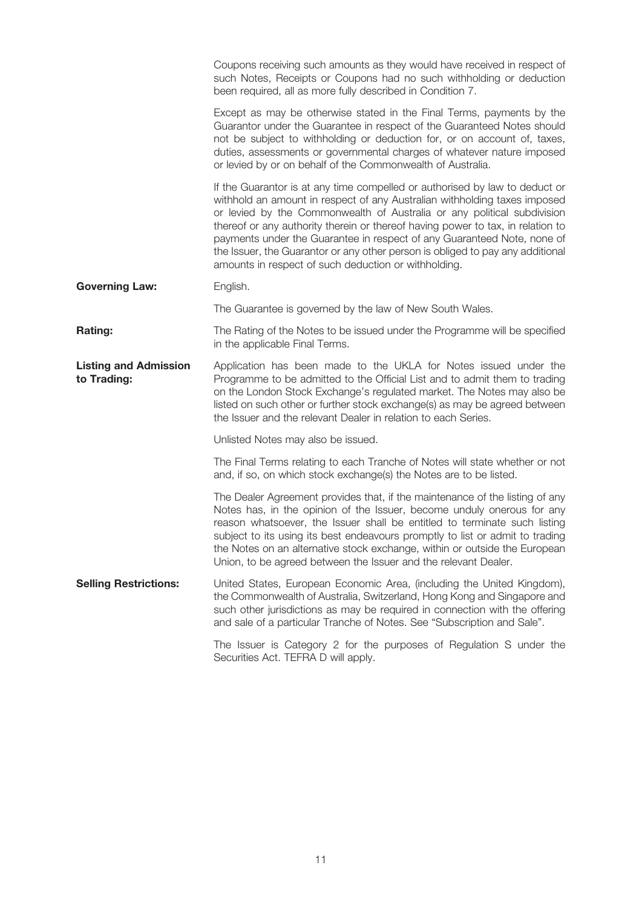Coupons receiving such amounts as they would have received in respect of such Notes, Receipts or Coupons had no such withholding or deduction been required, all as more fully described in Condition 7.

Except as may be otherwise stated in the Final Terms, payments by the Guarantor under the Guarantee in respect of the Guaranteed Notes should not be subject to withholding or deduction for, or on account of, taxes, duties, assessments or governmental charges of whatever nature imposed or levied by or on behalf of the Commonwealth of Australia.

If the Guarantor is at any time compelled or authorised by law to deduct or withhold an amount in respect of any Australian withholding taxes imposed or levied by the Commonwealth of Australia or any political subdivision thereof or any authority therein or thereof having power to tax, in relation to payments under the Guarantee in respect of any Guaranteed Note, none of the Issuer, the Guarantor or any other person is obliged to pay any additional amounts in respect of such deduction or withholding.

**Governing Law:** English.

The Guarantee is governed by the law of New South Wales.

**Rating:** The Rating of the Notes to be issued under the Programme will be specified in the applicable Final Terms.

**Listing and Admission to Trading:** Application has been made to the UKLA for Notes issued under the Programme to be admitted to the Official List and to admit them to trading on the London Stock Exchange's regulated market. The Notes may also be listed on such other or further stock exchange(s) as may be agreed between the Issuer and the relevant Dealer in relation to each Series.

Unlisted Notes may also be issued.

The Final Terms relating to each Tranche of Notes will state whether or not and, if so, on which stock exchange(s) the Notes are to be listed.

The Dealer Agreement provides that, if the maintenance of the listing of any Notes has, in the opinion of the Issuer, become unduly onerous for any reason whatsoever, the Issuer shall be entitled to terminate such listing subject to its using its best endeavours promptly to list or admit to trading the Notes on an alternative stock exchange, within or outside the European Union, to be agreed between the Issuer and the relevant Dealer.

**Selling Restrictions:** United States, European Economic Area, (including the United Kingdom), the Commonwealth of Australia, Switzerland, Hong Kong and Singapore and such other jurisdictions as may be required in connection with the offering and sale of a particular Tranche of Notes. See "Subscription and Sale".

The Issuer is Category 2 for the purposes of Regulation S under the Securities Act. TEFRA D will apply.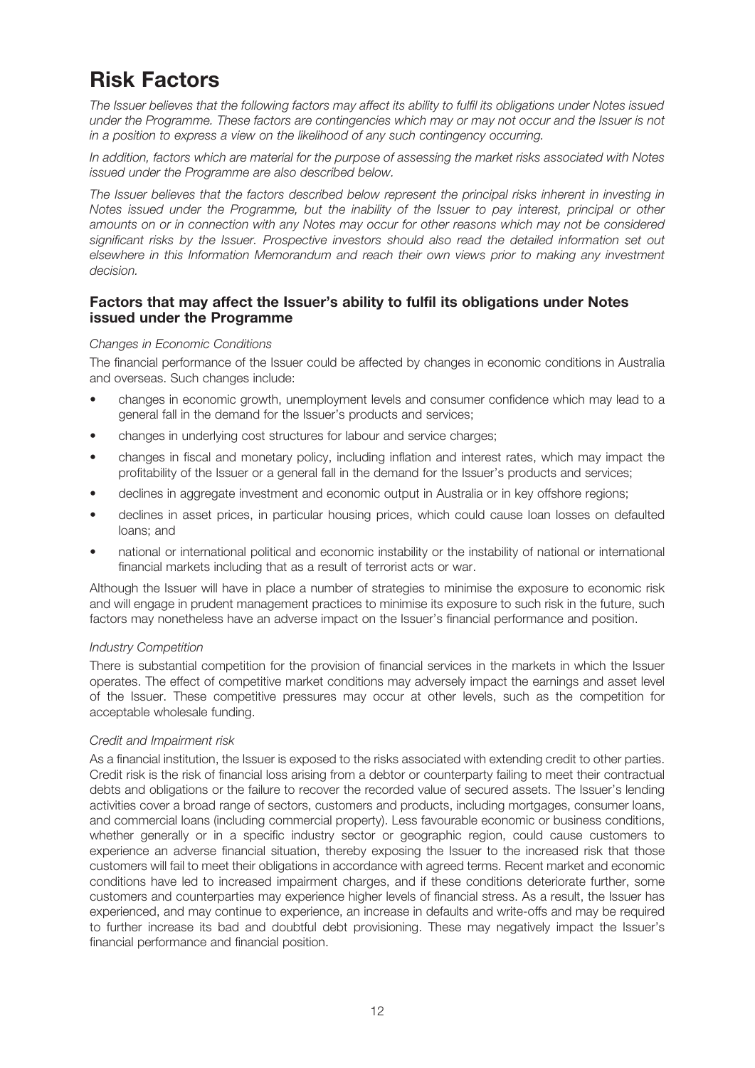# Risk Factors

*The Issuer believes that the following factors may affect its ability to fulfil its obligations under Notes issued under the Programme. These factors are contingencies which may or may not occur and the Issuer is not in a position to express a view on the likelihood of any such contingency occurring.*

*In addition, factors which are material for the purpose of assessing the market risks associated with Notes issued under the Programme are also described below.*

*The Issuer believes that the factors described below represent the principal risks inherent in investing in Notes issued under the Programme, but the inability of the Issuer to pay interest, principal or other amounts on or in connection with any Notes may occur for other reasons which may not be considered significant risks by the Issuer. Prospective investors should also read the detailed information set out elsewhere in this Information Memorandum and reach their own views prior to making any investment decision.*

## Factors that may affect the Issuer's ability to fulfil its obligations under Notes issued under the Programme

*Changes in Economic Conditions*

The financial performance of the Issuer could be affected by changes in economic conditions in Australia and overseas. Such changes include:

- changes in economic growth, unemployment levels and consumer confidence which may lead to a general fall in the demand for the Issuer's products and services;
- changes in underlying cost structures for labour and service charges;
- changes in fiscal and monetary policy, including inflation and interest rates, which may impact the profitability of the Issuer or a general fall in the demand for the Issuer's products and services;
- declines in aggregate investment and economic output in Australia or in key offshore regions;
- declines in asset prices, in particular housing prices, which could cause loan losses on defaulted loans; and
- national or international political and economic instability or the instability of national or international financial markets including that as a result of terrorist acts or war.

Although the Issuer will have in place a number of strategies to minimise the exposure to economic risk and will engage in prudent management practices to minimise its exposure to such risk in the future, such factors may nonetheless have an adverse impact on the Issuer's financial performance and position.

*Industry Competition*

There is substantial competition for the provision of financial services in the markets in which the Issuer operates. The effect of competitive market conditions may adversely impact the earnings and asset level of the Issuer. These competitive pressures may occur at other levels, such as the competition for acceptable wholesale funding.

*Credit and Impairment risk*

As a financial institution, the Issuer is exposed to the risks associated with extending credit to other parties. Credit risk is the risk of financial loss arising from a debtor or counterparty failing to meet their contractual debts and obligations or the failure to recover the recorded value of secured assets. The Issuer's lending activities cover a broad range of sectors, customers and products, including mortgages, consumer loans, and commercial loans (including commercial property). Less favourable economic or business conditions, whether generally or in a specific industry sector or geographic region, could cause customers to experience an adverse financial situation, thereby exposing the Issuer to the increased risk that those customers will fail to meet their obligations in accordance with agreed terms. Recent market and economic conditions have led to increased impairment charges, and if these conditions deteriorate further, some customers and counterparties may experience higher levels of financial stress. As a result, the Issuer has experienced, and may continue to experience, an increase in defaults and write-offs and may be required to further increase its bad and doubtful debt provisioning. These may negatively impact the Issuer's financial performance and financial position.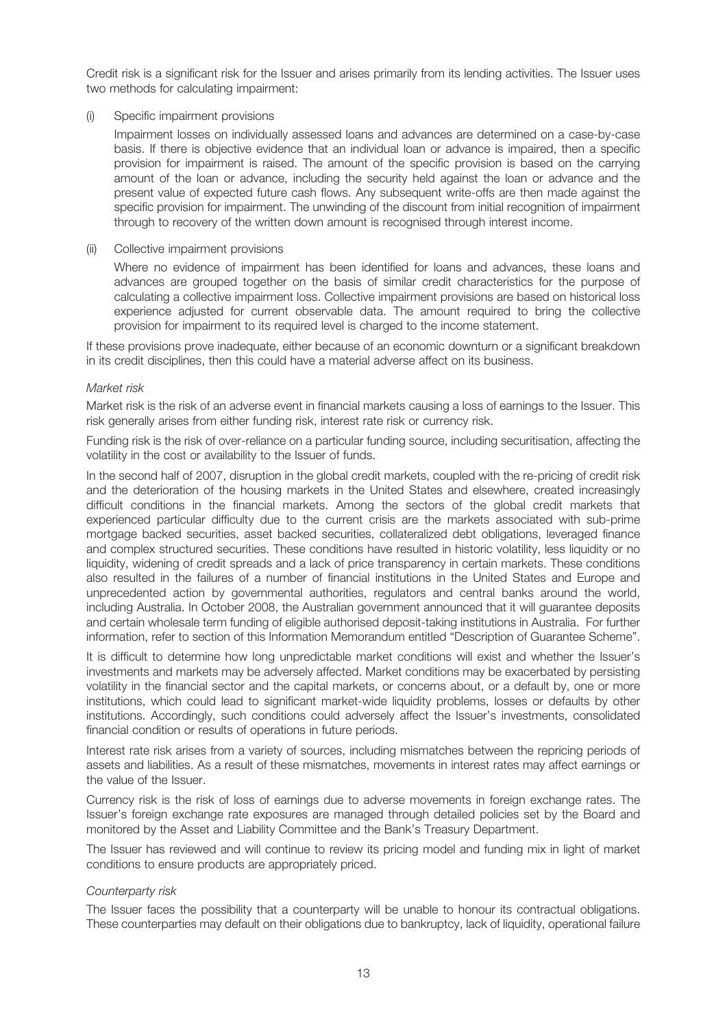Credit risk is a significant risk for the Issuer and arises primarily from its lending activities. The Issuer uses two methods for calculating impairment:

(i) Specific impairment provisions

Impairment losses on individually assessed loans and advances are determined on a case-by-case basis. If there is objective evidence that an individual loan or advance is impaired, then a specific provision for impairment is raised. The amount of the specific provision is based on the carrying amount of the loan or advance, including the security held against the loan or advance and the present value of expected future cash flows. Any subsequent write-offs are then made against the specific provision for impairment. The unwinding of the discount from initial recognition of impairment through to recovery of the written down amount is recognised through interest income.

(ii) Collective impairment provisions

Where no evidence of impairment has been identified for loans and advances, these loans and advances are grouped together on the basis of similar credit characteristics for the purpose of calculating a collective impairment loss. Collective impairment provisions are based on historical loss experience adjusted for current observable data. The amount required to bring the collective provision for impairment to its required level is charged to the income statement.

If these provisions prove inadequate, either because of an economic downturn or a significant breakdown in its credit disciplines, then this could have a material adverse affect on its business.

*Market risk*

Market risk is the risk of an adverse event in financial markets causing a loss of earnings to the Issuer. This risk generally arises from either funding risk, interest rate risk or currency risk.

Funding risk is the risk of over-reliance on a particular funding source, including securitisation, affecting the volatility in the cost or availability to the Issuer of funds.

In the second half of 2007, disruption in the global credit markets, coupled with the re-pricing of credit risk and the deterioration of the housing markets in the United States and elsewhere, created increasingly difficult conditions in the financial markets. Among the sectors of the global credit markets that experienced particular difficulty due to the current crisis are the markets associated with sub-prime mortgage backed securities, asset backed securities, collateralized debt obligations, leveraged finance and complex structured securities. These conditions have resulted in historic volatility, less liquidity or no liquidity, widening of credit spreads and a lack of price transparency in certain markets. These conditions also resulted in the failures of a number of financial institutions in the United States and Europe and unprecedented action by governmental authorities, regulators and central banks around the world, including Australia. In October 2008, the Australian government announced that it will guarantee deposits and certain wholesale term funding of eligible authorised deposit-taking institutions in Australia. For further information, refer to section of this Information Memorandum entitled "Description of Guarantee Scheme".

It is difficult to determine how long unpredictable market conditions will exist and whether the Issuer's investments and markets may be adversely affected. Market conditions may be exacerbated by persisting volatility in the financial sector and the capital markets, or concerns about, or a default by, one or more institutions, which could lead to significant market-wide liquidity problems, losses or defaults by other institutions. Accordingly, such conditions could adversely affect the Issuer's investments, consolidated financial condition or results of operations in future periods.

Interest rate risk arises from a variety of sources, including mismatches between the repricing periods of assets and liabilities. As a result of these mismatches, movements in interest rates may affect earnings or the value of the Issuer.

Currency risk is the risk of loss of earnings due to adverse movements in foreign exchange rates. The Issuer's foreign exchange rate exposures are managed through detailed policies set by the Board and monitored by the Asset and Liability Committee and the Bank's Treasury Department.

The Issuer has reviewed and will continue to review its pricing model and funding mix in light of market conditions to ensure products are appropriately priced.

*Counterparty risk*

The Issuer faces the possibility that a counterparty will be unable to honour its contractual obligations. These counterparties may default on their obligations due to bankruptcy, lack of liquidity, operational failure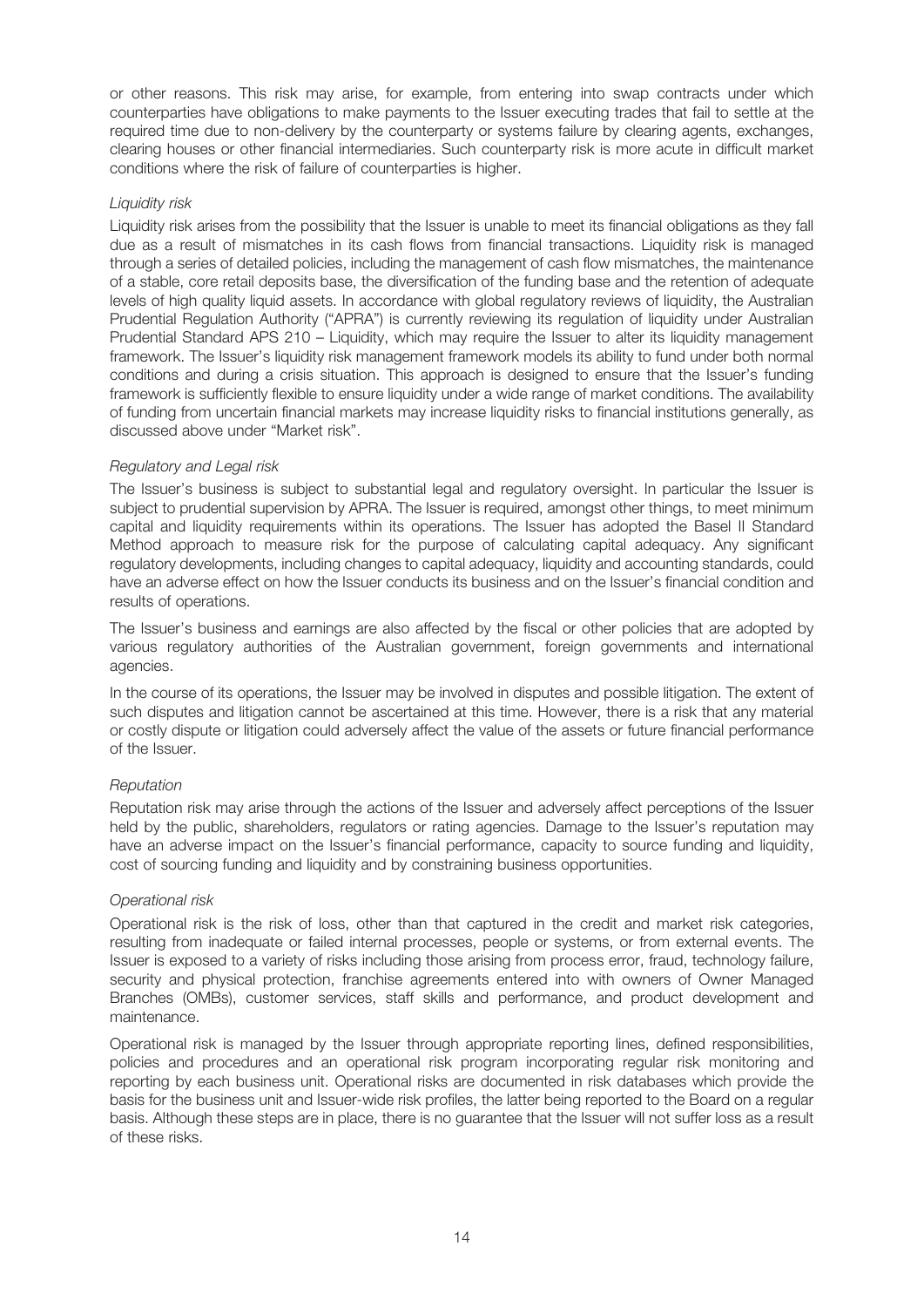or other reasons. This risk may arise, for example, from entering into swap contracts under which counterparties have obligations to make payments to the Issuer executing trades that fail to settle at the required time due to non-delivery by the counterparty or systems failure by clearing agents, exchanges, clearing houses or other financial intermediaries. Such counterparty risk is more acute in difficult market conditions where the risk of failure of counterparties is higher.

*Liquidity risk*

Liquidity risk arises from the possibility that the Issuer is unable to meet its financial obligations as they fall due as a result of mismatches in its cash flows from financial transactions. Liquidity risk is managed through a series of detailed policies, including the management of cash flow mismatches, the maintenance of a stable, core retail deposits base, the diversification of the funding base and the retention of adequate levels of high quality liquid assets. In accordance with global regulatory reviews of liquidity, the Australian Prudential Regulation Authority ("APRA") is currently reviewing its regulation of liquidity under Australian Prudential Standard APS 210 – Liquidity, which may require the Issuer to alter its liquidity management framework. The Issuer's liquidity risk management framework models its ability to fund under both normal conditions and during a crisis situation. This approach is designed to ensure that the Issuer's funding framework is sufficiently flexible to ensure liquidity under a wide range of market conditions. The availability of funding from uncertain financial markets may increase liquidity risks to financial institutions generally, as discussed above under "Market risk".

*Regulatory and Legal risk*

The Issuer's business is subject to substantial legal and regulatory oversight. In particular the Issuer is subject to prudential supervision by APRA. The Issuer is required, amongst other things, to meet minimum capital and liquidity requirements within its operations. The Issuer has adopted the Basel II Standard Method approach to measure risk for the purpose of calculating capital adequacy. Any significant regulatory developments, including changes to capital adequacy, liquidity and accounting standards, could have an adverse effect on how the Issuer conducts its business and on the Issuer's financial condition and results of operations.

The Issuer's business and earnings are also affected by the fiscal or other policies that are adopted by various regulatory authorities of the Australian government, foreign governments and international agencies.

In the course of its operations, the Issuer may be involved in disputes and possible litigation. The extent of such disputes and litigation cannot be ascertained at this time. However, there is a risk that any material or costly dispute or litigation could adversely affect the value of the assets or future financial performance of the Issuer.

*Reputation*

Reputation risk may arise through the actions of the Issuer and adversely affect perceptions of the Issuer held by the public, shareholders, regulators or rating agencies. Damage to the Issuer's reputation may have an adverse impact on the Issuer's financial performance, capacity to source funding and liquidity, cost of sourcing funding and liquidity and by constraining business opportunities.

*Operational risk*

Operational risk is the risk of loss, other than that captured in the credit and market risk categories, resulting from inadequate or failed internal processes, people or systems, or from external events. The Issuer is exposed to a variety of risks including those arising from process error, fraud, technology failure, security and physical protection, franchise agreements entered into with owners of Owner Managed Branches (OMBs), customer services, staff skills and performance, and product development and maintenance.

Operational risk is managed by the Issuer through appropriate reporting lines, defined responsibilities, policies and procedures and an operational risk program incorporating regular risk monitoring and reporting by each business unit. Operational risks are documented in risk databases which provide the basis for the business unit and Issuer-wide risk profiles, the latter being reported to the Board on a regular basis. Although these steps are in place, there is no guarantee that the Issuer will not suffer loss as a result of these risks.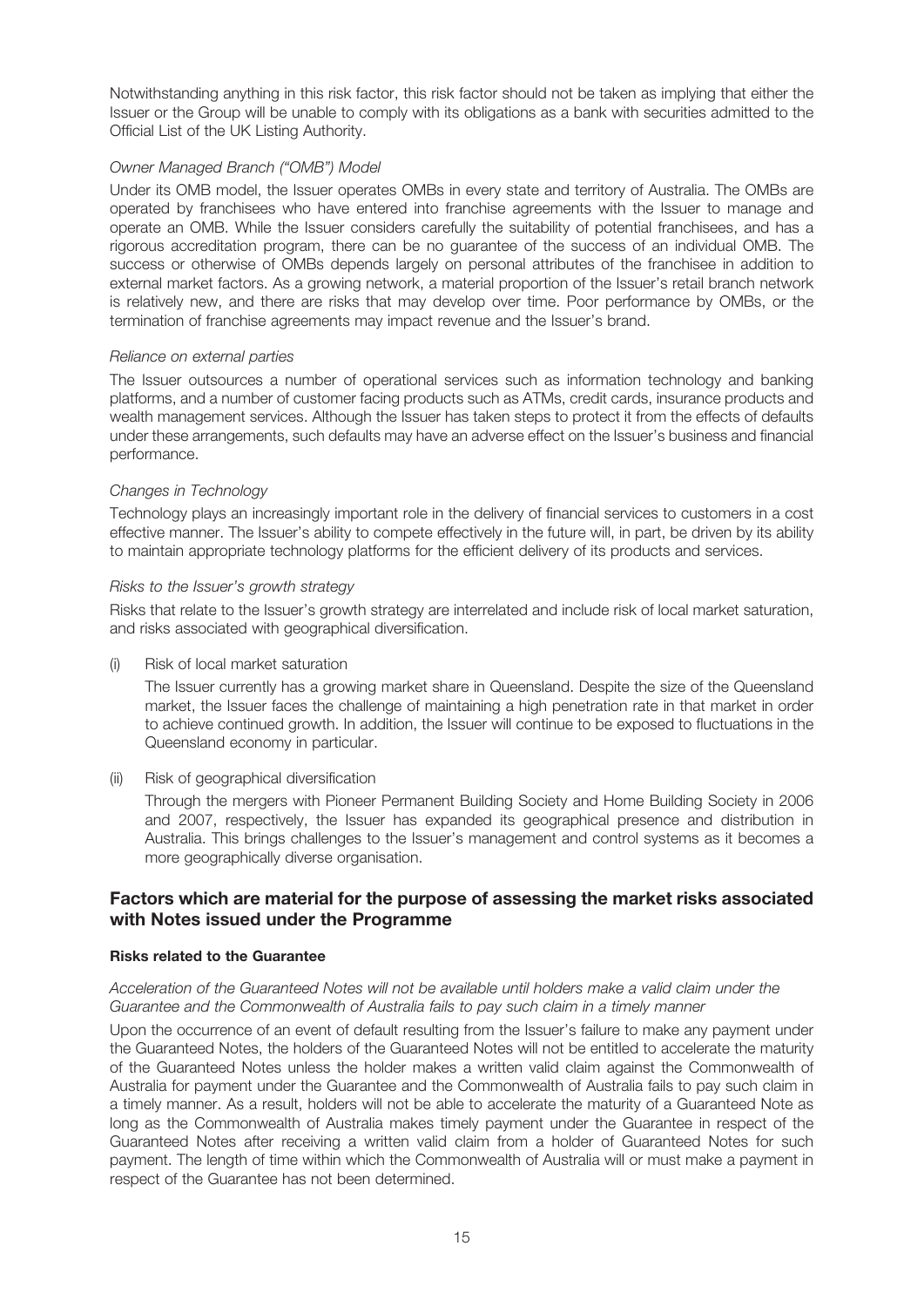Notwithstanding anything in this risk factor, this risk factor should not be taken as implying that either the Issuer or the Group will be unable to comply with its obligations as a bank with securities admitted to the Official List of the UK Listing Authority.

*Owner Managed Branch ("OMB") Model*

Under its OMB model, the Issuer operates OMBs in every state and territory of Australia. The OMBs are operated by franchisees who have entered into franchise agreements with the Issuer to manage and operate an OMB. While the Issuer considers carefully the suitability of potential franchisees, and has a rigorous accreditation program, there can be no guarantee of the success of an individual OMB. The success or otherwise of OMBs depends largely on personal attributes of the franchisee in addition to external market factors. As a growing network, a material proportion of the Issuer's retail branch network is relatively new, and there are risks that may develop over time. Poor performance by OMBs, or the termination of franchise agreements may impact revenue and the Issuer's brand.

*Reliance on external parties*

The Issuer outsources a number of operational services such as information technology and banking platforms, and a number of customer facing products such as ATMs, credit cards, insurance products and wealth management services. Although the Issuer has taken steps to protect it from the effects of defaults under these arrangements, such defaults may have an adverse effect on the Issuer's business and financial performance.

*Changes in Technology*

Technology plays an increasingly important role in the delivery of financial services to customers in a cost effective manner. The Issuer's ability to compete effectively in the future will, in part, be driven by its ability to maintain appropriate technology platforms for the efficient delivery of its products and services.

*Risks to the Issuer's growth strategy*

Risks that relate to the Issuer's growth strategy are interrelated and include risk of local market saturation, and risks associated with geographical diversification.

(i) Risk of local market saturation

The Issuer currently has a growing market share in Queensland. Despite the size of the Queensland market, the Issuer faces the challenge of maintaining a high penetration rate in that market in order to achieve continued growth. In addition, the Issuer will continue to be exposed to fluctuations in the Queensland economy in particular.

(ii) Risk of geographical diversification

Through the mergers with Pioneer Permanent Building Society and Home Building Society in 2006 and 2007, respectively, the Issuer has expanded its geographical presence and distribution in Australia. This brings challenges to the Issuer's management and control systems as it becomes a more geographically diverse organisation.

## Factors which are material for the purpose of assessing the market risks associated with Notes issued under the Programme

**Risks related to the Guarantee**

*Acceleration of the Guaranteed Notes will not be available until holders make a valid claim under the Guarantee and the Commonwealth of Australia fails to pay such claim in a timely manner*

Upon the occurrence of an event of default resulting from the Issuer's failure to make any payment under the Guaranteed Notes, the holders of the Guaranteed Notes will not be entitled to accelerate the maturity of the Guaranteed Notes unless the holder makes a written valid claim against the Commonwealth of Australia for payment under the Guarantee and the Commonwealth of Australia fails to pay such claim in a timely manner. As a result, holders will not be able to accelerate the maturity of a Guaranteed Note as long as the Commonwealth of Australia makes timely payment under the Guarantee in respect of the Guaranteed Notes after receiving a written valid claim from a holder of Guaranteed Notes for such payment. The length of time within which the Commonwealth of Australia will or must make a payment in respect of the Guarantee has not been determined.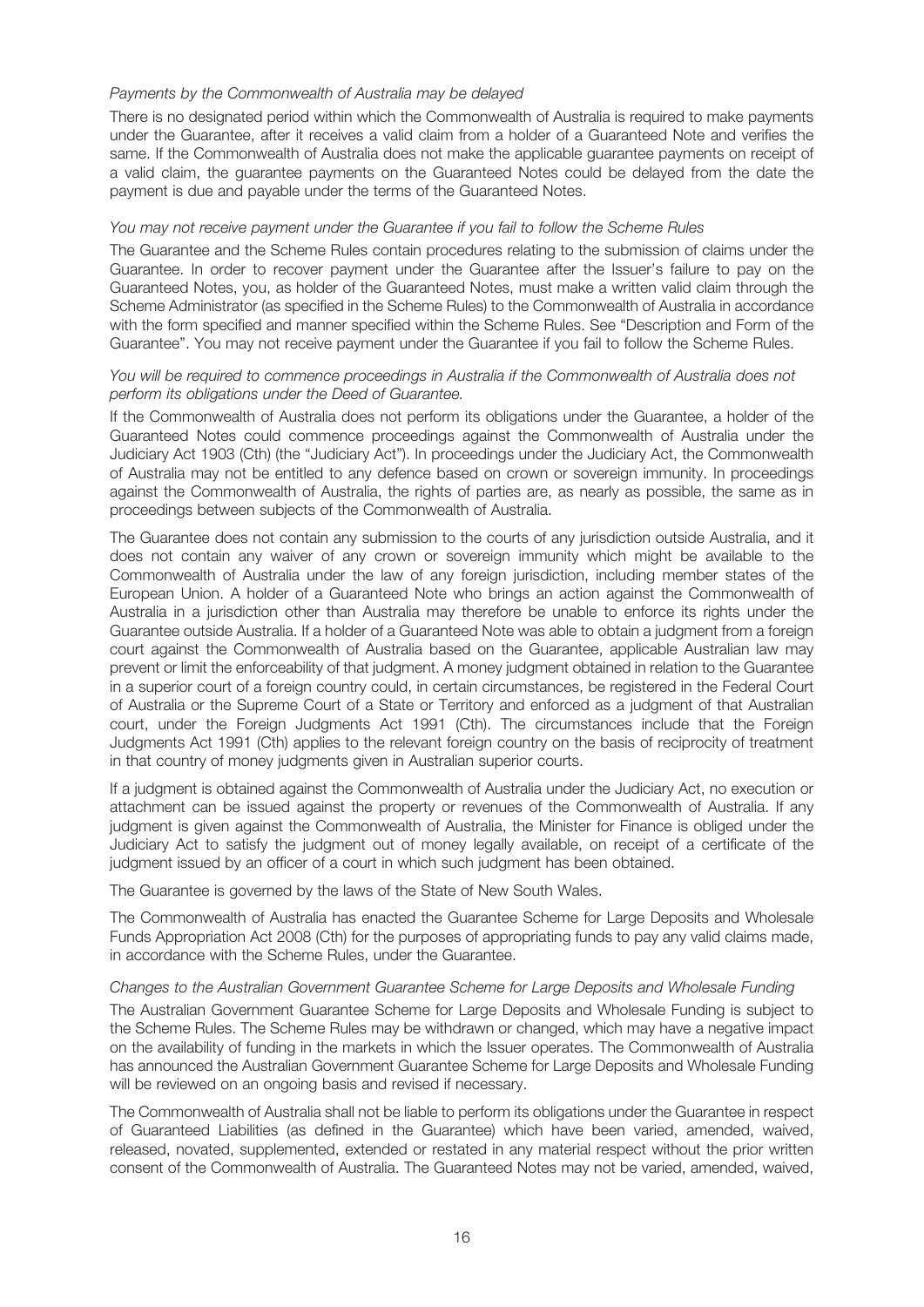*Payments by the Commonwealth of Australia may be delayed*

There is no designated period within which the Commonwealth of Australia is required to make payments under the Guarantee, after it receives a valid claim from a holder of a Guaranteed Note and verifies the same. If the Commonwealth of Australia does not make the applicable guarantee payments on receipt of a valid claim, the guarantee payments on the Guaranteed Notes could be delayed from the date the payment is due and payable under the terms of the Guaranteed Notes.

*You may not receive payment under the Guarantee if you fail to follow the Scheme Rules*

The Guarantee and the Scheme Rules contain procedures relating to the submission of claims under the Guarantee. In order to recover payment under the Guarantee after the Issuer's failure to pay on the Guaranteed Notes, you, as holder of the Guaranteed Notes, must make a written valid claim through the Scheme Administrator (as specified in the Scheme Rules) to the Commonwealth of Australia in accordance with the form specified and manner specified within the Scheme Rules. See "Description and Form of the Guarantee". You may not receive payment under the Guarantee if you fail to follow the Scheme Rules.

*You will be required to commence proceedings in Australia if the Commonwealth of Australia does not perform its obligations under the Deed of Guarantee.*

If the Commonwealth of Australia does not perform its obligations under the Guarantee, a holder of the Guaranteed Notes could commence proceedings against the Commonwealth of Australia under the Judiciary Act 1903 (Cth) (the "Judiciary Act"). In proceedings under the Judiciary Act, the Commonwealth of Australia may not be entitled to any defence based on crown or sovereign immunity. In proceedings against the Commonwealth of Australia, the rights of parties are, as nearly as possible, the same as in proceedings between subjects of the Commonwealth of Australia.

The Guarantee does not contain any submission to the courts of any jurisdiction outside Australia, and it does not contain any waiver of any crown or sovereign immunity which might be available to the Commonwealth of Australia under the law of any foreign jurisdiction, including member states of the European Union. A holder of a Guaranteed Note who brings an action against the Commonwealth of Australia in a jurisdiction other than Australia may therefore be unable to enforce its rights under the Guarantee outside Australia. If a holder of a Guaranteed Note was able to obtain a judgment from a foreign court against the Commonwealth of Australia based on the Guarantee, applicable Australian law may prevent or limit the enforceability of that judgment. A money judgment obtained in relation to the Guarantee in a superior court of a foreign country could, in certain circumstances, be registered in the Federal Court of Australia or the Supreme Court of a State or Territory and enforced as a judgment of that Australian court, under the Foreign Judgments Act 1991 (Cth). The circumstances include that the Foreign Judgments Act 1991 (Cth) applies to the relevant foreign country on the basis of reciprocity of treatment in that country of money judgments given in Australian superior courts.

If a judgment is obtained against the Commonwealth of Australia under the Judiciary Act, no execution or attachment can be issued against the property or revenues of the Commonwealth of Australia. If any judgment is given against the Commonwealth of Australia, the Minister for Finance is obliged under the Judiciary Act to satisfy the judgment out of money legally available, on receipt of a certificate of the judgment issued by an officer of a court in which such judgment has been obtained.

The Guarantee is governed by the laws of the State of New South Wales.

The Commonwealth of Australia has enacted the Guarantee Scheme for Large Deposits and Wholesale Funds Appropriation Act 2008 (Cth) for the purposes of appropriating funds to pay any valid claims made, in accordance with the Scheme Rules, under the Guarantee.

*Changes to the Australian Government Guarantee Scheme for Large Deposits and Wholesale Funding*

The Australian Government Guarantee Scheme for Large Deposits and Wholesale Funding is subject to the Scheme Rules. The Scheme Rules may be withdrawn or changed, which may have a negative impact on the availability of funding in the markets in which the Issuer operates. The Commonwealth of Australia has announced the Australian Government Guarantee Scheme for Large Deposits and Wholesale Funding will be reviewed on an ongoing basis and revised if necessary.

The Commonwealth of Australia shall not be liable to perform its obligations under the Guarantee in respect of Guaranteed Liabilities (as defined in the Guarantee) which have been varied, amended, waived, released, novated, supplemented, extended or restated in any material respect without the prior written consent of the Commonwealth of Australia. The Guaranteed Notes may not be varied, amended, waived,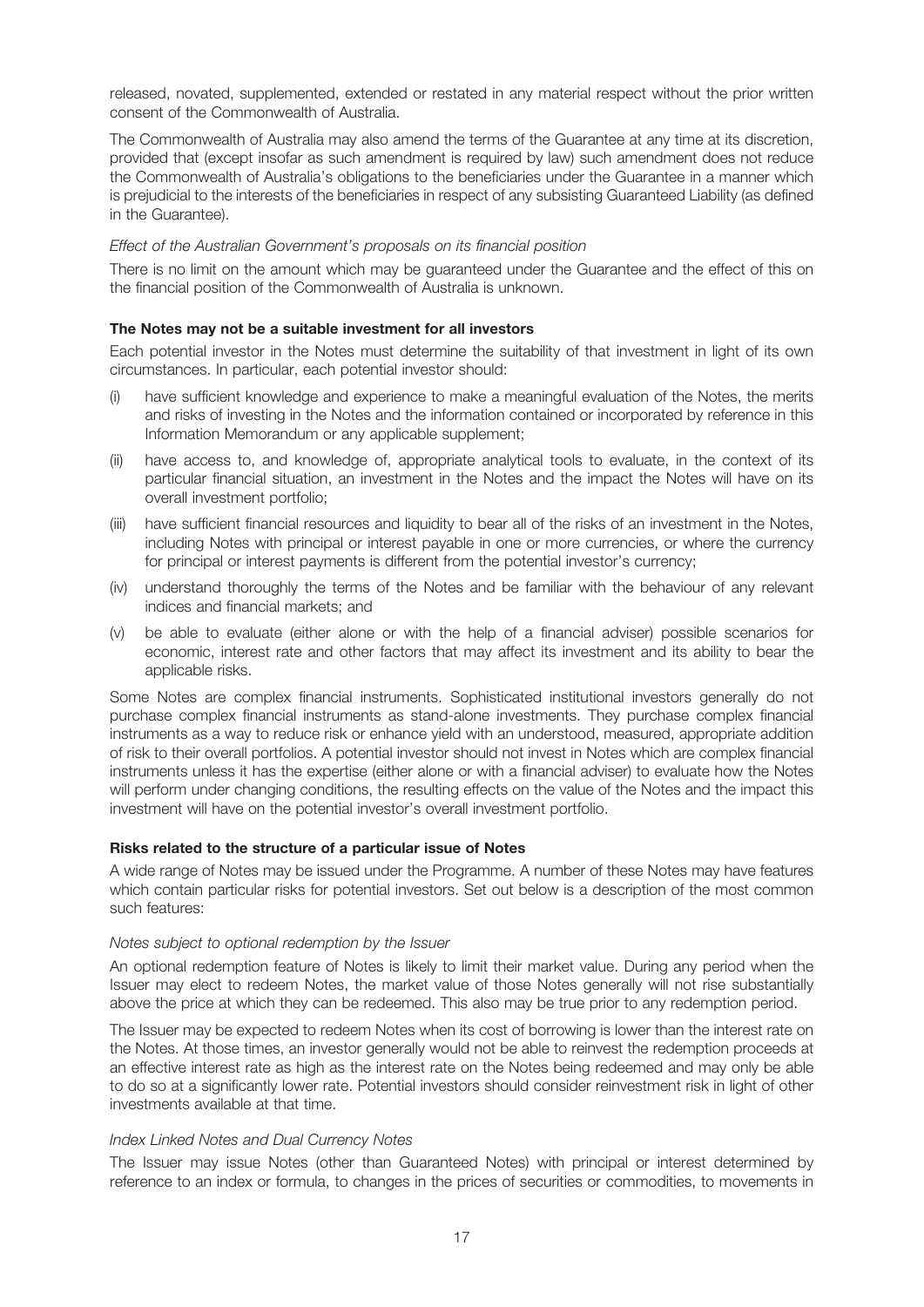released, novated, supplemented, extended or restated in any material respect without the prior written consent of the Commonwealth of Australia.

The Commonwealth of Australia may also amend the terms of the Guarantee at any time at its discretion, provided that (except insofar as such amendment is required by law) such amendment does not reduce the Commonwealth of Australia's obligations to the beneficiaries under the Guarantee in a manner which is prejudicial to the interests of the beneficiaries in respect of any subsisting Guaranteed Liability (as defined in the Guarantee).

*Effect of the Australian Government's proposals on its financial position*

There is no limit on the amount which may be guaranteed under the Guarantee and the effect of this on the financial position of the Commonwealth of Australia is unknown.

**The Notes may not be a suitable investment for all investors**

Each potential investor in the Notes must determine the suitability of that investment in light of its own circumstances. In particular, each potential investor should:

(i) have sufficient knowledge and experience to make a meaningful evaluation of the Notes, the merits and risks of investing in the Notes and the information contained or incorporated by reference in this Information Memorandum or any applicable supplement;

(ii) have access to, and knowledge of, appropriate analytical tools to evaluate, in the context of its particular financial situation, an investment in the Notes and the impact the Notes will have on its overall investment portfolio;

(iii) have sufficient financial resources and liquidity to bear all of the risks of an investment in the Notes, including Notes with principal or interest payable in one or more currencies, or where the currency for principal or interest payments is different from the potential investor's currency;

(iv) understand thoroughly the terms of the Notes and be familiar with the behaviour of any relevant indices and financial markets; and

(v) be able to evaluate (either alone or with the help of a financial adviser) possible scenarios for economic, interest rate and other factors that may affect its investment and its ability to bear the applicable risks.

Some Notes are complex financial instruments. Sophisticated institutional investors generally do not purchase complex financial instruments as stand-alone investments. They purchase complex financial instruments as a way to reduce risk or enhance yield with an understood, measured, appropriate addition of risk to their overall portfolios. A potential investor should not invest in Notes which are complex financial instruments unless it has the expertise (either alone or with a financial adviser) to evaluate how the Notes will perform under changing conditions, the resulting effects on the value of the Notes and the impact this investment will have on the potential investor's overall investment portfolio.

**Risks related to the structure of a particular issue of Notes**

A wide range of Notes may be issued under the Programme. A number of these Notes may have features which contain particular risks for potential investors. Set out below is a description of the most common such features:

*Notes subject to optional redemption by the Issuer*

An optional redemption feature of Notes is likely to limit their market value. During any period when the Issuer may elect to redeem Notes, the market value of those Notes generally will not rise substantially above the price at which they can be redeemed. This also may be true prior to any redemption period.

The Issuer may be expected to redeem Notes when its cost of borrowing is lower than the interest rate on the Notes. At those times, an investor generally would not be able to reinvest the redemption proceeds at an effective interest rate as high as the interest rate on the Notes being redeemed and may only be able to do so at a significantly lower rate. Potential investors should consider reinvestment risk in light of other investments available at that time.

*Index Linked Notes and Dual Currency Notes*

The Issuer may issue Notes (other than Guaranteed Notes) with principal or interest determined by reference to an index or formula, to changes in the prices of securities or commodities, to movements in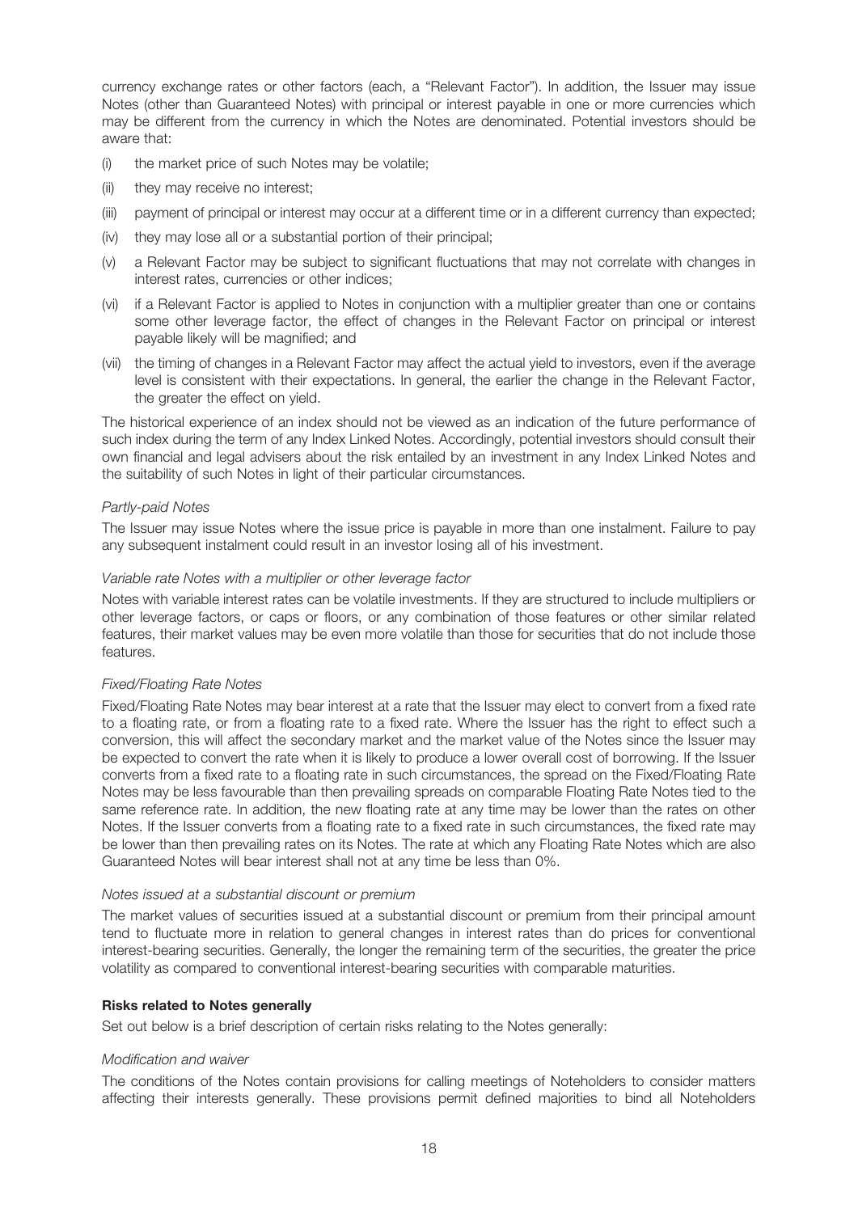currency exchange rates or other factors (each, a "Relevant Factor"). In addition, the Issuer may issue Notes (other than Guaranteed Notes) with principal or interest payable in one or more currencies which may be different from the currency in which the Notes are denominated. Potential investors should be aware that:

(i) the market price of such Notes may be volatile;

(ii) they may receive no interest;

(iii) payment of principal or interest may occur at a different time or in a different currency than expected;

(iv) they may lose all or a substantial portion of their principal;

(v) a Relevant Factor may be subject to significant fluctuations that may not correlate with changes in interest rates, currencies or other indices;

(vi) if a Relevant Factor is applied to Notes in conjunction with a multiplier greater than one or contains some other leverage factor, the effect of changes in the Relevant Factor on principal or interest payable likely will be magnified; and

(vii) the timing of changes in a Relevant Factor may affect the actual yield to investors, even if the average level is consistent with their expectations. In general, the earlier the change in the Relevant Factor, the greater the effect on yield.

The historical experience of an index should not be viewed as an indication of the future performance of such index during the term of any Index Linked Notes. Accordingly, potential investors should consult their own financial and legal advisers about the risk entailed by an investment in any Index Linked Notes and the suitability of such Notes in light of their particular circumstances.

*Partly-paid Notes*

The Issuer may issue Notes where the issue price is payable in more than one instalment. Failure to pay any subsequent instalment could result in an investor losing all of his investment.

*Variable rate Notes with a multiplier or other leverage factor*

Notes with variable interest rates can be volatile investments. If they are structured to include multipliers or other leverage factors, or caps or floors, or any combination of those features or other similar related features, their market values may be even more volatile than those for securities that do not include those features.

*Fixed/Floating Rate Notes*

Fixed/Floating Rate Notes may bear interest at a rate that the Issuer may elect to convert from a fixed rate to a floating rate, or from a floating rate to a fixed rate. Where the Issuer has the right to effect such a conversion, this will affect the secondary market and the market value of the Notes since the Issuer may be expected to convert the rate when it is likely to produce a lower overall cost of borrowing. If the Issuer converts from a fixed rate to a floating rate in such circumstances, the spread on the Fixed/Floating Rate Notes may be less favourable than then prevailing spreads on comparable Floating Rate Notes tied to the same reference rate. In addition, the new floating rate at any time may be lower than the rates on other Notes. If the Issuer converts from a floating rate to a fixed rate in such circumstances, the fixed rate may be lower than then prevailing rates on its Notes. The rate at which any Floating Rate Notes which are also Guaranteed Notes will bear interest shall not at any time be less than 0%.

*Notes issued at a substantial discount or premium*

The market values of securities issued at a substantial discount or premium from their principal amount tend to fluctuate more in relation to general changes in interest rates than do prices for conventional interest-bearing securities. Generally, the longer the remaining term of the securities, the greater the price volatility as compared to conventional interest-bearing securities with comparable maturities.

**Risks related to Notes generally**

Set out below is a brief description of certain risks relating to the Notes generally:

*Modification and waiver*

The conditions of the Notes contain provisions for calling meetings of Noteholders to consider matters affecting their interests generally. These provisions permit defined majorities to bind all Noteholders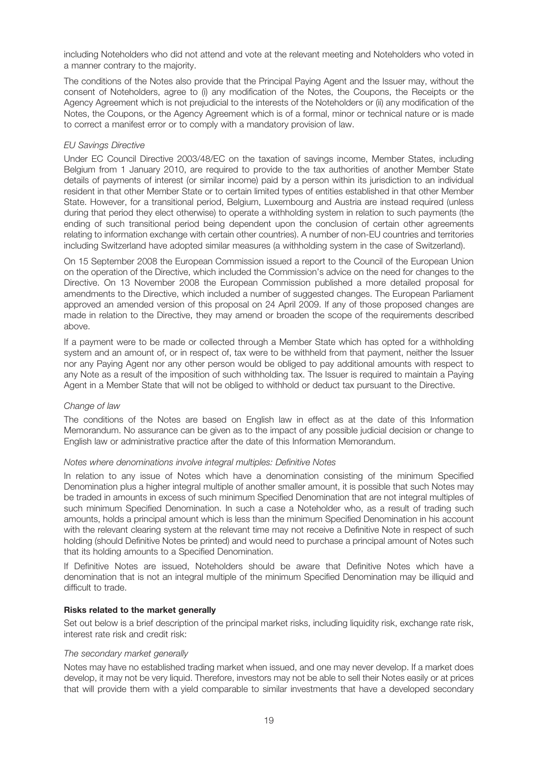including Noteholders who did not attend and vote at the relevant meeting and Noteholders who voted in a manner contrary to the majority.

The conditions of the Notes also provide that the Principal Paying Agent and the Issuer may, without the consent of Noteholders, agree to (i) any modification of the Notes, the Coupons, the Receipts or the Agency Agreement which is not prejudicial to the interests of the Noteholders or (ii) any modification of the Notes, the Coupons, or the Agency Agreement which is of a formal, minor or technical nature or is made to correct a manifest error or to comply with a mandatory provision of law.

*EU Savings Directive*

Under EC Council Directive 2003/48/EC on the taxation of savings income, Member States, including Belgium from 1 January 2010, are required to provide to the tax authorities of another Member State details of payments of interest (or similar income) paid by a person within its jurisdiction to an individual resident in that other Member State or to certain limited types of entities established in that other Member State. However, for a transitional period, Belgium, Luxembourg and Austria are instead required (unless during that period they elect otherwise) to operate a withholding system in relation to such payments (the ending of such transitional period being dependent upon the conclusion of certain other agreements relating to information exchange with certain other countries). A number of non-EU countries and territories including Switzerland have adopted similar measures (a withholding system in the case of Switzerland).

On 15 September 2008 the European Commission issued a report to the Council of the European Union on the operation of the Directive, which included the Commission's advice on the need for changes to the Directive. On 13 November 2008 the European Commission published a more detailed proposal for amendments to the Directive, which included a number of suggested changes. The European Parliament approved an amended version of this proposal on 24 April 2009. If any of those proposed changes are made in relation to the Directive, they may amend or broaden the scope of the requirements described above.

If a payment were to be made or collected through a Member State which has opted for a withholding system and an amount of, or in respect of, tax were to be withheld from that payment, neither the Issuer nor any Paying Agent nor any other person would be obliged to pay additional amounts with respect to any Note as a result of the imposition of such withholding tax. The Issuer is required to maintain a Paying Agent in a Member State that will not be obliged to withhold or deduct tax pursuant to the Directive.

*Change of law*

The conditions of the Notes are based on English law in effect as at the date of this Information Memorandum. No assurance can be given as to the impact of any possible judicial decision or change to English law or administrative practice after the date of this Information Memorandum.

*Notes where denominations involve integral multiples: Definitive Notes*

In relation to any issue of Notes which have a denomination consisting of the minimum Specified Denomination plus a higher integral multiple of another smaller amount, it is possible that such Notes may be traded in amounts in excess of such minimum Specified Denomination that are not integral multiples of such minimum Specified Denomination. In such a case a Noteholder who, as a result of trading such amounts, holds a principal amount which is less than the minimum Specified Denomination in his account with the relevant clearing system at the relevant time may not receive a Definitive Note in respect of such holding (should Definitive Notes be printed) and would need to purchase a principal amount of Notes such that its holding amounts to a Specified Denomination.

If Definitive Notes are issued, Noteholders should be aware that Definitive Notes which have a denomination that is not an integral multiple of the minimum Specified Denomination may be illiquid and difficult to trade.

**Risks related to the market generally**

Set out below is a brief description of the principal market risks, including liquidity risk, exchange rate risk, interest rate risk and credit risk:

*The secondary market generally*

Notes may have no established trading market when issued, and one may never develop. If a market does develop, it may not be very liquid. Therefore, investors may not be able to sell their Notes easily or at prices that will provide them with a yield comparable to similar investments that have a developed secondary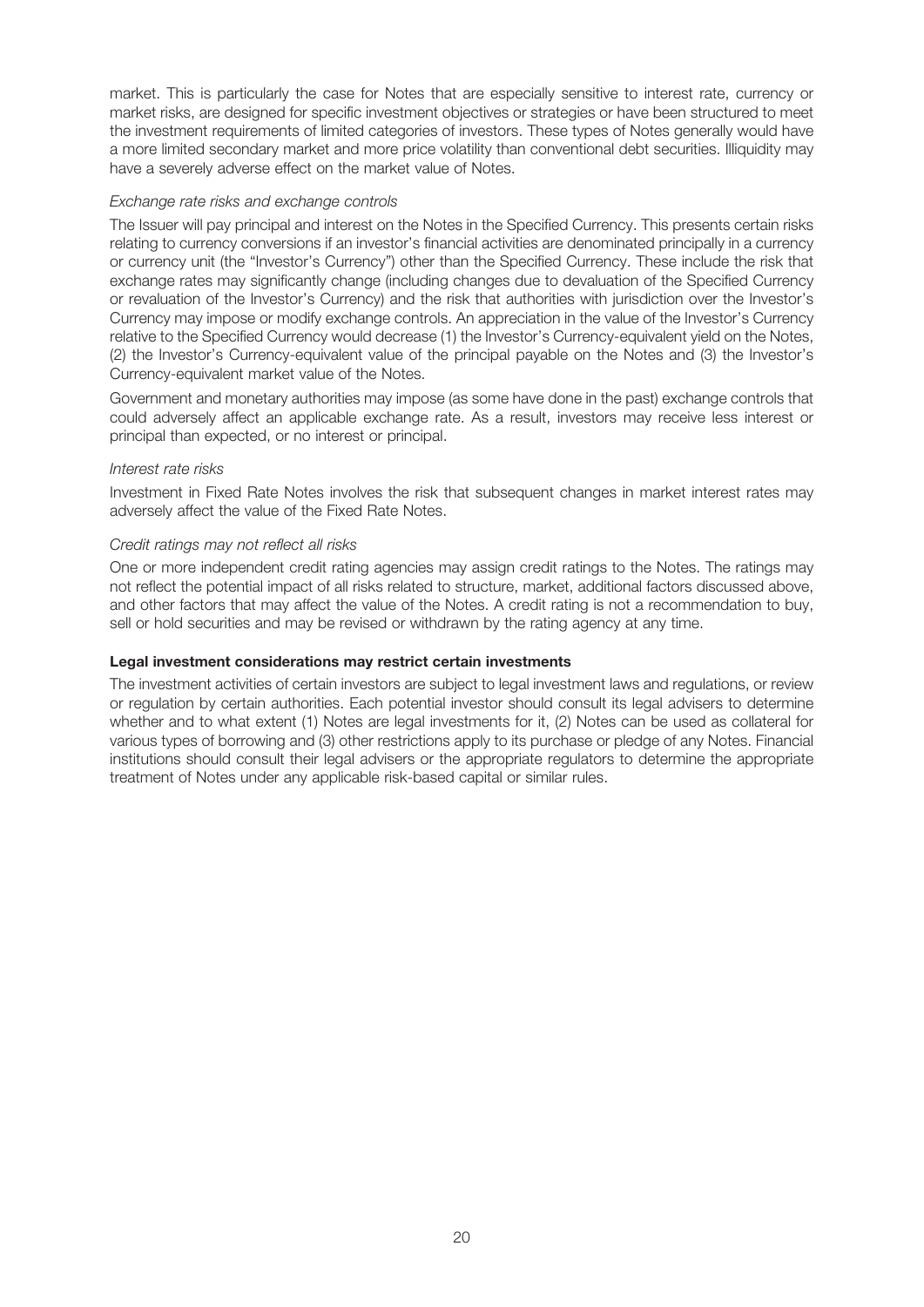market. This is particularly the case for Notes that are especially sensitive to interest rate, currency or market risks, are designed for specific investment objectives or strategies or have been structured to meet the investment requirements of limited categories of investors. These types of Notes generally would have a more limited secondary market and more price volatility than conventional debt securities. Illiquidity may have a severely adverse effect on the market value of Notes.

*Exchange rate risks and exchange controls*

The Issuer will pay principal and interest on the Notes in the Specified Currency. This presents certain risks relating to currency conversions if an investor's financial activities are denominated principally in a currency or currency unit (the "Investor's Currency") other than the Specified Currency. These include the risk that exchange rates may significantly change (including changes due to devaluation of the Specified Currency or revaluation of the Investor's Currency) and the risk that authorities with jurisdiction over the Investor's Currency may impose or modify exchange controls. An appreciation in the value of the Investor's Currency relative to the Specified Currency would decrease (1) the Investor's Currency-equivalent yield on the Notes, (2) the Investor's Currency-equivalent value of the principal payable on the Notes and (3) the Investor's Currency-equivalent market value of the Notes.

Government and monetary authorities may impose (as some have done in the past) exchange controls that could adversely affect an applicable exchange rate. As a result, investors may receive less interest or principal than expected, or no interest or principal.

*Interest rate risks*

Investment in Fixed Rate Notes involves the risk that subsequent changes in market interest rates may adversely affect the value of the Fixed Rate Notes.

*Credit ratings may not reflect all risks*

One or more independent credit rating agencies may assign credit ratings to the Notes. The ratings may not reflect the potential impact of all risks related to structure, market, additional factors discussed above, and other factors that may affect the value of the Notes. A credit rating is not a recommendation to buy, sell or hold securities and may be revised or withdrawn by the rating agency at any time.

**Legal investment considerations may restrict certain investments**

The investment activities of certain investors are subject to legal investment laws and regulations, or review or regulation by certain authorities. Each potential investor should consult its legal advisers to determine whether and to what extent (1) Notes are legal investments for it, (2) Notes can be used as collateral for various types of borrowing and (3) other restrictions apply to its purchase or pledge of any Notes. Financial institutions should consult their legal advisers or the appropriate regulators to determine the appropriate treatment of Notes under any applicable risk-based capital or similar rules.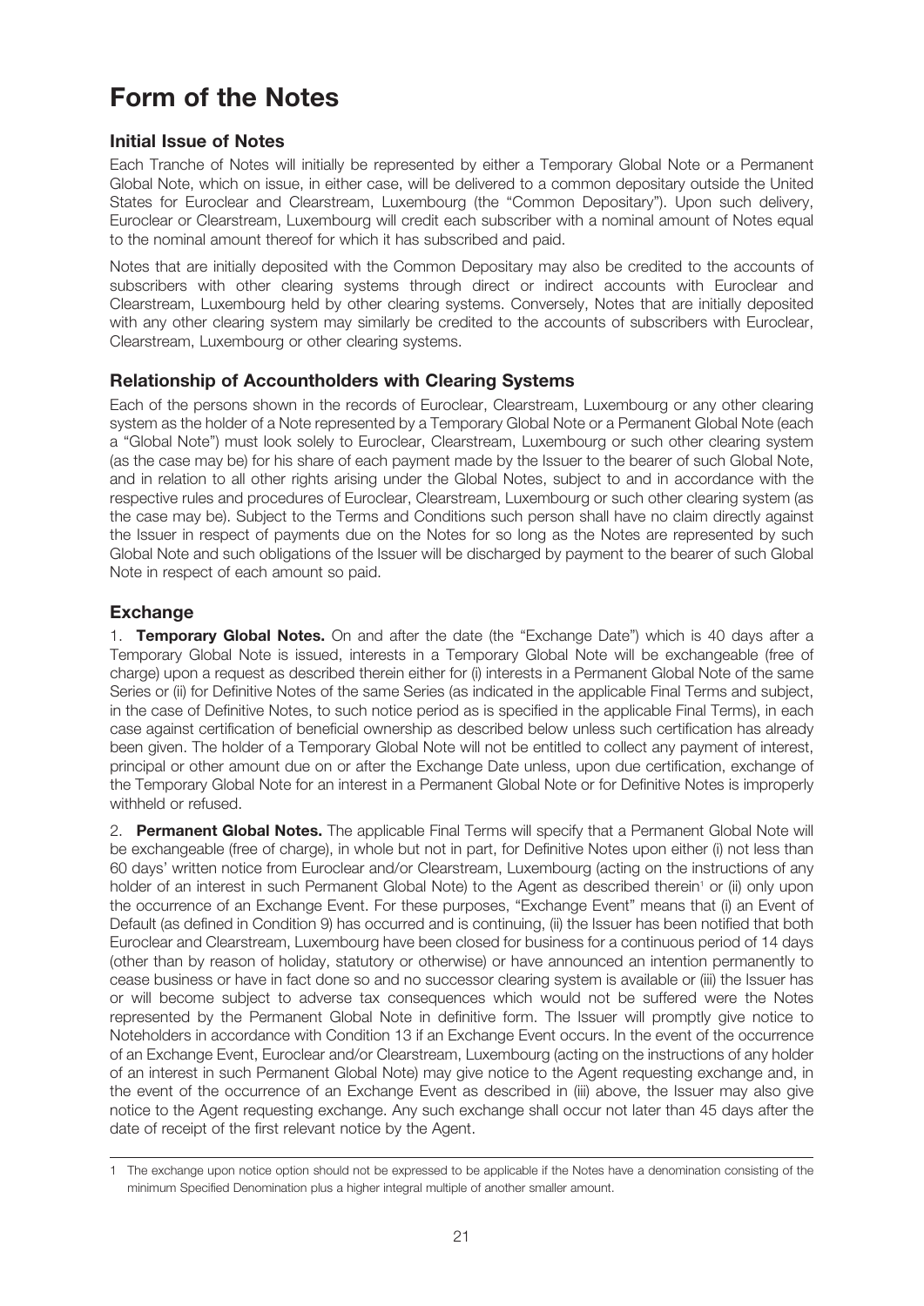# Form of the Notes

## Initial Issue of Notes

Each Tranche of Notes will initially be represented by either a Temporary Global Note or a Permanent Global Note, which on issue, in either case, will be delivered to a common depositary outside the United States for Euroclear and Clearstream, Luxembourg (the "Common Depositary"). Upon such delivery, Euroclear or Clearstream, Luxembourg will credit each subscriber with a nominal amount of Notes equal to the nominal amount thereof for which it has subscribed and paid.

Notes that are initially deposited with the Common Depositary may also be credited to the accounts of subscribers with other clearing systems through direct or indirect accounts with Euroclear and Clearstream, Luxembourg held by other clearing systems. Conversely, Notes that are initially deposited with any other clearing system may similarly be credited to the accounts of subscribers with Euroclear, Clearstream, Luxembourg or other clearing systems.

## Relationship of Accountholders with Clearing Systems

Each of the persons shown in the records of Euroclear, Clearstream, Luxembourg or any other clearing system as the holder of a Note represented by a Temporary Global Note or a Permanent Global Note (each a "Global Note") must look solely to Euroclear, Clearstream, Luxembourg or such other clearing system (as the case may be) for his share of each payment made by the Issuer to the bearer of such Global Note, and in relation to all other rights arising under the Global Notes, subject to and in accordance with the respective rules and procedures of Euroclear, Clearstream, Luxembourg or such other clearing system (as the case may be). Subject to the Terms and Conditions such person shall have no claim directly against the Issuer in respect of payments due on the Notes for so long as the Notes are represented by such Global Note and such obligations of the Issuer will be discharged by payment to the bearer of such Global Note in respect of each amount so paid.

## Exchange

1. **Temporary Global Notes.** On and after the date (the "Exchange Date") which is 40 days after a Temporary Global Note is issued, interests in a Temporary Global Note will be exchangeable (free of charge) upon a request as described therein either for (i) interests in a Permanent Global Note of the same Series or (ii) for Definitive Notes of the same Series (as indicated in the applicable Final Terms and subject, in the case of Definitive Notes, to such notice period as is specified in the applicable Final Terms), in each case against certification of beneficial ownership as described below unless such certification has already been given. The holder of a Temporary Global Note will not be entitled to collect any payment of interest, principal or other amount due on or after the Exchange Date unless, upon due certification, exchange of the Temporary Global Note for an interest in a Permanent Global Note or for Definitive Notes is improperly withheld or refused.

2. **Permanent Global Notes.** The applicable Final Terms will specify that a Permanent Global Note will be exchangeable (free of charge), in whole but not in part, for Definitive Notes upon either (i) not less than 60 days' written notice from Euroclear and/or Clearstream, Luxembourg (acting on the instructions of any holder of an interest in such Permanent Global Note) to the Agent as described therein[1] or (ii) only upon the occurrence of an Exchange Event. For these purposes, "Exchange Event" means that (i) an Event of Default (as defined in Condition 9) has occurred and is continuing, (ii) the Issuer has been notified that both Euroclear and Clearstream, Luxembourg have been closed for business for a continuous period of 14 days (other than by reason of holiday, statutory or otherwise) or have announced an intention permanently to cease business or have in fact done so and no successor clearing system is available or (iii) the Issuer has or will become subject to adverse tax consequences which would not be suffered were the Notes represented by the Permanent Global Note in definitive form. The Issuer will promptly give notice to Noteholders in accordance with Condition 13 if an Exchange Event occurs. In the event of the occurrence of an Exchange Event, Euroclear and/or Clearstream, Luxembourg (acting on the instructions of any holder of an interest in such Permanent Global Note) may give notice to the Agent requesting exchange and, in the event of the occurrence of an Exchange Event as described in (iii) above, the Issuer may also give notice to the Agent requesting exchange. Any such exchange shall occur not later than 45 days after the date of receipt of the first relevant notice by the Agent.

---

[1] The exchange upon notice option should not be expressed to be applicable if the Notes have a denomination consisting of the minimum Specified Denomination plus a higher integral multiple of another smaller amount.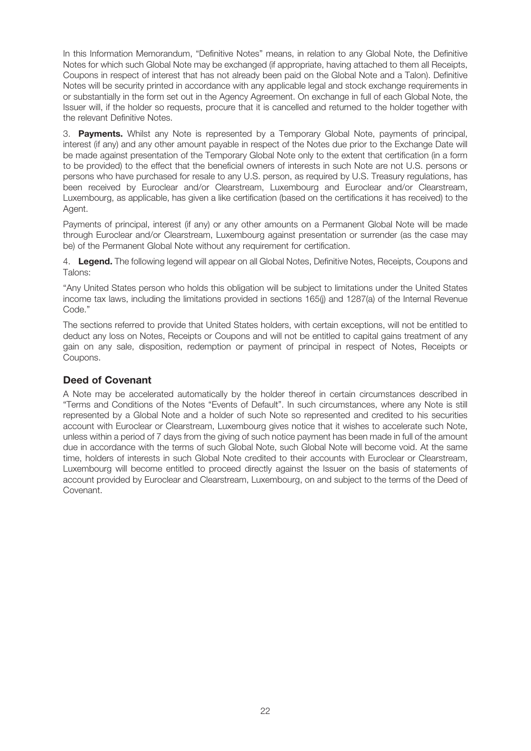In this Information Memorandum, "Definitive Notes" means, in relation to any Global Note, the Definitive Notes for which such Global Note may be exchanged (if appropriate, having attached to them all Receipts, Coupons in respect of interest that has not already been paid on the Global Note and a Talon). Definitive Notes will be security printed in accordance with any applicable legal and stock exchange requirements in or substantially in the form set out in the Agency Agreement. On exchange in full of each Global Note, the Issuer will, if the holder so requests, procure that it is cancelled and returned to the holder together with the relevant Definitive Notes.

3. **Payments.** Whilst any Note is represented by a Temporary Global Note, payments of principal, interest (if any) and any other amount payable in respect of the Notes due prior to the Exchange Date will be made against presentation of the Temporary Global Note only to the extent that certification (in a form to be provided) to the effect that the beneficial owners of interests in such Note are not U.S. persons or persons who have purchased for resale to any U.S. person, as required by U.S. Treasury regulations, has been received by Euroclear and/or Clearstream, Luxembourg and Euroclear and/or Clearstream, Luxembourg, as applicable, has given a like certification (based on the certifications it has received) to the Agent.

Payments of principal, interest (if any) or any other amounts on a Permanent Global Note will be made through Euroclear and/or Clearstream, Luxembourg against presentation or surrender (as the case may be) of the Permanent Global Note without any requirement for certification.

4. **Legend.** The following legend will appear on all Global Notes, Definitive Notes, Receipts, Coupons and Talons:

"Any United States person who holds this obligation will be subject to limitations under the United States income tax laws, including the limitations provided in sections 165(j) and 1287(a) of the Internal Revenue Code."

The sections referred to provide that United States holders, with certain exceptions, will not be entitled to deduct any loss on Notes, Receipts or Coupons and will not be entitled to capital gains treatment of any gain on any sale, disposition, redemption or payment of principal in respect of Notes, Receipts or Coupons.

## Deed of Covenant

A Note may be accelerated automatically by the holder thereof in certain circumstances described in "Terms and Conditions of the Notes "Events of Default". In such circumstances, where any Note is still represented by a Global Note and a holder of such Note so represented and credited to his securities account with Euroclear or Clearstream, Luxembourg gives notice that it wishes to accelerate such Note, unless within a period of 7 days from the giving of such notice payment has been made in full of the amount due in accordance with the terms of such Global Note, such Global Note will become void. At the same time, holders of interests in such Global Note credited to their accounts with Euroclear or Clearstream, Luxembourg will become entitled to proceed directly against the Issuer on the basis of statements of account provided by Euroclear and Clearstream, Luxembourg, on and subject to the terms of the Deed of Covenant.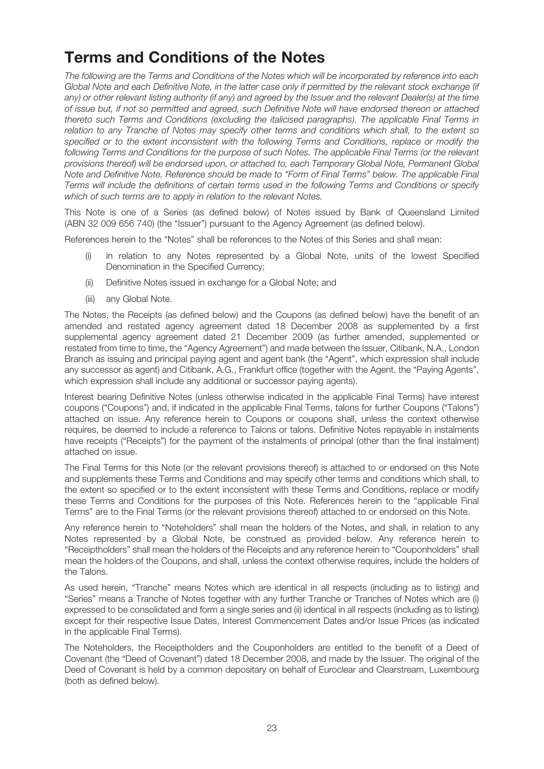# Terms and Conditions of the Notes

*The following are the Terms and Conditions of the Notes which will be incorporated by reference into each Global Note and each Definitive Note, in the latter case only if permitted by the relevant stock exchange (if any) or other relevant listing authority (if any) and agreed by the Issuer and the relevant Dealer(s) at the time of issue but, if not so permitted and agreed, such Definitive Note will have endorsed thereon or attached thereto such Terms and Conditions (excluding the italicised paragraphs). The applicable Final Terms in relation to any Tranche of Notes may specify other terms and conditions which shall, to the extent so specified or to the extent inconsistent with the following Terms and Conditions, replace or modify the following Terms and Conditions for the purpose of such Notes. The applicable Final Terms (or the relevant provisions thereof) will be endorsed upon, or attached to, each Temporary Global Note, Permanent Global Note and Definitive Note. Reference should be made to "Form of Final Terms" below. The applicable Final Terms will include the definitions of certain terms used in the following Terms and Conditions or specify which of such terms are to apply in relation to the relevant Notes.*

This Note is one of a Series (as defined below) of Notes issued by Bank of Queensland Limited (ABN 32 009 656 740) (the "Issuer") pursuant to the Agency Agreement (as defined below).

References herein to the "Notes" shall be references to the Notes of this Series and shall mean:

(i) in relation to any Notes represented by a Global Note, units of the lowest Specified Denomination in the Specified Currency;

(ii) Definitive Notes issued in exchange for a Global Note; and

(iii) any Global Note.

The Notes, the Receipts (as defined below) and the Coupons (as defined below) have the benefit of an amended and restated agency agreement dated 18 December 2008 as supplemented by a first supplemental agency agreement dated 21 December 2009 (as further amended, supplemented or restated from time to time, the "Agency Agreement") and made between the Issuer, Citibank, N.A., London Branch as issuing and principal paying agent and agent bank (the "Agent", which expression shall include any successor as agent) and Citibank, A.G., Frankfurt office (together with the Agent, the "Paying Agents", which expression shall include any additional or successor paying agents).

Interest bearing Definitive Notes (unless otherwise indicated in the applicable Final Terms) have interest coupons ("Coupons") and, if indicated in the applicable Final Terms, talons for further Coupons ("Talons") attached on issue. Any reference herein to Coupons or coupons shall, unless the context otherwise requires, be deemed to include a reference to Talons or talons. Definitive Notes repayable in instalments have receipts ("Receipts") for the payment of the instalments of principal (other than the final instalment) attached on issue.

The Final Terms for this Note (or the relevant provisions thereof) is attached to or endorsed on this Note and supplements these Terms and Conditions and may specify other terms and conditions which shall, to the extent so specified or to the extent inconsistent with these Terms and Conditions, replace or modify these Terms and Conditions for the purposes of this Note. References herein to the "applicable Final Terms" are to the Final Terms (or the relevant provisions thereof) attached to or endorsed on this Note.

Any reference herein to "Noteholders" shall mean the holders of the Notes, and shall, in relation to any Notes represented by a Global Note, be construed as provided below. Any reference herein to "Receiptholders" shall mean the holders of the Receipts and any reference herein to "Couponholders" shall mean the holders of the Coupons, and shall, unless the context otherwise requires, include the holders of the Talons.

As used herein, "Tranche" means Notes which are identical in all respects (including as to listing) and "Series" means a Tranche of Notes together with any further Tranche or Tranches of Notes which are (i) expressed to be consolidated and form a single series and (ii) identical in all respects (including as to listing) except for their respective Issue Dates, Interest Commencement Dates and/or Issue Prices (as indicated in the applicable Final Terms).

The Noteholders, the Receiptholders and the Couponholders are entitled to the benefit of a Deed of Covenant (the "Deed of Covenant") dated 18 December 2008, and made by the Issuer. The original of the Deed of Covenant is held by a common depositary on behalf of Euroclear and Clearstream, Luxembourg (both as defined below).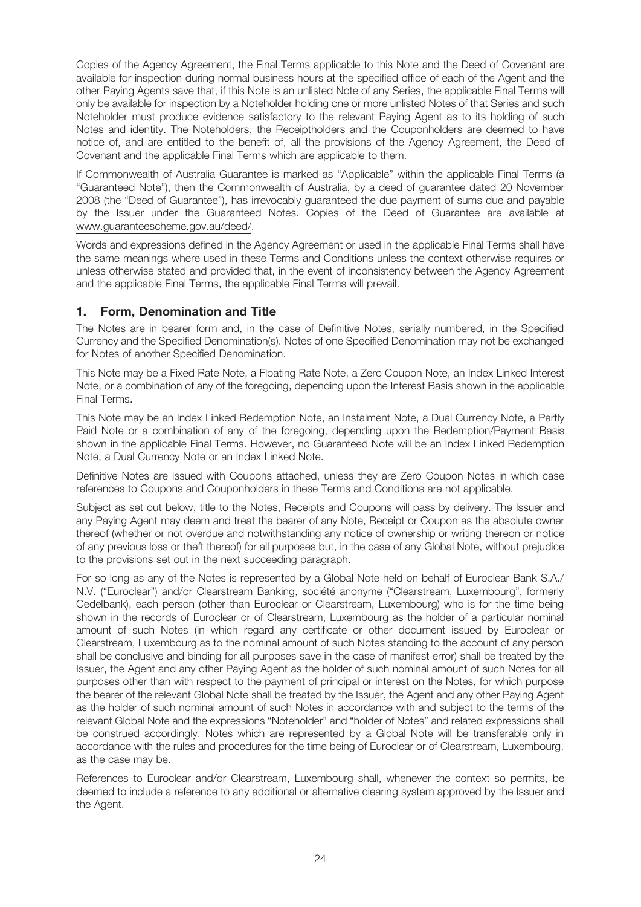Copies of the Agency Agreement, the Final Terms applicable to this Note and the Deed of Covenant are available for inspection during normal business hours at the specified office of each of the Agent and the other Paying Agents save that, if this Note is an unlisted Note of any Series, the applicable Final Terms will only be available for inspection by a Noteholder holding one or more unlisted Notes of that Series and such Noteholder must produce evidence satisfactory to the relevant Paying Agent as to its holding of such Notes and identity. The Noteholders, the Receiptholders and the Couponholders are deemed to have notice of, and are entitled to the benefit of, all the provisions of the Agency Agreement, the Deed of Covenant and the applicable Final Terms which are applicable to them.

If Commonwealth of Australia Guarantee is marked as "Applicable" within the applicable Final Terms (a "Guaranteed Note"), then the Commonwealth of Australia, by a deed of guarantee dated 20 November 2008 (the "Deed of Guarantee"), has irrevocably guaranteed the due payment of sums due and payable by the Issuer under the Guaranteed Notes. Copies of the Deed of Guarantee are available at www.guaranteescheme.gov.au/deed/.

Words and expressions defined in the Agency Agreement or used in the applicable Final Terms shall have the same meanings where used in these Terms and Conditions unless the context otherwise requires or unless otherwise stated and provided that, in the event of inconsistency between the Agency Agreement and the applicable Final Terms, the applicable Final Terms will prevail.

## 1. Form, Denomination and Title

The Notes are in bearer form and, in the case of Definitive Notes, serially numbered, in the Specified Currency and the Specified Denomination(s). Notes of one Specified Denomination may not be exchanged for Notes of another Specified Denomination.

This Note may be a Fixed Rate Note, a Floating Rate Note, a Zero Coupon Note, an Index Linked Interest Note, or a combination of any of the foregoing, depending upon the Interest Basis shown in the applicable Final Terms.

This Note may be an Index Linked Redemption Note, an Instalment Note, a Dual Currency Note, a Partly Paid Note or a combination of any of the foregoing, depending upon the Redemption/Payment Basis shown in the applicable Final Terms. However, no Guaranteed Note will be an Index Linked Redemption Note, a Dual Currency Note or an Index Linked Note.

Definitive Notes are issued with Coupons attached, unless they are Zero Coupon Notes in which case references to Coupons and Couponholders in these Terms and Conditions are not applicable.

Subject as set out below, title to the Notes, Receipts and Coupons will pass by delivery. The Issuer and any Paying Agent may deem and treat the bearer of any Note, Receipt or Coupon as the absolute owner thereof (whether or not overdue and notwithstanding any notice of ownership or writing thereon or notice of any previous loss or theft thereof) for all purposes but, in the case of any Global Note, without prejudice to the provisions set out in the next succeeding paragraph.

For so long as any of the Notes is represented by a Global Note held on behalf of Euroclear Bank S.A./N.V. ("Euroclear") and/or Clearstream Banking, société anonyme ("Clearstream, Luxembourg", formerly Cedelbank), each person (other than Euroclear or Clearstream, Luxembourg) who is for the time being shown in the records of Euroclear or of Clearstream, Luxembourg as the holder of a particular nominal amount of such Notes (in which regard any certificate or other document issued by Euroclear or Clearstream, Luxembourg as to the nominal amount of such Notes standing to the account of any person shall be conclusive and binding for all purposes save in the case of manifest error) shall be treated by the Issuer, the Agent and any other Paying Agent as the holder of such nominal amount of such Notes for all purposes other than with respect to the payment of principal or interest on the Notes, for which purpose the bearer of the relevant Global Note shall be treated by the Issuer, the Agent and any other Paying Agent as the holder of such nominal amount of such Notes in accordance with and subject to the terms of the relevant Global Note and the expressions "Noteholder" and "holder of Notes" and related expressions shall be construed accordingly. Notes which are represented by a Global Note will be transferable only in accordance with the rules and procedures for the time being of Euroclear or of Clearstream, Luxembourg, as the case may be.

References to Euroclear and/or Clearstream, Luxembourg shall, whenever the context so permits, be deemed to include a reference to any additional or alternative clearing system approved by the Issuer and the Agent.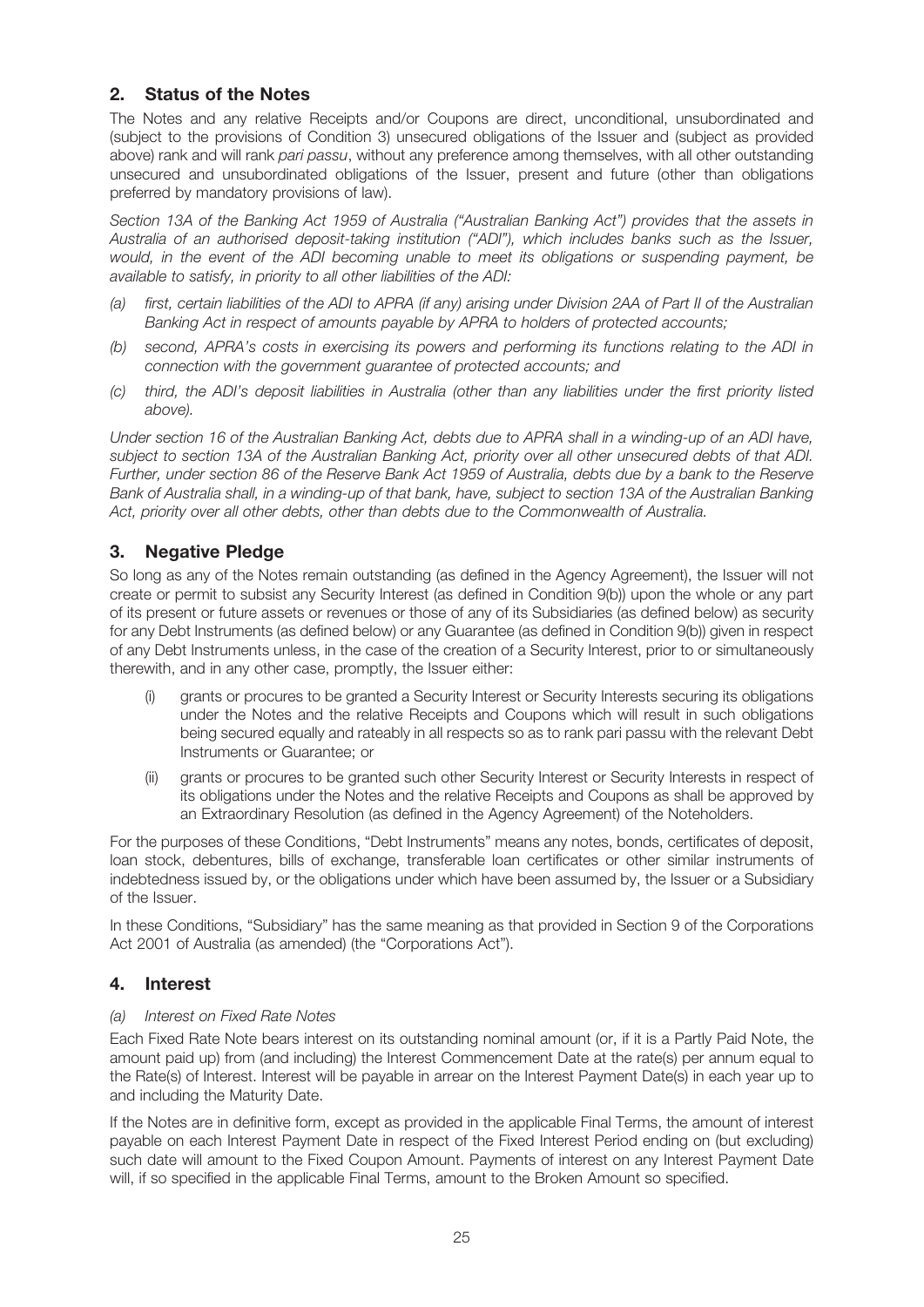## 2. Status of the Notes

The Notes and any relative Receipts and/or Coupons are direct, unconditional, unsubordinated and (subject to the provisions of Condition 3) unsecured obligations of the Issuer and (subject as provided above) rank and will rank *pari passu*, without any preference among themselves, with all other outstanding unsecured and unsubordinated obligations of the Issuer, present and future (other than obligations preferred by mandatory provisions of law).

*Section 13A of the Banking Act 1959 of Australia ("Australian Banking Act") provides that the assets in Australia of an authorised deposit-taking institution ("ADI"), which includes banks such as the Issuer, would, in the event of the ADI becoming unable to meet its obligations or suspending payment, be available to satisfy, in priority to all other liabilities of the ADI:*

*(a) first, certain liabilities of the ADI to APRA (if any) arising under Division 2AA of Part II of the Australian Banking Act in respect of amounts payable by APRA to holders of protected accounts;*

*(b) second, APRA's costs in exercising its powers and performing its functions relating to the ADI in connection with the government guarantee of protected accounts; and*

*(c) third, the ADI's deposit liabilities in Australia (other than any liabilities under the first priority listed above).*

*Under section 16 of the Australian Banking Act, debts due to APRA shall in a winding-up of an ADI have, subject to section 13A of the Australian Banking Act, priority over all other unsecured debts of that ADI. Further, under section 86 of the Reserve Bank Act 1959 of Australia, debts due by a bank to the Reserve Bank of Australia shall, in a winding-up of that bank, have, subject to section 13A of the Australian Banking Act, priority over all other debts, other than debts due to the Commonwealth of Australia.*

## 3. Negative Pledge

So long as any of the Notes remain outstanding (as defined in the Agency Agreement), the Issuer will not create or permit to subsist any Security Interest (as defined in Condition 9(b)) upon the whole or any part of its present or future assets or revenues or those of any of its Subsidiaries (as defined below) as security for any Debt Instruments (as defined below) or any Guarantee (as defined in Condition 9(b)) given in respect of any Debt Instruments unless, in the case of the creation of a Security Interest, prior to or simultaneously therewith, and in any other case, promptly, the Issuer either:

(i) grants or procures to be granted a Security Interest or Security Interests securing its obligations under the Notes and the relative Receipts and Coupons which will result in such obligations being secured equally and rateably in all respects so as to rank pari passu with the relevant Debt Instruments or Guarantee; or

(ii) grants or procures to be granted such other Security Interest or Security Interests in respect of its obligations under the Notes and the relative Receipts and Coupons as shall be approved by an Extraordinary Resolution (as defined in the Agency Agreement) of the Noteholders.

For the purposes of these Conditions, "Debt Instruments" means any notes, bonds, certificates of deposit, loan stock, debentures, bills of exchange, transferable loan certificates or other similar instruments of indebtedness issued by, or the obligations under which have been assumed by, the Issuer or a Subsidiary of the Issuer.

In these Conditions, "Subsidiary" has the same meaning as that provided in Section 9 of the Corporations Act 2001 of Australia (as amended) (the "Corporations Act").

## 4. Interest

*(a) Interest on Fixed Rate Notes*

Each Fixed Rate Note bears interest on its outstanding nominal amount (or, if it is a Partly Paid Note, the amount paid up) from (and including) the Interest Commencement Date at the rate(s) per annum equal to the Rate(s) of Interest. Interest will be payable in arrear on the Interest Payment Date(s) in each year up to and including the Maturity Date.

If the Notes are in definitive form, except as provided in the applicable Final Terms, the amount of interest payable on each Interest Payment Date in respect of the Fixed Interest Period ending on (but excluding) such date will amount to the Fixed Coupon Amount. Payments of interest on any Interest Payment Date will, if so specified in the applicable Final Terms, amount to the Broken Amount so specified.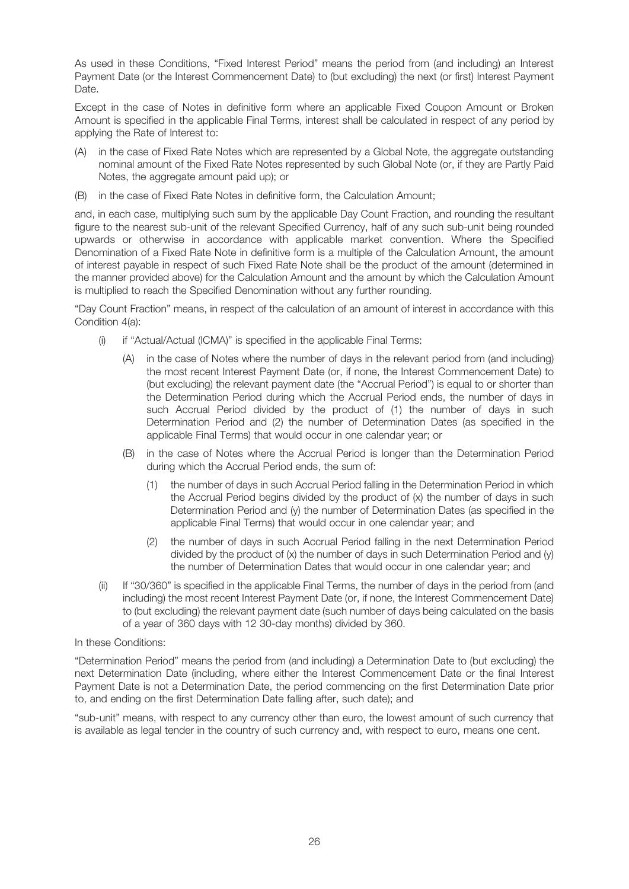As used in these Conditions, "Fixed Interest Period" means the period from (and including) an Interest Payment Date (or the Interest Commencement Date) to (but excluding) the next (or first) Interest Payment Date.

Except in the case of Notes in definitive form where an applicable Fixed Coupon Amount or Broken Amount is specified in the applicable Final Terms, interest shall be calculated in respect of any period by applying the Rate of Interest to:

(A) in the case of Fixed Rate Notes which are represented by a Global Note, the aggregate outstanding nominal amount of the Fixed Rate Notes represented by such Global Note (or, if they are Partly Paid Notes, the aggregate amount paid up); or

(B) in the case of Fixed Rate Notes in definitive form, the Calculation Amount;

and, in each case, multiplying such sum by the applicable Day Count Fraction, and rounding the resultant figure to the nearest sub-unit of the relevant Specified Currency, half of any such sub-unit being rounded upwards or otherwise in accordance with applicable market convention. Where the Specified Denomination of a Fixed Rate Note in definitive form is a multiple of the Calculation Amount, the amount of interest payable in respect of such Fixed Rate Note shall be the product of the amount (determined in the manner provided above) for the Calculation Amount and the amount by which the Calculation Amount is multiplied to reach the Specified Denomination without any further rounding.

"Day Count Fraction" means, in respect of the calculation of an amount of interest in accordance with this Condition 4(a):

(i) if "Actual/Actual (ICMA)" is specified in the applicable Final Terms:

   (A) in the case of Notes where the number of days in the relevant period from (and including) the most recent Interest Payment Date (or, if none, the Interest Commencement Date) to (but excluding) the relevant payment date (the "Accrual Period") is equal to or shorter than the Determination Period during which the Accrual Period ends, the number of days in such Accrual Period divided by the product of (1) the number of days in such Determination Period and (2) the number of Determination Dates (as specified in the applicable Final Terms) that would occur in one calendar year; or

   (B) in the case of Notes where the Accrual Period is longer than the Determination Period during which the Accrual Period ends, the sum of:

      (1) the number of days in such Accrual Period falling in the Determination Period in which the Accrual Period begins divided by the product of (x) the number of days in such Determination Period and (y) the number of Determination Dates (as specified in the applicable Final Terms) that would occur in one calendar year; and

      (2) the number of days in such Accrual Period falling in the next Determination Period divided by the product of (x) the number of days in such Determination Period and (y) the number of Determination Dates that would occur in one calendar year; and

(ii) If "30/360" is specified in the applicable Final Terms, the number of days in the period from (and including) the most recent Interest Payment Date (or, if none, the Interest Commencement Date) to (but excluding) the relevant payment date (such number of days being calculated on the basis of a year of 360 days with 12 30-day months) divided by 360.

In these Conditions:

"Determination Period" means the period from (and including) a Determination Date to (but excluding) the next Determination Date (including, where either the Interest Commencement Date or the final Interest Payment Date is not a Determination Date, the period commencing on the first Determination Date prior to, and ending on the first Determination Date falling after, such date); and

"sub-unit" means, with respect to any currency other than euro, the lowest amount of such currency that is available as legal tender in the country of such currency and, with respect to euro, means one cent.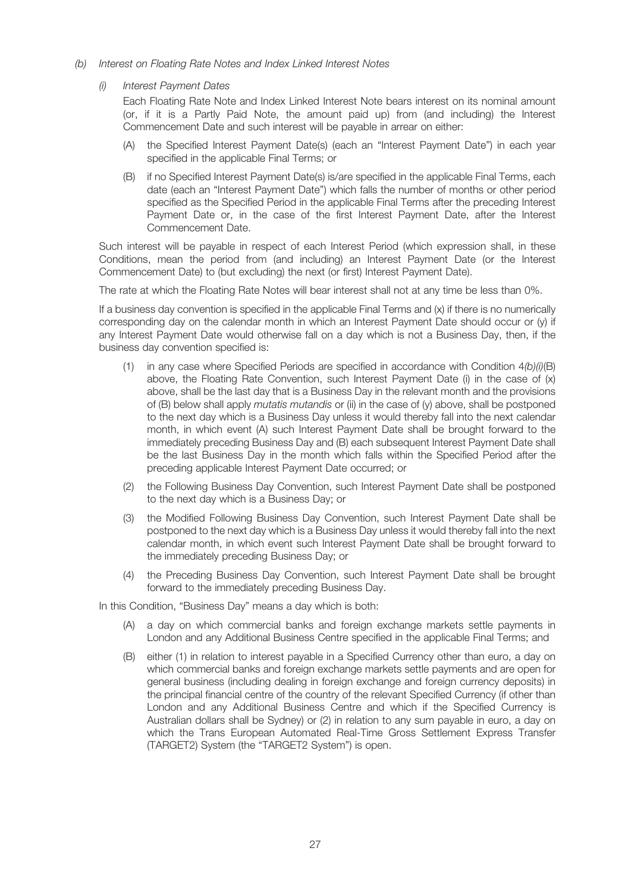*(b) Interest on Floating Rate Notes and Index Linked Interest Notes*

*(i) Interest Payment Dates*

Each Floating Rate Note and Index Linked Interest Note bears interest on its nominal amount (or, if it is a Partly Paid Note, the amount paid up) from (and including) the Interest Commencement Date and such interest will be payable in arrear on either:

(A) the Specified Interest Payment Date(s) (each an "Interest Payment Date") in each year specified in the applicable Final Terms; or

(B) if no Specified Interest Payment Date(s) is/are specified in the applicable Final Terms, each date (each an "Interest Payment Date") which falls the number of months or other period specified as the Specified Period in the applicable Final Terms after the preceding Interest Payment Date or, in the case of the first Interest Payment Date, after the Interest Commencement Date.

Such interest will be payable in respect of each Interest Period (which expression shall, in these Conditions, mean the period from (and including) an Interest Payment Date (or the Interest Commencement Date) to (but excluding) the next (or first) Interest Payment Date).

The rate at which the Floating Rate Notes will bear interest shall not at any time be less than 0%.

If a business day convention is specified in the applicable Final Terms and (x) if there is no numerically corresponding day on the calendar month in which an Interest Payment Date should occur or (y) if any Interest Payment Date would otherwise fall on a day which is not a Business Day, then, if the business day convention specified is:

(1) in any case where Specified Periods are specified in accordance with Condition 4*(b)(i)*(B) above, the Floating Rate Convention, such Interest Payment Date (i) in the case of (x) above, shall be the last day that is a Business Day in the relevant month and the provisions of (B) below shall apply *mutatis mutandis* or (ii) in the case of (y) above, shall be postponed to the next day which is a Business Day unless it would thereby fall into the next calendar month, in which event (A) such Interest Payment Date shall be brought forward to the immediately preceding Business Day and (B) each subsequent Interest Payment Date shall be the last Business Day in the month which falls within the Specified Period after the preceding applicable Interest Payment Date occurred; or

(2) the Following Business Day Convention, such Interest Payment Date shall be postponed to the next day which is a Business Day; or

(3) the Modified Following Business Day Convention, such Interest Payment Date shall be postponed to the next day which is a Business Day unless it would thereby fall into the next calendar month, in which event such Interest Payment Date shall be brought forward to the immediately preceding Business Day; or

(4) the Preceding Business Day Convention, such Interest Payment Date shall be brought forward to the immediately preceding Business Day.

In this Condition, "Business Day" means a day which is both:

(A) a day on which commercial banks and foreign exchange markets settle payments in London and any Additional Business Centre specified in the applicable Final Terms; and

(B) either (1) in relation to interest payable in a Specified Currency other than euro, a day on which commercial banks and foreign exchange markets settle payments and are open for general business (including dealing in foreign exchange and foreign currency deposits) in the principal financial centre of the country of the relevant Specified Currency (if other than London and any Additional Business Centre and which if the Specified Currency is Australian dollars shall be Sydney) or (2) in relation to any sum payable in euro, a day on which the Trans European Automated Real-Time Gross Settlement Express Transfer (TARGET2) System (the "TARGET2 System") is open.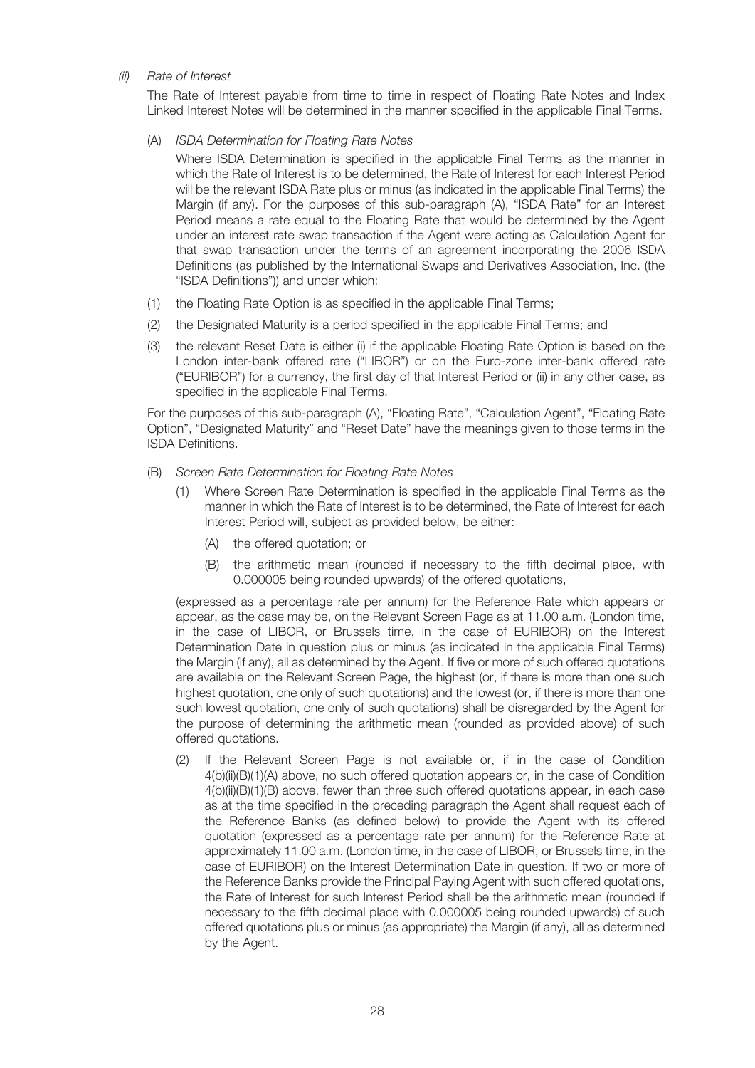*(ii) Rate of Interest*

The Rate of Interest payable from time to time in respect of Floating Rate Notes and Index Linked Interest Notes will be determined in the manner specified in the applicable Final Terms.

(A) *ISDA Determination for Floating Rate Notes*

Where ISDA Determination is specified in the applicable Final Terms as the manner in which the Rate of Interest is to be determined, the Rate of Interest for each Interest Period will be the relevant ISDA Rate plus or minus (as indicated in the applicable Final Terms) the Margin (if any). For the purposes of this sub-paragraph (A), "ISDA Rate" for an Interest Period means a rate equal to the Floating Rate that would be determined by the Agent under an interest rate swap transaction if the Agent were acting as Calculation Agent for that swap transaction under the terms of an agreement incorporating the 2006 ISDA Definitions (as published by the International Swaps and Derivatives Association, Inc. (the "ISDA Definitions")) and under which:

(1) the Floating Rate Option is as specified in the applicable Final Terms;

(2) the Designated Maturity is a period specified in the applicable Final Terms; and

(3) the relevant Reset Date is either (i) if the applicable Floating Rate Option is based on the London inter-bank offered rate ("LIBOR") or on the Euro-zone inter-bank offered rate ("EURIBOR") for a currency, the first day of that Interest Period or (ii) in any other case, as specified in the applicable Final Terms.

For the purposes of this sub-paragraph (A), "Floating Rate", "Calculation Agent", "Floating Rate Option", "Designated Maturity" and "Reset Date" have the meanings given to those terms in the ISDA Definitions.

(B) *Screen Rate Determination for Floating Rate Notes*

(1) Where Screen Rate Determination is specified in the applicable Final Terms as the manner in which the Rate of Interest is to be determined, the Rate of Interest for each Interest Period will, subject as provided below, be either:

(A) the offered quotation; or

(B) the arithmetic mean (rounded if necessary to the fifth decimal place, with 0.000005 being rounded upwards) of the offered quotations,

(expressed as a percentage rate per annum) for the Reference Rate which appears or appear, as the case may be, on the Relevant Screen Page as at 11.00 a.m. (London time, in the case of LIBOR, or Brussels time, in the case of EURIBOR) on the Interest Determination Date in question plus or minus (as indicated in the applicable Final Terms) the Margin (if any), all as determined by the Agent. If five or more of such offered quotations are available on the Relevant Screen Page, the highest (or, if there is more than one such highest quotation, one only of such quotations) and the lowest (or, if there is more than one such lowest quotation, one only of such quotations) shall be disregarded by the Agent for the purpose of determining the arithmetic mean (rounded as provided above) of such offered quotations.

(2) If the Relevant Screen Page is not available or, if in the case of Condition 4(b)(ii)(B)(1)(A) above, no such offered quotation appears or, in the case of Condition 4(b)(ii)(B)(1)(B) above, fewer than three such offered quotations appear, in each case as at the time specified in the preceding paragraph the Agent shall request each of the Reference Banks (as defined below) to provide the Agent with its offered quotation (expressed as a percentage rate per annum) for the Reference Rate at approximately 11.00 a.m. (London time, in the case of LIBOR, or Brussels time, in the case of EURIBOR) on the Interest Determination Date in question. If two or more of the Reference Banks provide the Principal Paying Agent with such offered quotations, the Rate of Interest for such Interest Period shall be the arithmetic mean (rounded if necessary to the fifth decimal place with 0.000005 being rounded upwards) of such offered quotations plus or minus (as appropriate) the Margin (if any), all as determined by the Agent.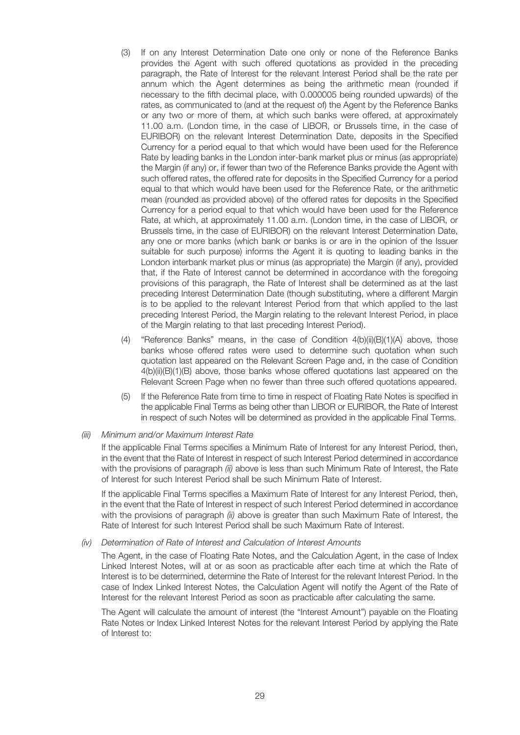(3) If on any Interest Determination Date one only or none of the Reference Banks provides the Agent with such offered quotations as provided in the preceding paragraph, the Rate of Interest for the relevant Interest Period shall be the rate per annum which the Agent determines as being the arithmetic mean (rounded if necessary to the fifth decimal place, with 0.000005 being rounded upwards) of the rates, as communicated to (and at the request of) the Agent by the Reference Banks or any two or more of them, at which such banks were offered, at approximately 11.00 a.m. (London time, in the case of LIBOR, or Brussels time, in the case of EURIBOR) on the relevant Interest Determination Date, deposits in the Specified Currency for a period equal to that which would have been used for the Reference Rate by leading banks in the London inter-bank market plus or minus (as appropriate) the Margin (if any) or, if fewer than two of the Reference Banks provide the Agent with such offered rates, the offered rate for deposits in the Specified Currency for a period equal to that which would have been used for the Reference Rate, or the arithmetic mean (rounded as provided above) of the offered rates for deposits in the Specified Currency for a period equal to that which would have been used for the Reference Rate, at which, at approximately 11.00 a.m. (London time, in the case of LIBOR, or Brussels time, in the case of EURIBOR) on the relevant Interest Determination Date, any one or more banks (which bank or banks is or are in the opinion of the Issuer suitable for such purpose) informs the Agent it is quoting to leading banks in the London interbank market plus or minus (as appropriate) the Margin (if any), provided that, if the Rate of Interest cannot be determined in accordance with the foregoing provisions of this paragraph, the Rate of Interest shall be determined as at the last preceding Interest Determination Date (though substituting, where a different Margin is to be applied to the relevant Interest Period from that which applied to the last preceding Interest Period, the Margin relating to the relevant Interest Period, in place of the Margin relating to that last preceding Interest Period).

(4) "Reference Banks" means, in the case of Condition 4(b)(ii)(B)(1)(A) above, those banks whose offered rates were used to determine such quotation when such quotation last appeared on the Relevant Screen Page and, in the case of Condition 4(b)(ii)(B)(1)(B) above, those banks whose offered quotations last appeared on the Relevant Screen Page when no fewer than three such offered quotations appeared.

(5) If the Reference Rate from time to time in respect of Floating Rate Notes is specified in the applicable Final Terms as being other than LIBOR or EURIBOR, the Rate of Interest in respect of such Notes will be determined as provided in the applicable Final Terms.

*(iii) Minimum and/or Maximum Interest Rate*

If the applicable Final Terms specifies a Minimum Rate of Interest for any Interest Period, then, in the event that the Rate of Interest in respect of such Interest Period determined in accordance with the provisions of paragraph *(ii)* above is less than such Minimum Rate of Interest, the Rate of Interest for such Interest Period shall be such Minimum Rate of Interest.

If the applicable Final Terms specifies a Maximum Rate of Interest for any Interest Period, then, in the event that the Rate of Interest in respect of such Interest Period determined in accordance with the provisions of paragraph *(ii)* above is greater than such Maximum Rate of Interest, the Rate of Interest for such Interest Period shall be such Maximum Rate of Interest.

*(iv) Determination of Rate of Interest and Calculation of Interest Amounts*

The Agent, in the case of Floating Rate Notes, and the Calculation Agent, in the case of Index Linked Interest Notes, will at or as soon as practicable after each time at which the Rate of Interest is to be determined, determine the Rate of Interest for the relevant Interest Period. In the case of Index Linked Interest Notes, the Calculation Agent will notify the Agent of the Rate of Interest for the relevant Interest Period as soon as practicable after calculating the same.

The Agent will calculate the amount of interest (the "Interest Amount") payable on the Floating Rate Notes or Index Linked Interest Notes for the relevant Interest Period by applying the Rate of Interest to: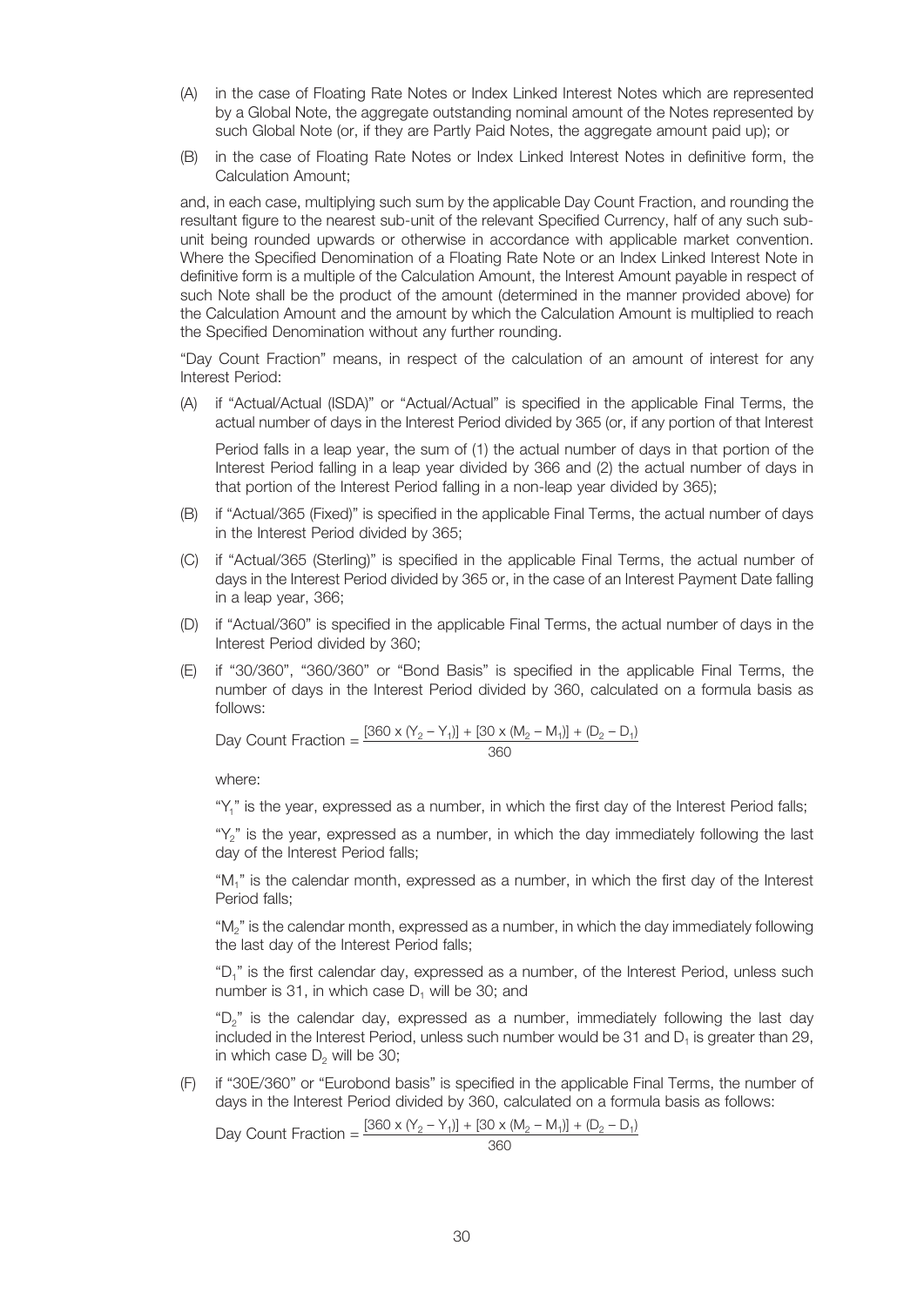(A) in the case of Floating Rate Notes or Index Linked Interest Notes which are represented by a Global Note, the aggregate outstanding nominal amount of the Notes represented by such Global Note (or, if they are Partly Paid Notes, the aggregate amount paid up); or

(B) in the case of Floating Rate Notes or Index Linked Interest Notes in definitive form, the Calculation Amount;

and, in each case, multiplying such sum by the applicable Day Count Fraction, and rounding the resultant figure to the nearest sub-unit of the relevant Specified Currency, half of any such sub-unit being rounded upwards or otherwise in accordance with applicable market convention. Where the Specified Denomination of a Floating Rate Note or an Index Linked Interest Note in definitive form is a multiple of the Calculation Amount, the Interest Amount payable in respect of such Note shall be the product of the amount (determined in the manner provided above) for the Calculation Amount and the amount by which the Calculation Amount is multiplied to reach the Specified Denomination without any further rounding.

"Day Count Fraction" means, in respect of the calculation of an amount of interest for any Interest Period:

(A) if "Actual/Actual (ISDA)" or "Actual/Actual" is specified in the applicable Final Terms, the actual number of days in the Interest Period divided by 365 (or, if any portion of that Interest Period falls in a leap year, the sum of (1) the actual number of days in that portion of the Interest Period falling in a leap year divided by 366 and (2) the actual number of days in that portion of the Interest Period falling in a non-leap year divided by 365);

(B) if "Actual/365 (Fixed)" is specified in the applicable Final Terms, the actual number of days in the Interest Period divided by 365;

(C) if "Actual/365 (Sterling)" is specified in the applicable Final Terms, the actual number of days in the Interest Period divided by 365 or, in the case of an Interest Payment Date falling in a leap year, 366;

(D) if "Actual/360" is specified in the applicable Final Terms, the actual number of days in the Interest Period divided by 360;

(E) if "30/360", "360/360" or "Bond Basis" is specified in the applicable Final Terms, the number of days in the Interest Period divided by 360, calculated on a formula basis as follows:

$$\text{Day Count Fraction} = \frac{[360 \times (Y_2 - Y_1)] + [30 \times (M_2 - M_1)] + (D_2 - D_1)}{360}$$

where:

"$Y_1$" is the year, expressed as a number, in which the first day of the Interest Period falls;

"$Y_2$" is the year, expressed as a number, in which the day immediately following the last day of the Interest Period falls;

"$M_1$" is the calendar month, expressed as a number, in which the first day of the Interest Period falls;

"$M_2$" is the calendar month, expressed as a number, in which the day immediately following the last day of the Interest Period falls;

"$D_1$" is the first calendar day, expressed as a number, of the Interest Period, unless such number is 31, in which case $D_1$ will be 30; and

"$D_2$" is the calendar day, expressed as a number, immediately following the last day included in the Interest Period, unless such number would be 31 and $D_1$ is greater than 29, in which case $D_2$ will be 30;

(F) if "30E/360" or "Eurobond basis" is specified in the applicable Final Terms, the number of days in the Interest Period divided by 360, calculated on a formula basis as follows:

$$\text{Day Count Fraction} = \frac{[360 \times (Y_2 - Y_1)] + [30 \times (M_2 - M_1)] + (D_2 - D_1)}{360}$$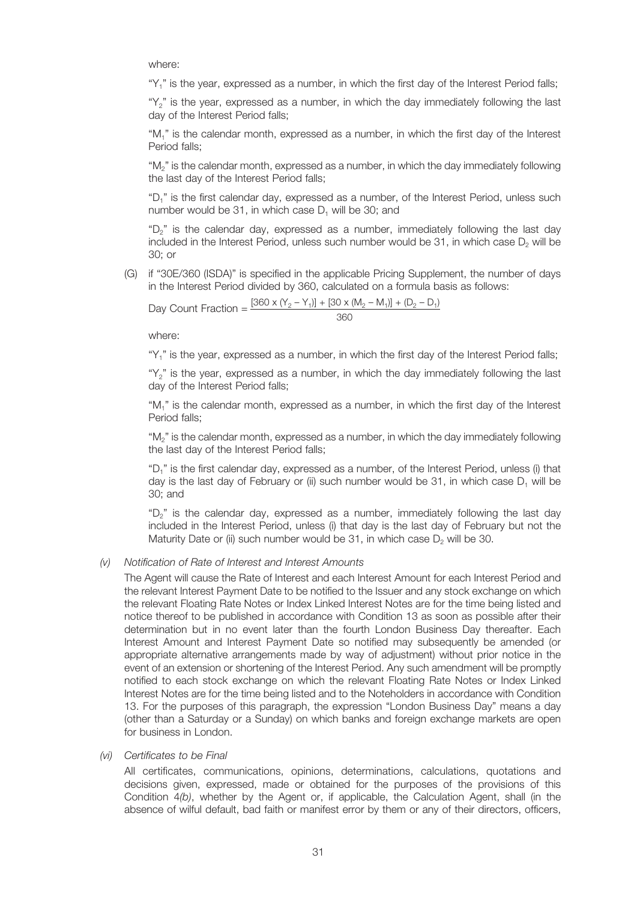where:

"$Y_1$" is the year, expressed as a number, in which the first day of the Interest Period falls;

"$Y_2$" is the year, expressed as a number, in which the day immediately following the last day of the Interest Period falls;

"$M_1$" is the calendar month, expressed as a number, in which the first day of the Interest Period falls;

"$M_2$" is the calendar month, expressed as a number, in which the day immediately following the last day of the Interest Period falls;

"$D_1$" is the first calendar day, expressed as a number, of the Interest Period, unless such number would be 31, in which case $D_1$ will be 30; and

"$D_2$" is the calendar day, expressed as a number, immediately following the last day included in the Interest Period, unless such number would be 31, in which case $D_2$ will be 30; or

(G) if "30E/360 (ISDA)" is specified in the applicable Pricing Supplement, the number of days in the Interest Period divided by 360, calculated on a formula basis as follows:

$$\text{Day Count Fraction} = \frac{[360 \times (Y_2 - Y_1)] + [30 \times (M_2 - M_1)] + (D_2 - D_1)}{360}$$

where:

"$Y_1$" is the year, expressed as a number, in which the first day of the Interest Period falls;

"$Y_2$" is the year, expressed as a number, in which the day immediately following the last day of the Interest Period falls;

"$M_1$" is the calendar month, expressed as a number, in which the first day of the Interest Period falls;

"$M_2$" is the calendar month, expressed as a number, in which the day immediately following the last day of the Interest Period falls;

"$D_1$" is the first calendar day, expressed as a number, of the Interest Period, unless (i) that day is the last day of February or (ii) such number would be 31, in which case $D_1$ will be 30; and

"$D_2$" is the calendar day, expressed as a number, immediately following the last day included in the Interest Period, unless (i) that day is the last day of February but not the Maturity Date or (ii) such number would be 31, in which case $D_2$ will be 30.

*(v) Notification of Rate of Interest and Interest Amounts*

The Agent will cause the Rate of Interest and each Interest Amount for each Interest Period and the relevant Interest Payment Date to be notified to the Issuer and any stock exchange on which the relevant Floating Rate Notes or Index Linked Interest Notes are for the time being listed and notice thereof to be published in accordance with Condition 13 as soon as possible after their determination but in no event later than the fourth London Business Day thereafter. Each Interest Amount and Interest Payment Date so notified may subsequently be amended (or appropriate alternative arrangements made by way of adjustment) without prior notice in the event of an extension or shortening of the Interest Period. Any such amendment will be promptly notified to each stock exchange on which the relevant Floating Rate Notes or Index Linked Interest Notes are for the time being listed and to the Noteholders in accordance with Condition 13. For the purposes of this paragraph, the expression "London Business Day" means a day (other than a Saturday or a Sunday) on which banks and foreign exchange markets are open for business in London.

*(vi) Certificates to be Final*

All certificates, communications, opinions, determinations, calculations, quotations and decisions given, expressed, made or obtained for the purposes of the provisions of this Condition 4*(b)*, whether by the Agent or, if applicable, the Calculation Agent, shall (in the absence of wilful default, bad faith or manifest error by them or any of their directors, officers,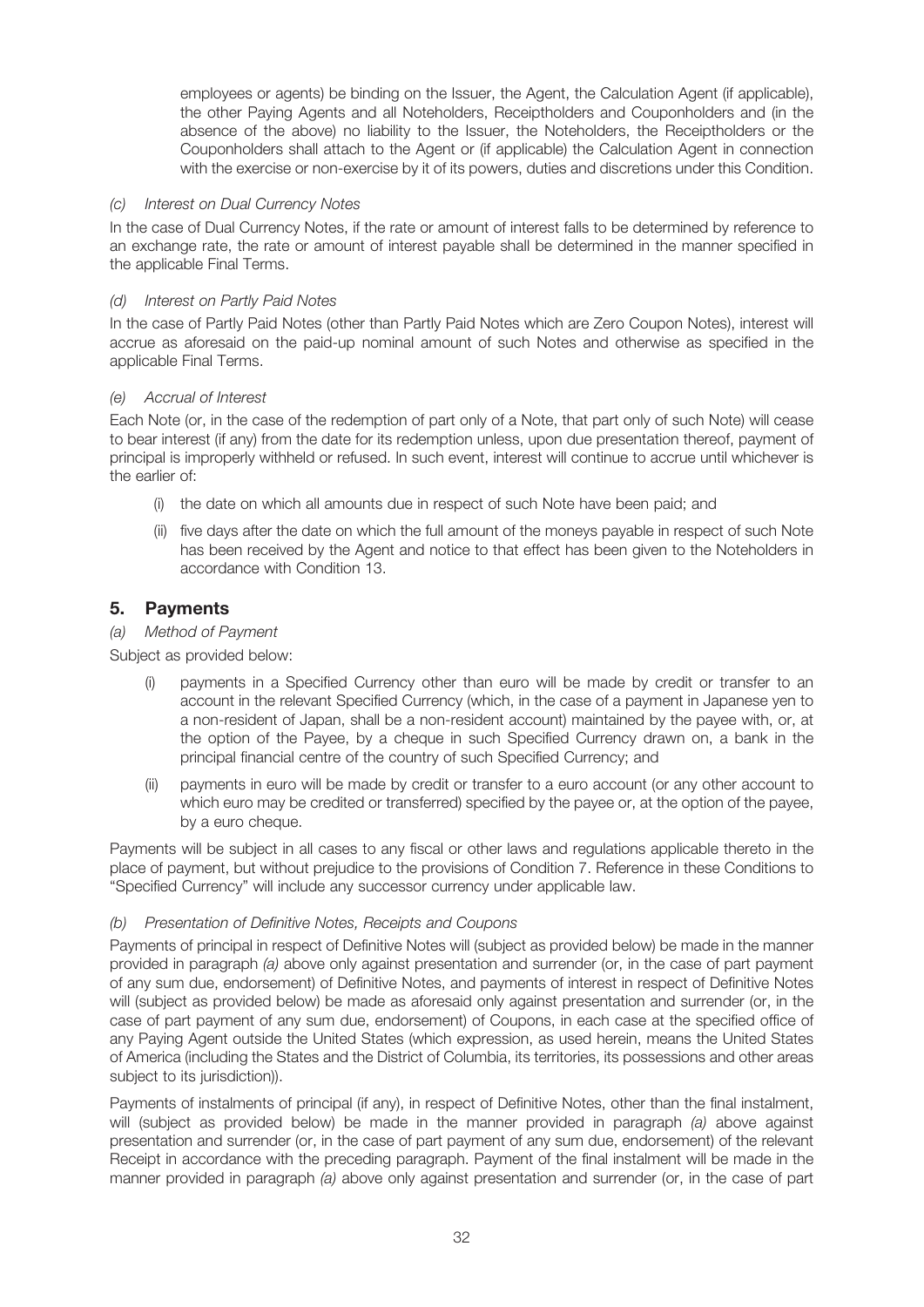employees or agents) be binding on the Issuer, the Agent, the Calculation Agent (if applicable), the other Paying Agents and all Noteholders, Receiptholders and Couponholders and (in the absence of the above) no liability to the Issuer, the Noteholders, the Receiptholders or the Couponholders shall attach to the Agent or (if applicable) the Calculation Agent in connection with the exercise or non-exercise by it of its powers, duties and discretions under this Condition.

*(c) Interest on Dual Currency Notes*

In the case of Dual Currency Notes, if the rate or amount of interest falls to be determined by reference to an exchange rate, the rate or amount of interest payable shall be determined in the manner specified in the applicable Final Terms.

*(d) Interest on Partly Paid Notes*

In the case of Partly Paid Notes (other than Partly Paid Notes which are Zero Coupon Notes), interest will accrue as aforesaid on the paid-up nominal amount of such Notes and otherwise as specified in the applicable Final Terms.

*(e) Accrual of Interest*

Each Note (or, in the case of the redemption of part only of a Note, that part only of such Note) will cease to bear interest (if any) from the date for its redemption unless, upon due presentation thereof, payment of principal is improperly withheld or refused. In such event, interest will continue to accrue until whichever is the earlier of:

(i) the date on which all amounts due in respect of such Note have been paid; and

(ii) five days after the date on which the full amount of the moneys payable in respect of such Note has been received by the Agent and notice to that effect has been given to the Noteholders in accordance with Condition 13.

## 5. Payments

*(a) Method of Payment*

Subject as provided below:

(i) payments in a Specified Currency other than euro will be made by credit or transfer to an account in the relevant Specified Currency (which, in the case of a payment in Japanese yen to a non-resident of Japan, shall be a non-resident account) maintained by the payee with, or, at the option of the Payee, by a cheque in such Specified Currency drawn on, a bank in the principal financial centre of the country of such Specified Currency; and

(ii) payments in euro will be made by credit or transfer to a euro account (or any other account to which euro may be credited or transferred) specified by the payee or, at the option of the payee, by a euro cheque.

Payments will be subject in all cases to any fiscal or other laws and regulations applicable thereto in the place of payment, but without prejudice to the provisions of Condition 7. Reference in these Conditions to "Specified Currency" will include any successor currency under applicable law.

*(b) Presentation of Definitive Notes, Receipts and Coupons*

Payments of principal in respect of Definitive Notes will (subject as provided below) be made in the manner provided in paragraph *(a)* above only against presentation and surrender (or, in the case of part payment of any sum due, endorsement) of Definitive Notes, and payments of interest in respect of Definitive Notes will (subject as provided below) be made as aforesaid only against presentation and surrender (or, in the case of part payment of any sum due, endorsement) of Coupons, in each case at the specified office of any Paying Agent outside the United States (which expression, as used herein, means the United States of America (including the States and the District of Columbia, its territories, its possessions and other areas subject to its jurisdiction)).

Payments of instalments of principal (if any), in respect of Definitive Notes, other than the final instalment, will (subject as provided below) be made in the manner provided in paragraph *(a)* above against presentation and surrender (or, in the case of part payment of any sum due, endorsement) of the relevant Receipt in accordance with the preceding paragraph. Payment of the final instalment will be made in the manner provided in paragraph *(a)* above only against presentation and surrender (or, in the case of part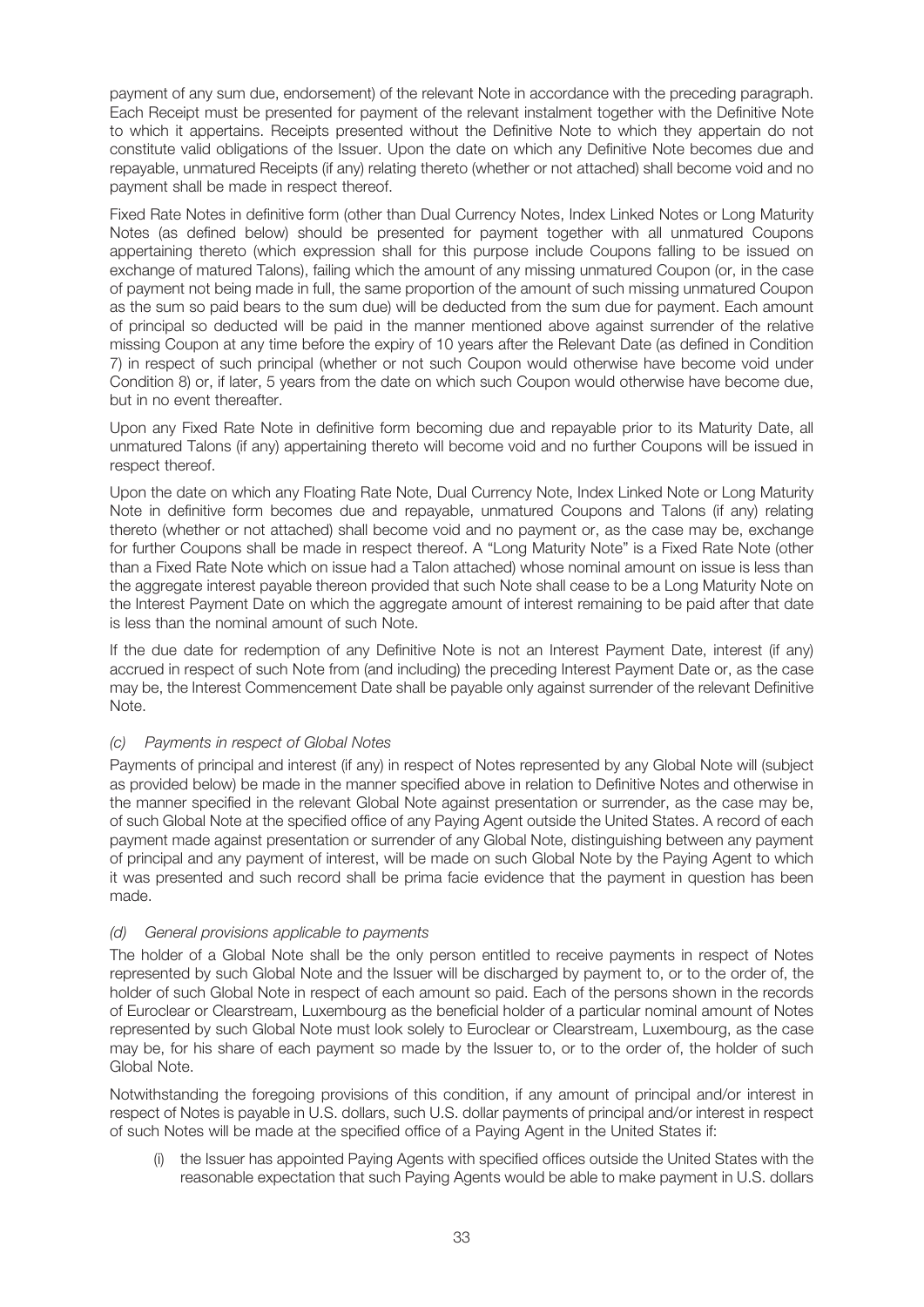payment of any sum due, endorsement) of the relevant Note in accordance with the preceding paragraph. Each Receipt must be presented for payment of the relevant instalment together with the Definitive Note to which it appertains. Receipts presented without the Definitive Note to which they appertain do not constitute valid obligations of the Issuer. Upon the date on which any Definitive Note becomes due and repayable, unmatured Receipts (if any) relating thereto (whether or not attached) shall become void and no payment shall be made in respect thereof.

Fixed Rate Notes in definitive form (other than Dual Currency Notes, Index Linked Notes or Long Maturity Notes (as defined below) should be presented for payment together with all unmatured Coupons appertaining thereto (which expression shall for this purpose include Coupons falling to be issued on exchange of matured Talons), failing which the amount of any missing unmatured Coupon (or, in the case of payment not being made in full, the same proportion of the amount of such missing unmatured Coupon as the sum so paid bears to the sum due) will be deducted from the sum due for payment. Each amount of principal so deducted will be paid in the manner mentioned above against surrender of the relative missing Coupon at any time before the expiry of 10 years after the Relevant Date (as defined in Condition 7) in respect of such principal (whether or not such Coupon would otherwise have become void under Condition 8) or, if later, 5 years from the date on which such Coupon would otherwise have become due, but in no event thereafter.

Upon any Fixed Rate Note in definitive form becoming due and repayable prior to its Maturity Date, all unmatured Talons (if any) appertaining thereto will become void and no further Coupons will be issued in respect thereof.

Upon the date on which any Floating Rate Note, Dual Currency Note, Index Linked Note or Long Maturity Note in definitive form becomes due and repayable, unmatured Coupons and Talons (if any) relating thereto (whether or not attached) shall become void and no payment or, as the case may be, exchange for further Coupons shall be made in respect thereof. A "Long Maturity Note" is a Fixed Rate Note (other than a Fixed Rate Note which on issue had a Talon attached) whose nominal amount on issue is less than the aggregate interest payable thereon provided that such Note shall cease to be a Long Maturity Note on the Interest Payment Date on which the aggregate amount of interest remaining to be paid after that date is less than the nominal amount of such Note.

If the due date for redemption of any Definitive Note is not an Interest Payment Date, interest (if any) accrued in respect of such Note from (and including) the preceding Interest Payment Date or, as the case may be, the Interest Commencement Date shall be payable only against surrender of the relevant Definitive Note.

*(c) Payments in respect of Global Notes*

Payments of principal and interest (if any) in respect of Notes represented by any Global Note will (subject as provided below) be made in the manner specified above in relation to Definitive Notes and otherwise in the manner specified in the relevant Global Note against presentation or surrender, as the case may be, of such Global Note at the specified office of any Paying Agent outside the United States. A record of each payment made against presentation or surrender of any Global Note, distinguishing between any payment of principal and any payment of interest, will be made on such Global Note by the Paying Agent to which it was presented and such record shall be prima facie evidence that the payment in question has been made.

*(d) General provisions applicable to payments*

The holder of a Global Note shall be the only person entitled to receive payments in respect of Notes represented by such Global Note and the Issuer will be discharged by payment to, or to the order of, the holder of such Global Note in respect of each amount so paid. Each of the persons shown in the records of Euroclear or Clearstream, Luxembourg as the beneficial holder of a particular nominal amount of Notes represented by such Global Note must look solely to Euroclear or Clearstream, Luxembourg, as the case may be, for his share of each payment so made by the Issuer to, or to the order of, the holder of such Global Note.

Notwithstanding the foregoing provisions of this condition, if any amount of principal and/or interest in respect of Notes is payable in U.S. dollars, such U.S. dollar payments of principal and/or interest in respect of such Notes will be made at the specified office of a Paying Agent in the United States if:

(i) the Issuer has appointed Paying Agents with specified offices outside the United States with the reasonable expectation that such Paying Agents would be able to make payment in U.S. dollars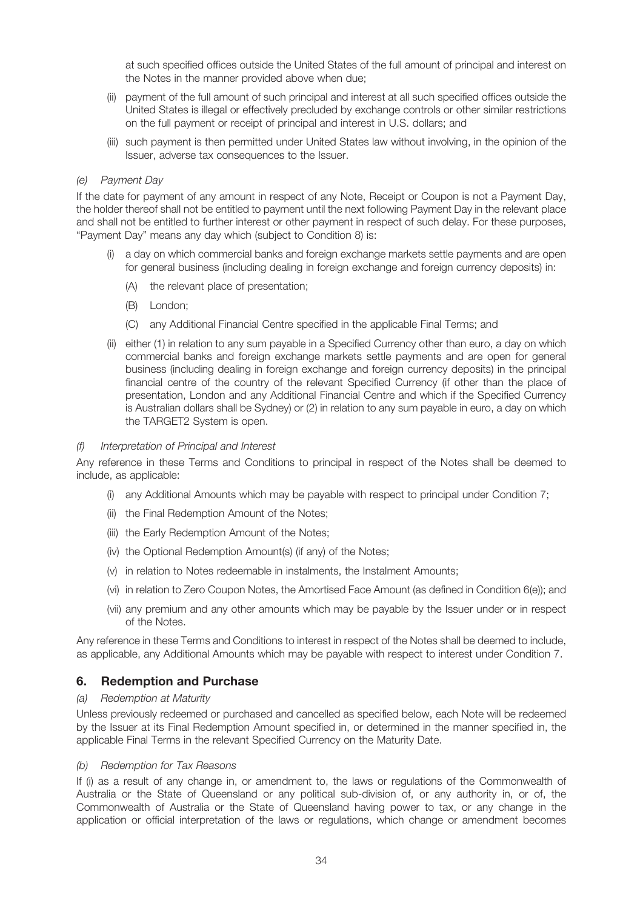at such specified offices outside the United States of the full amount of principal and interest on the Notes in the manner provided above when due;

(ii) payment of the full amount of such principal and interest at all such specified offices outside the United States is illegal or effectively precluded by exchange controls or other similar restrictions on the full payment or receipt of principal and interest in U.S. dollars; and

(iii) such payment is then permitted under United States law without involving, in the opinion of the Issuer, adverse tax consequences to the Issuer.

*(e) Payment Day*

If the date for payment of any amount in respect of any Note, Receipt or Coupon is not a Payment Day, the holder thereof shall not be entitled to payment until the next following Payment Day in the relevant place and shall not be entitled to further interest or other payment in respect of such delay. For these purposes, "Payment Day" means any day which (subject to Condition 8) is:

(i) a day on which commercial banks and foreign exchange markets settle payments and are open for general business (including dealing in foreign exchange and foreign currency deposits) in:

(A) the relevant place of presentation;

(B) London;

(C) any Additional Financial Centre specified in the applicable Final Terms; and

(ii) either (1) in relation to any sum payable in a Specified Currency other than euro, a day on which commercial banks and foreign exchange markets settle payments and are open for general business (including dealing in foreign exchange and foreign currency deposits) in the principal financial centre of the country of the relevant Specified Currency (if other than the place of presentation, London and any Additional Financial Centre and which if the Specified Currency is Australian dollars shall be Sydney) or (2) in relation to any sum payable in euro, a day on which the TARGET2 System is open.

*(f) Interpretation of Principal and Interest*

Any reference in these Terms and Conditions to principal in respect of the Notes shall be deemed to include, as applicable:

(i) any Additional Amounts which may be payable with respect to principal under Condition 7;

(ii) the Final Redemption Amount of the Notes;

(iii) the Early Redemption Amount of the Notes;

(iv) the Optional Redemption Amount(s) (if any) of the Notes;

(v) in relation to Notes redeemable in instalments, the Instalment Amounts;

(vi) in relation to Zero Coupon Notes, the Amortised Face Amount (as defined in Condition 6(e)); and

(vii) any premium and any other amounts which may be payable by the Issuer under or in respect of the Notes.

Any reference in these Terms and Conditions to interest in respect of the Notes shall be deemed to include, as applicable, any Additional Amounts which may be payable with respect to interest under Condition 7.

## 6. Redemption and Purchase

*(a) Redemption at Maturity*

Unless previously redeemed or purchased and cancelled as specified below, each Note will be redeemed by the Issuer at its Final Redemption Amount specified in, or determined in the manner specified in, the applicable Final Terms in the relevant Specified Currency on the Maturity Date.

*(b) Redemption for Tax Reasons*

If (i) as a result of any change in, or amendment to, the laws or regulations of the Commonwealth of Australia or the State of Queensland or any political sub-division of, or any authority in, or of, the Commonwealth of Australia or the State of Queensland having power to tax, or any change in the application or official interpretation of the laws or regulations, which change or amendment becomes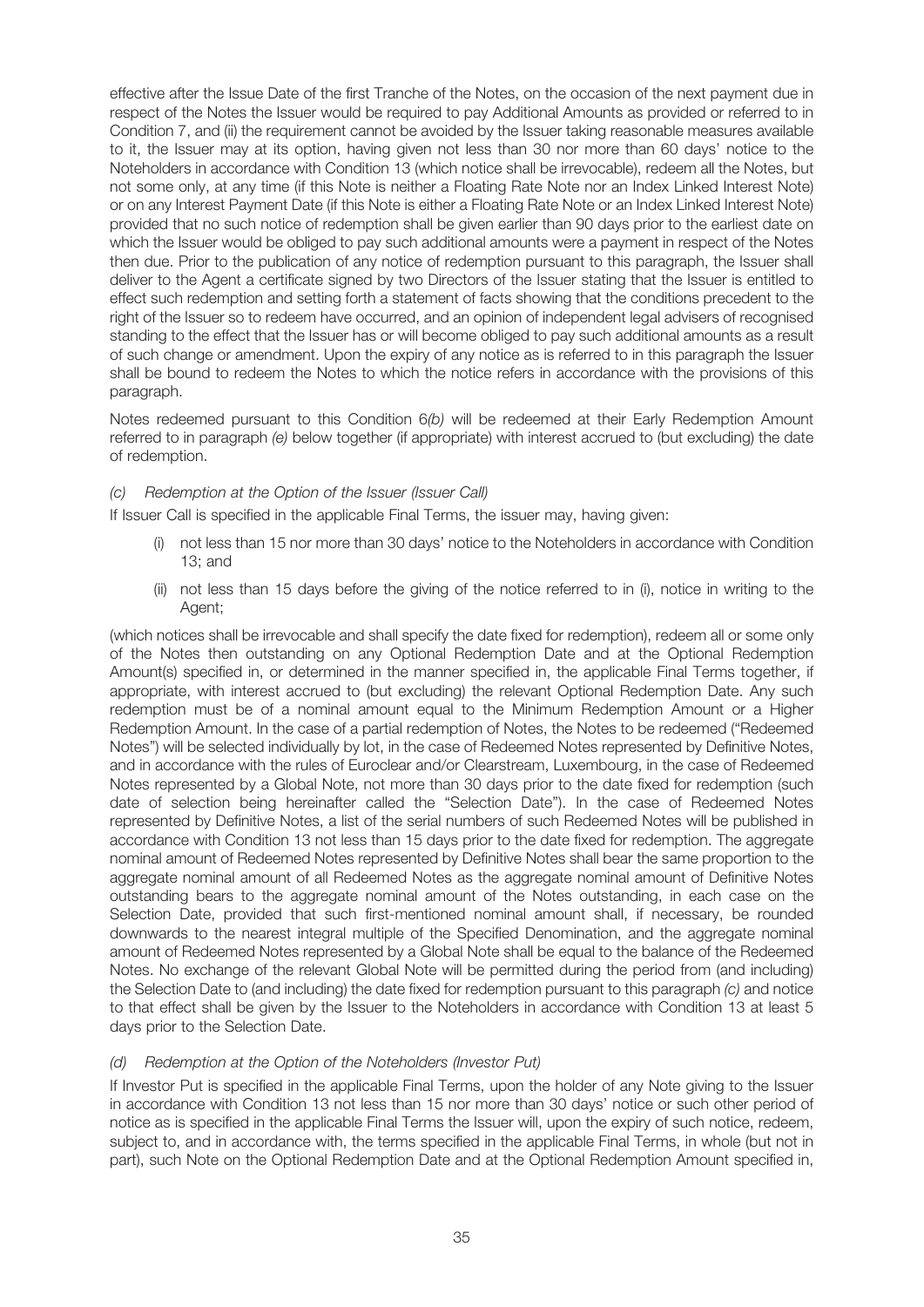effective after the Issue Date of the first Tranche of the Notes, on the occasion of the next payment due in respect of the Notes the Issuer would be required to pay Additional Amounts as provided or referred to in Condition 7, and (ii) the requirement cannot be avoided by the Issuer taking reasonable measures available to it, the Issuer may at its option, having given not less than 30 nor more than 60 days' notice to the Noteholders in accordance with Condition 13 (which notice shall be irrevocable), redeem all the Notes, but not some only, at any time (if this Note is neither a Floating Rate Note nor an Index Linked Interest Note) or on any Interest Payment Date (if this Note is either a Floating Rate Note or an Index Linked Interest Note) provided that no such notice of redemption shall be given earlier than 90 days prior to the earliest date on which the Issuer would be obliged to pay such additional amounts were a payment in respect of the Notes then due. Prior to the publication of any notice of redemption pursuant to this paragraph, the Issuer shall deliver to the Agent a certificate signed by two Directors of the Issuer stating that the Issuer is entitled to effect such redemption and setting forth a statement of facts showing that the conditions precedent to the right of the Issuer so to redeem have occurred, and an opinion of independent legal advisers of recognised standing to the effect that the Issuer has or will become obliged to pay such additional amounts as a result of such change or amendment. Upon the expiry of any notice as is referred to in this paragraph the Issuer shall be bound to redeem the Notes to which the notice refers in accordance with the provisions of this paragraph.

Notes redeemed pursuant to this Condition 6*(b)* will be redeemed at their Early Redemption Amount referred to in paragraph *(e)* below together (if appropriate) with interest accrued to (but excluding) the date of redemption.

*(c) Redemption at the Option of the Issuer (Issuer Call)*

If Issuer Call is specified in the applicable Final Terms, the issuer may, having given:

(i) not less than 15 nor more than 30 days' notice to the Noteholders in accordance with Condition 13; and

(ii) not less than 15 days before the giving of the notice referred to in (i), notice in writing to the Agent;

(which notices shall be irrevocable and shall specify the date fixed for redemption), redeem all or some only of the Notes then outstanding on any Optional Redemption Date and at the Optional Redemption Amount(s) specified in, or determined in the manner specified in, the applicable Final Terms together, if appropriate, with interest accrued to (but excluding) the relevant Optional Redemption Date. Any such redemption must be of a nominal amount equal to the Minimum Redemption Amount or a Higher Redemption Amount. In the case of a partial redemption of Notes, the Notes to be redeemed ("Redeemed Notes") will be selected individually by lot, in the case of Redeemed Notes represented by Definitive Notes, and in accordance with the rules of Euroclear and/or Clearstream, Luxembourg, in the case of Redeemed Notes represented by a Global Note, not more than 30 days prior to the date fixed for redemption (such date of selection being hereinafter called the "Selection Date"). In the case of Redeemed Notes represented by Definitive Notes, a list of the serial numbers of such Redeemed Notes will be published in accordance with Condition 13 not less than 15 days prior to the date fixed for redemption. The aggregate nominal amount of Redeemed Notes represented by Definitive Notes shall bear the same proportion to the aggregate nominal amount of all Redeemed Notes as the aggregate nominal amount of Definitive Notes outstanding bears to the aggregate nominal amount of the Notes outstanding, in each case on the Selection Date, provided that such first-mentioned nominal amount shall, if necessary, be rounded downwards to the nearest integral multiple of the Specified Denomination, and the aggregate nominal amount of Redeemed Notes represented by a Global Note shall be equal to the balance of the Redeemed Notes. No exchange of the relevant Global Note will be permitted during the period from (and including) the Selection Date to (and including) the date fixed for redemption pursuant to this paragraph *(c)* and notice to that effect shall be given by the Issuer to the Noteholders in accordance with Condition 13 at least 5 days prior to the Selection Date.

*(d) Redemption at the Option of the Noteholders (Investor Put)*

If Investor Put is specified in the applicable Final Terms, upon the holder of any Note giving to the Issuer in accordance with Condition 13 not less than 15 nor more than 30 days' notice or such other period of notice as is specified in the applicable Final Terms the Issuer will, upon the expiry of such notice, redeem, subject to, and in accordance with, the terms specified in the applicable Final Terms, in whole (but not in part), such Note on the Optional Redemption Date and at the Optional Redemption Amount specified in,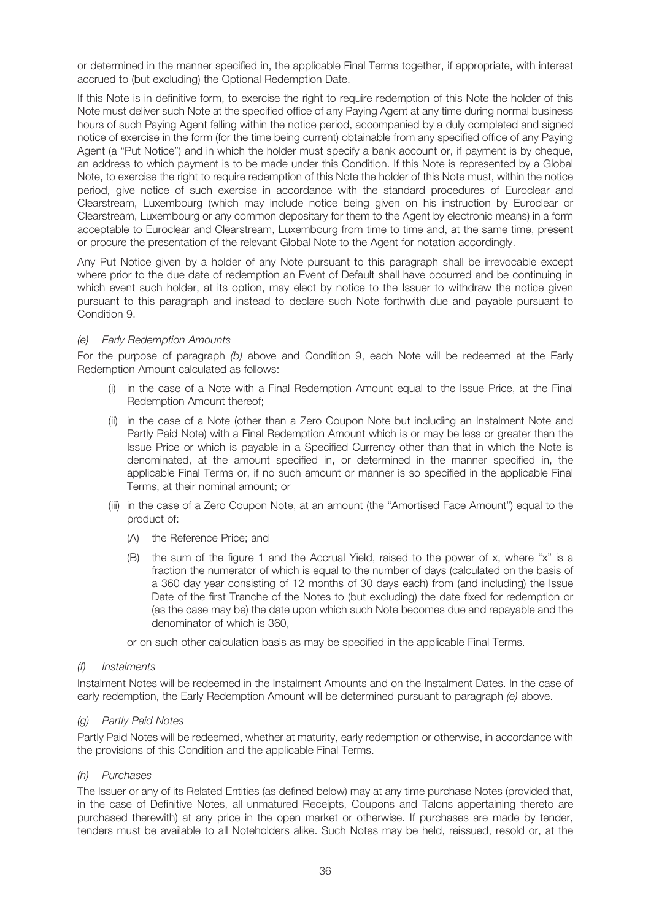or determined in the manner specified in, the applicable Final Terms together, if appropriate, with interest accrued to (but excluding) the Optional Redemption Date.

If this Note is in definitive form, to exercise the right to require redemption of this Note the holder of this Note must deliver such Note at the specified office of any Paying Agent at any time during normal business hours of such Paying Agent falling within the notice period, accompanied by a duly completed and signed notice of exercise in the form (for the time being current) obtainable from any specified office of any Paying Agent (a "Put Notice") and in which the holder must specify a bank account or, if payment is by cheque, an address to which payment is to be made under this Condition. If this Note is represented by a Global Note, to exercise the right to require redemption of this Note the holder of this Note must, within the notice period, give notice of such exercise in accordance with the standard procedures of Euroclear and Clearstream, Luxembourg (which may include notice being given on his instruction by Euroclear or Clearstream, Luxembourg or any common depositary for them to the Agent by electronic means) in a form acceptable to Euroclear and Clearstream, Luxembourg from time to time and, at the same time, present or procure the presentation of the relevant Global Note to the Agent for notation accordingly.

Any Put Notice given by a holder of any Note pursuant to this paragraph shall be irrevocable except where prior to the due date of redemption an Event of Default shall have occurred and be continuing in which event such holder, at its option, may elect by notice to the Issuer to withdraw the notice given pursuant to this paragraph and instead to declare such Note forthwith due and payable pursuant to Condition 9.

*(e) Early Redemption Amounts*

For the purpose of paragraph *(b)* above and Condition 9, each Note will be redeemed at the Early Redemption Amount calculated as follows:

(i) in the case of a Note with a Final Redemption Amount equal to the Issue Price, at the Final Redemption Amount thereof;

(ii) in the case of a Note (other than a Zero Coupon Note but including an Instalment Note and Partly Paid Note) with a Final Redemption Amount which is or may be less or greater than the Issue Price or which is payable in a Specified Currency other than that in which the Note is denominated, at the amount specified in, or determined in the manner specified in, the applicable Final Terms or, if no such amount or manner is so specified in the applicable Final Terms, at their nominal amount; or

(iii) in the case of a Zero Coupon Note, at an amount (the "Amortised Face Amount") equal to the product of:

  (A) the Reference Price; and

  (B) the sum of the figure 1 and the Accrual Yield, raised to the power of x, where "x" is a fraction the numerator of which is equal to the number of days (calculated on the basis of a 360 day year consisting of 12 months of 30 days each) from (and including) the Issue Date of the first Tranche of the Notes to (but excluding) the date fixed for redemption or (as the case may be) the date upon which such Note becomes due and repayable and the denominator of which is 360,

or on such other calculation basis as may be specified in the applicable Final Terms.

*(f) Instalments*

Instalment Notes will be redeemed in the Instalment Amounts and on the Instalment Dates. In the case of early redemption, the Early Redemption Amount will be determined pursuant to paragraph *(e)* above.

*(g) Partly Paid Notes*

Partly Paid Notes will be redeemed, whether at maturity, early redemption or otherwise, in accordance with the provisions of this Condition and the applicable Final Terms.

*(h) Purchases*

The Issuer or any of its Related Entities (as defined below) may at any time purchase Notes (provided that, in the case of Definitive Notes, all unmatured Receipts, Coupons and Talons appertaining thereto are purchased therewith) at any price in the open market or otherwise. If purchases are made by tender, tenders must be available to all Noteholders alike. Such Notes may be held, reissued, resold or, at the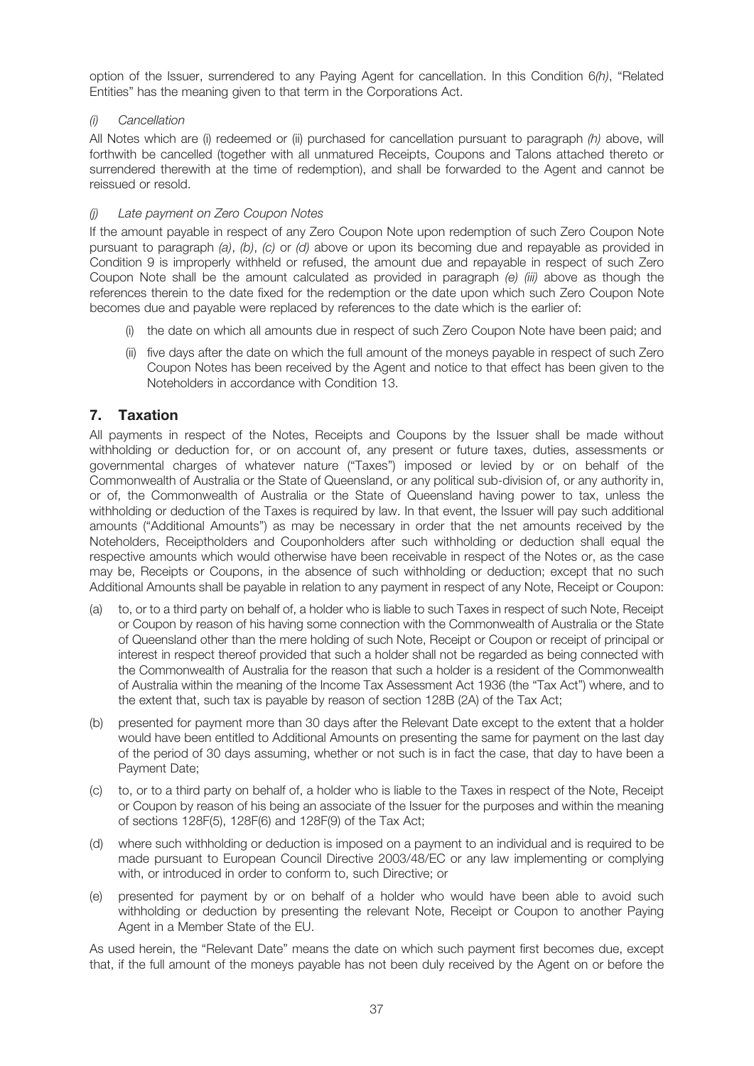option of the Issuer, surrendered to any Paying Agent for cancellation. In this Condition 6*(h)*, "Related Entities" has the meaning given to that term in the Corporations Act.

*(i) Cancellation*

All Notes which are (i) redeemed or (ii) purchased for cancellation pursuant to paragraph *(h)* above, will forthwith be cancelled (together with all unmatured Receipts, Coupons and Talons attached thereto or surrendered therewith at the time of redemption), and shall be forwarded to the Agent and cannot be reissued or resold.

*(j) Late payment on Zero Coupon Notes*

If the amount payable in respect of any Zero Coupon Note upon redemption of such Zero Coupon Note pursuant to paragraph *(a)*, *(b)*, *(c)* or *(d)* above or upon its becoming due and repayable as provided in Condition 9 is improperly withheld or refused, the amount due and repayable in respect of such Zero Coupon Note shall be the amount calculated as provided in paragraph *(e) (iii)* above as though the references therein to the date fixed for the redemption or the date upon which such Zero Coupon Note becomes due and payable were replaced by references to the date which is the earlier of:

(i) the date on which all amounts due in respect of such Zero Coupon Note have been paid; and

(ii) five days after the date on which the full amount of the moneys payable in respect of such Zero Coupon Notes has been received by the Agent and notice to that effect has been given to the Noteholders in accordance with Condition 13.

## 7. Taxation

All payments in respect of the Notes, Receipts and Coupons by the Issuer shall be made without withholding or deduction for, or on account of, any present or future taxes, duties, assessments or governmental charges of whatever nature ("Taxes") imposed or levied by or on behalf of the Commonwealth of Australia or the State of Queensland, or any political sub-division of, or any authority in, or of, the Commonwealth of Australia or the State of Queensland having power to tax, unless the withholding or deduction of the Taxes is required by law. In that event, the Issuer will pay such additional amounts ("Additional Amounts") as may be necessary in order that the net amounts received by the Noteholders, Receiptholders and Couponholders after such withholding or deduction shall equal the respective amounts which would otherwise have been receivable in respect of the Notes or, as the case may be, Receipts or Coupons, in the absence of such withholding or deduction; except that no such Additional Amounts shall be payable in relation to any payment in respect of any Note, Receipt or Coupon:

(a) to, or to a third party on behalf of, a holder who is liable to such Taxes in respect of such Note, Receipt or Coupon by reason of his having some connection with the Commonwealth of Australia or the State of Queensland other than the mere holding of such Note, Receipt or Coupon or receipt of principal or interest in respect thereof provided that such a holder shall not be regarded as being connected with the Commonwealth of Australia for the reason that such a holder is a resident of the Commonwealth of Australia within the meaning of the Income Tax Assessment Act 1936 (the "Tax Act") where, and to the extent that, such tax is payable by reason of section 128B (2A) of the Tax Act;

(b) presented for payment more than 30 days after the Relevant Date except to the extent that a holder would have been entitled to Additional Amounts on presenting the same for payment on the last day of the period of 30 days assuming, whether or not such is in fact the case, that day to have been a Payment Date;

(c) to, or to a third party on behalf of, a holder who is liable to the Taxes in respect of the Note, Receipt or Coupon by reason of his being an associate of the Issuer for the purposes and within the meaning of sections 128F(5), 128F(6) and 128F(9) of the Tax Act;

(d) where such withholding or deduction is imposed on a payment to an individual and is required to be made pursuant to European Council Directive 2003/48/EC or any law implementing or complying with, or introduced in order to conform to, such Directive; or

(e) presented for payment by or on behalf of a holder who would have been able to avoid such withholding or deduction by presenting the relevant Note, Receipt or Coupon to another Paying Agent in a Member State of the EU.

As used herein, the "Relevant Date" means the date on which such payment first becomes due, except that, if the full amount of the moneys payable has not been duly received by the Agent on or before the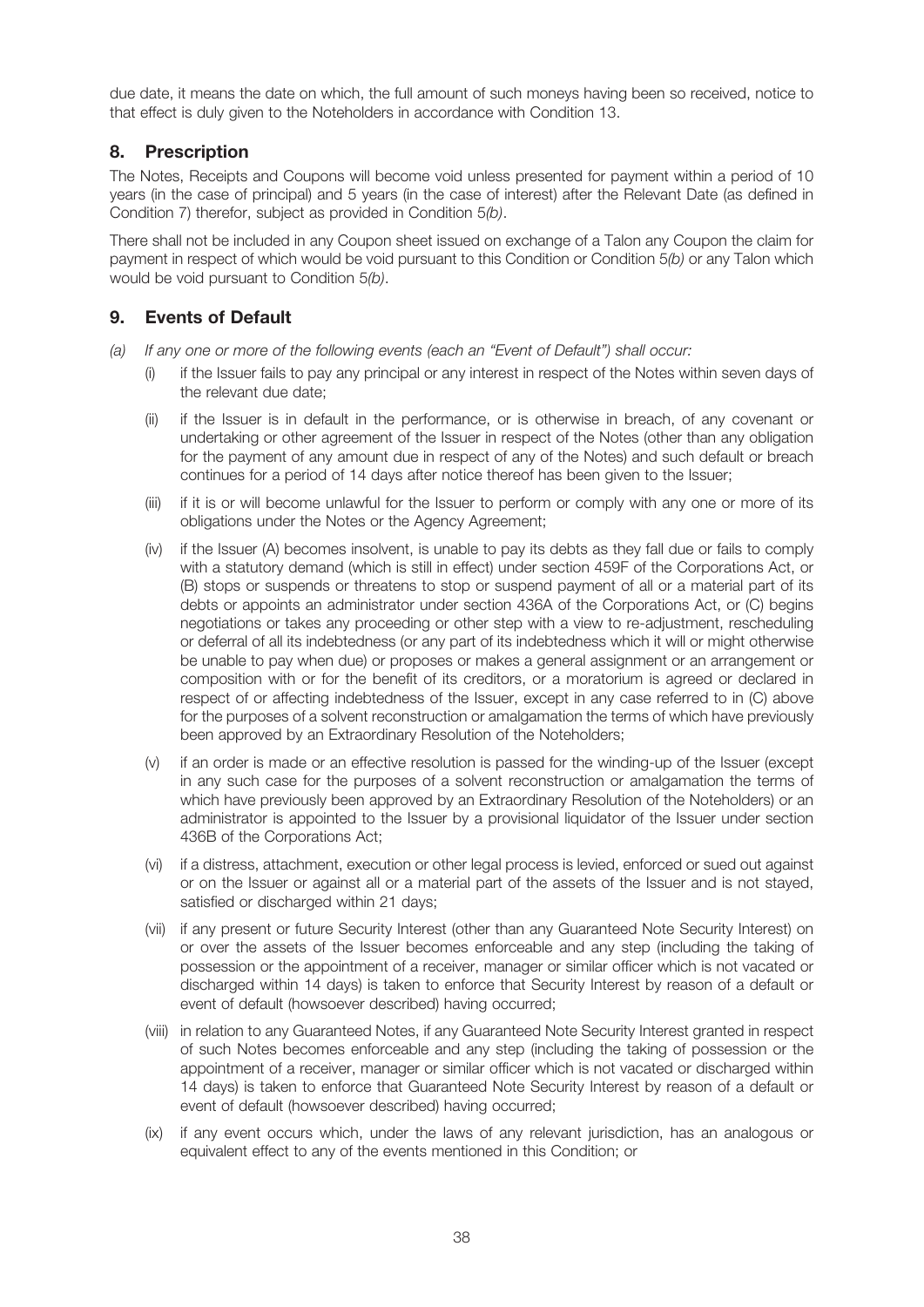due date, it means the date on which, the full amount of such moneys having been so received, notice to that effect is duly given to the Noteholders in accordance with Condition 13.

## 8. Prescription

The Notes, Receipts and Coupons will become void unless presented for payment within a period of 10 years (in the case of principal) and 5 years (in the case of interest) after the Relevant Date (as defined in Condition 7) therefor, subject as provided in Condition 5*(b)*.

There shall not be included in any Coupon sheet issued on exchange of a Talon any Coupon the claim for payment in respect of which would be void pursuant to this Condition or Condition 5*(b)* or any Talon which would be void pursuant to Condition 5*(b)*.

## 9. Events of Default

*(a) If any one or more of the following events (each an "Event of Default") shall occur:*

(i) if the Issuer fails to pay any principal or any interest in respect of the Notes within seven days of the relevant due date;

(ii) if the Issuer is in default in the performance, or is otherwise in breach, of any covenant or undertaking or other agreement of the Issuer in respect of the Notes (other than any obligation for the payment of any amount due in respect of any of the Notes) and such default or breach continues for a period of 14 days after notice thereof has been given to the Issuer;

(iii) if it is or will become unlawful for the Issuer to perform or comply with any one or more of its obligations under the Notes or the Agency Agreement;

(iv) if the Issuer (A) becomes insolvent, is unable to pay its debts as they fall due or fails to comply with a statutory demand (which is still in effect) under section 459F of the Corporations Act, or (B) stops or suspends or threatens to stop or suspend payment of all or a material part of its debts or appoints an administrator under section 436A of the Corporations Act, or (C) begins negotiations or takes any proceeding or other step with a view to re-adjustment, rescheduling or deferral of all its indebtedness (or any part of its indebtedness which it will or might otherwise be unable to pay when due) or proposes or makes a general assignment or an arrangement or composition with or for the benefit of its creditors, or a moratorium is agreed or declared in respect of or affecting indebtedness of the Issuer, except in any case referred to in (C) above for the purposes of a solvent reconstruction or amalgamation the terms of which have previously been approved by an Extraordinary Resolution of the Noteholders;

(v) if an order is made or an effective resolution is passed for the winding-up of the Issuer (except in any such case for the purposes of a solvent reconstruction or amalgamation the terms of which have previously been approved by an Extraordinary Resolution of the Noteholders) or an administrator is appointed to the Issuer by a provisional liquidator of the Issuer under section 436B of the Corporations Act;

(vi) if a distress, attachment, execution or other legal process is levied, enforced or sued out against or on the Issuer or against all or a material part of the assets of the Issuer and is not stayed, satisfied or discharged within 21 days;

(vii) if any present or future Security Interest (other than any Guaranteed Note Security Interest) on or over the assets of the Issuer becomes enforceable and any step (including the taking of possession or the appointment of a receiver, manager or similar officer which is not vacated or discharged within 14 days) is taken to enforce that Security Interest by reason of a default or event of default (howsoever described) having occurred;

(viii) in relation to any Guaranteed Notes, if any Guaranteed Note Security Interest granted in respect of such Notes becomes enforceable and any step (including the taking of possession or the appointment of a receiver, manager or similar officer which is not vacated or discharged within 14 days) is taken to enforce that Guaranteed Note Security Interest by reason of a default or event of default (howsoever described) having occurred;

(ix) if any event occurs which, under the laws of any relevant jurisdiction, has an analogous or equivalent effect to any of the events mentioned in this Condition; or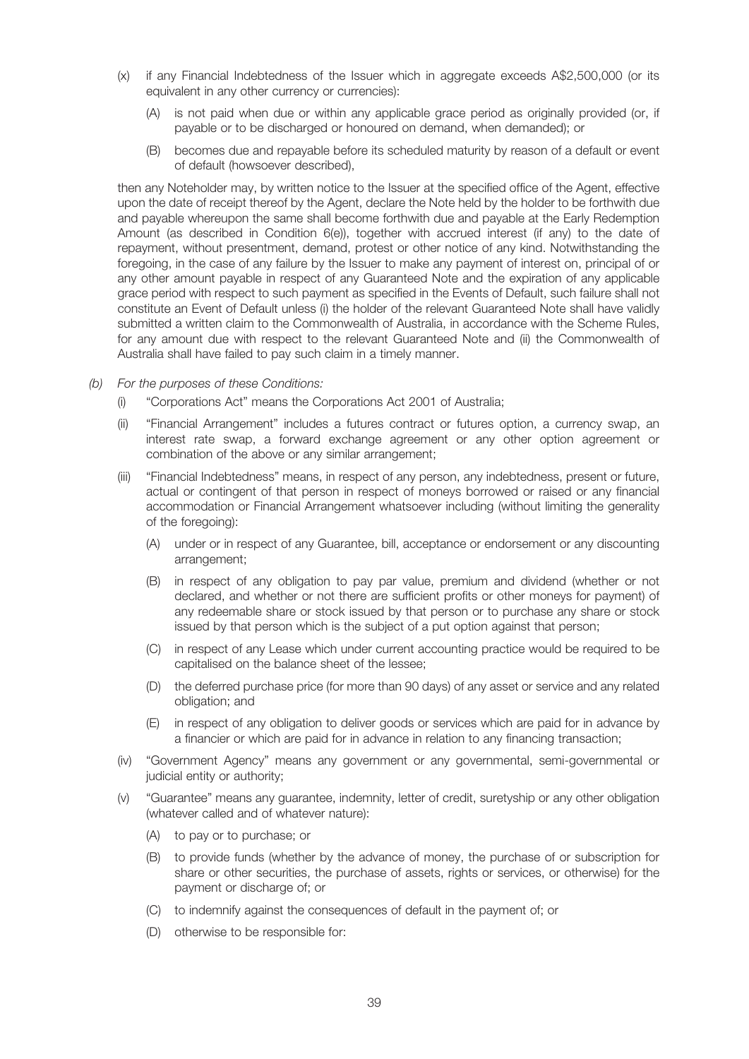- (x) if any Financial Indebtedness of the Issuer which in aggregate exceeds A$2,500,000 (or its equivalent in any other currency or currencies):
  - (A) is not paid when due or within any applicable grace period as originally provided (or, if payable or to be discharged or honoured on demand, when demanded); or
  - (B) becomes due and repayable before its scheduled maturity by reason of a default or event of default (howsoever described),

then any Noteholder may, by written notice to the Issuer at the specified office of the Agent, effective upon the date of receipt thereof by the Agent, declare the Note held by the holder to be forthwith due and payable whereupon the same shall become forthwith due and payable at the Early Redemption Amount (as described in Condition 6(e)), together with accrued interest (if any) to the date of repayment, without presentment, demand, protest or other notice of any kind. Notwithstanding the foregoing, in the case of any failure by the Issuer to make any payment of interest on, principal of or any other amount payable in respect of any Guaranteed Note and the expiration of any applicable grace period with respect to such payment as specified in the Events of Default, such failure shall not constitute an Event of Default unless (i) the holder of the relevant Guaranteed Note shall have validly submitted a written claim to the Commonwealth of Australia, in accordance with the Scheme Rules, for any amount due with respect to the relevant Guaranteed Note and (ii) the Commonwealth of Australia shall have failed to pay such claim in a timely manner.

*(b) For the purposes of these Conditions:*

- (i) "Corporations Act" means the Corporations Act 2001 of Australia;
- (ii) "Financial Arrangement" includes a futures contract or futures option, a currency swap, an interest rate swap, a forward exchange agreement or any other option agreement or combination of the above or any similar arrangement;
- (iii) "Financial Indebtedness" means, in respect of any person, any indebtedness, present or future, actual or contingent of that person in respect of moneys borrowed or raised or any financial accommodation or Financial Arrangement whatsoever including (without limiting the generality of the foregoing):
  - (A) under or in respect of any Guarantee, bill, acceptance or endorsement or any discounting arrangement;
  - (B) in respect of any obligation to pay par value, premium and dividend (whether or not declared, and whether or not there are sufficient profits or other moneys for payment) of any redeemable share or stock issued by that person or to purchase any share or stock issued by that person which is the subject of a put option against that person;
  - (C) in respect of any Lease which under current accounting practice would be required to be capitalised on the balance sheet of the lessee;
  - (D) the deferred purchase price (for more than 90 days) of any asset or service and any related obligation; and
  - (E) in respect of any obligation to deliver goods or services which are paid for in advance by a financier or which are paid for in advance in relation to any financing transaction;
- (iv) "Government Agency" means any government or any governmental, semi-governmental or judicial entity or authority;
- (v) "Guarantee" means any guarantee, indemnity, letter of credit, suretyship or any other obligation (whatever called and of whatever nature):
  - (A) to pay or to purchase; or
  - (B) to provide funds (whether by the advance of money, the purchase of or subscription for share or other securities, the purchase of assets, rights or services, or otherwise) for the payment or discharge of; or
  - (C) to indemnify against the consequences of default in the payment of; or
  - (D) otherwise to be responsible for: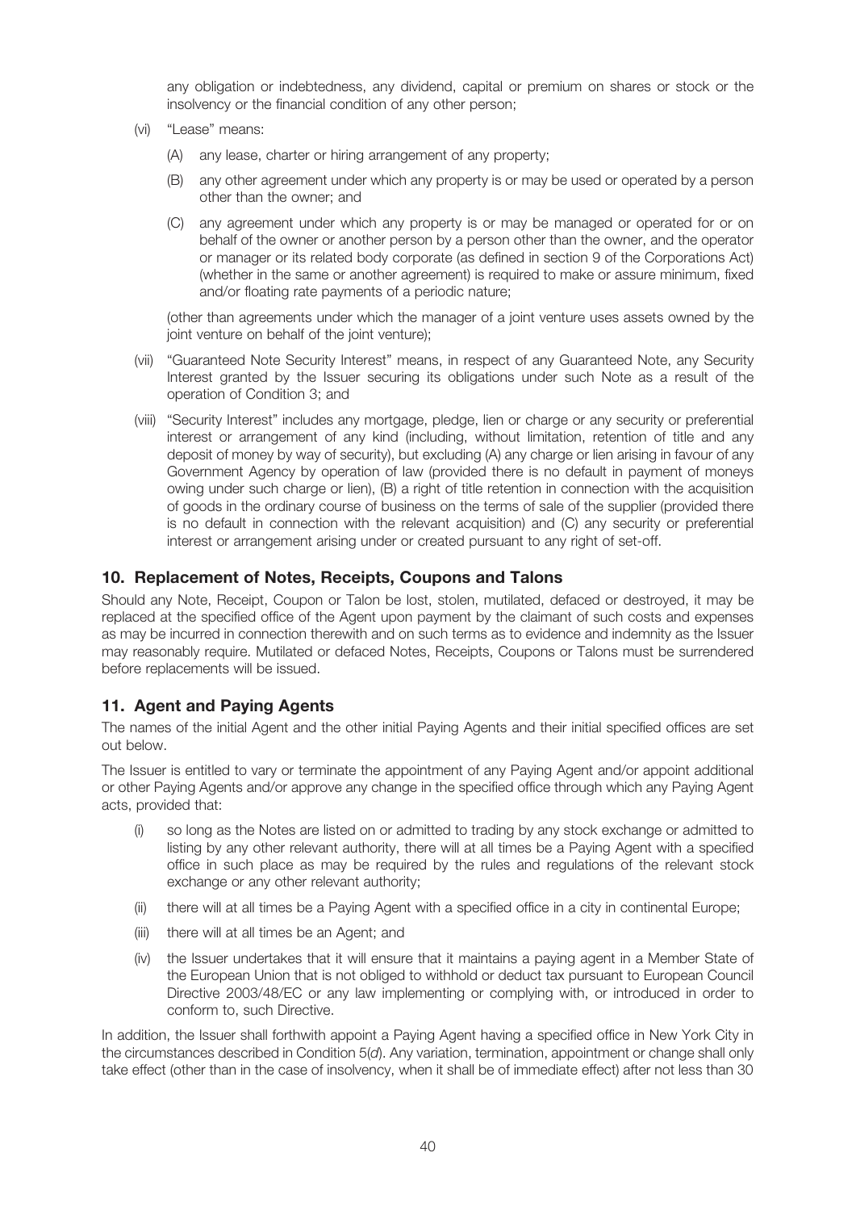any obligation or indebtedness, any dividend, capital or premium on shares or stock or the insolvency or the financial condition of any other person;

(vi) "Lease" means:

(A) any lease, charter or hiring arrangement of any property;

(B) any other agreement under which any property is or may be used or operated by a person other than the owner; and

(C) any agreement under which any property is or may be managed or operated for or on behalf of the owner or another person by a person other than the owner, and the operator or manager or its related body corporate (as defined in section 9 of the Corporations Act) (whether in the same or another agreement) is required to make or assure minimum, fixed and/or floating rate payments of a periodic nature;

(other than agreements under which the manager of a joint venture uses assets owned by the joint venture on behalf of the joint venture);

(vii) "Guaranteed Note Security Interest" means, in respect of any Guaranteed Note, any Security Interest granted by the Issuer securing its obligations under such Note as a result of the operation of Condition 3; and

(viii) "Security Interest" includes any mortgage, pledge, lien or charge or any security or preferential interest or arrangement of any kind (including, without limitation, retention of title and any deposit of money by way of security), but excluding (A) any charge or lien arising in favour of any Government Agency by operation of law (provided there is no default in payment of moneys owing under such charge or lien), (B) a right of title retention in connection with the acquisition of goods in the ordinary course of business on the terms of sale of the supplier (provided there is no default in connection with the relevant acquisition) and (C) any security or preferential interest or arrangement arising under or created pursuant to any right of set-off.

## 10. Replacement of Notes, Receipts, Coupons and Talons

Should any Note, Receipt, Coupon or Talon be lost, stolen, mutilated, defaced or destroyed, it may be replaced at the specified office of the Agent upon payment by the claimant of such costs and expenses as may be incurred in connection therewith and on such terms as to evidence and indemnity as the Issuer may reasonably require. Mutilated or defaced Notes, Receipts, Coupons or Talons must be surrendered before replacements will be issued.

## 11. Agent and Paying Agents

The names of the initial Agent and the other initial Paying Agents and their initial specified offices are set out below.

The Issuer is entitled to vary or terminate the appointment of any Paying Agent and/or appoint additional or other Paying Agents and/or approve any change in the specified office through which any Paying Agent acts, provided that:

(i) so long as the Notes are listed on or admitted to trading by any stock exchange or admitted to listing by any other relevant authority, there will at all times be a Paying Agent with a specified office in such place as may be required by the rules and regulations of the relevant stock exchange or any other relevant authority;

(ii) there will at all times be a Paying Agent with a specified office in a city in continental Europe;

(iii) there will at all times be an Agent; and

(iv) the Issuer undertakes that it will ensure that it maintains a paying agent in a Member State of the European Union that is not obliged to withhold or deduct tax pursuant to European Council Directive 2003/48/EC or any law implementing or complying with, or introduced in order to conform to, such Directive.

In addition, the Issuer shall forthwith appoint a Paying Agent having a specified office in New York City in the circumstances described in Condition 5(*d*). Any variation, termination, appointment or change shall only take effect (other than in the case of insolvency, when it shall be of immediate effect) after not less than 30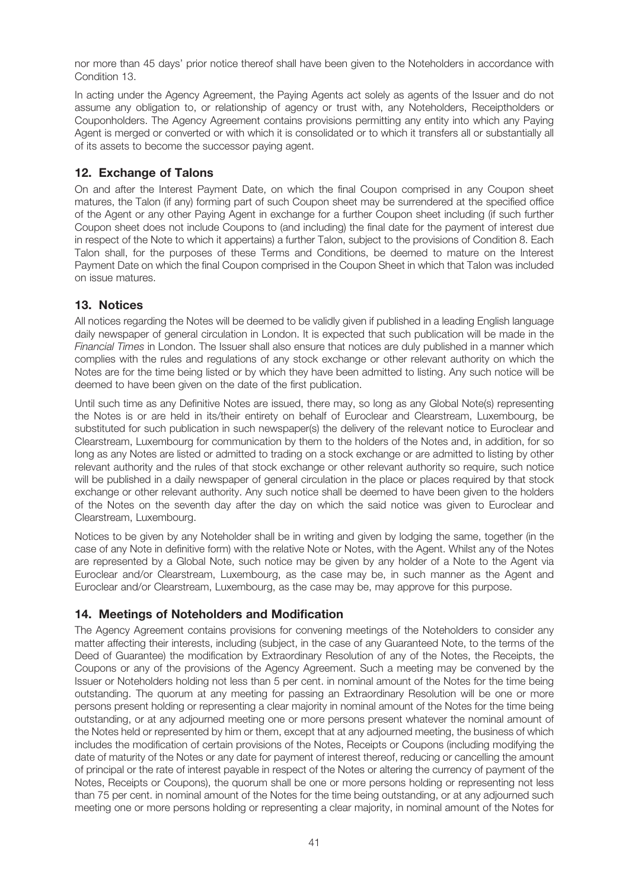nor more than 45 days' prior notice thereof shall have been given to the Noteholders in accordance with Condition 13.

In acting under the Agency Agreement, the Paying Agents act solely as agents of the Issuer and do not assume any obligation to, or relationship of agency or trust with, any Noteholders, Receiptholders or Couponholders. The Agency Agreement contains provisions permitting any entity into which any Paying Agent is merged or converted or with which it is consolidated or to which it transfers all or substantially all of its assets to become the successor paying agent.

## 12. Exchange of Talons

On and after the Interest Payment Date, on which the final Coupon comprised in any Coupon sheet matures, the Talon (if any) forming part of such Coupon sheet may be surrendered at the specified office of the Agent or any other Paying Agent in exchange for a further Coupon sheet including (if such further Coupon sheet does not include Coupons to (and including) the final date for the payment of interest due in respect of the Note to which it appertains) a further Talon, subject to the provisions of Condition 8. Each Talon shall, for the purposes of these Terms and Conditions, be deemed to mature on the Interest Payment Date on which the final Coupon comprised in the Coupon Sheet in which that Talon was included on issue matures.

## 13. Notices

All notices regarding the Notes will be deemed to be validly given if published in a leading English language daily newspaper of general circulation in London. It is expected that such publication will be made in the *Financial Times* in London. The Issuer shall also ensure that notices are duly published in a manner which complies with the rules and regulations of any stock exchange or other relevant authority on which the Notes are for the time being listed or by which they have been admitted to listing. Any such notice will be deemed to have been given on the date of the first publication.

Until such time as any Definitive Notes are issued, there may, so long as any Global Note(s) representing the Notes is or are held in its/their entirety on behalf of Euroclear and Clearstream, Luxembourg, be substituted for such publication in such newspaper(s) the delivery of the relevant notice to Euroclear and Clearstream, Luxembourg for communication by them to the holders of the Notes and, in addition, for so long as any Notes are listed or admitted to trading on a stock exchange or are admitted to listing by other relevant authority and the rules of that stock exchange or other relevant authority so require, such notice will be published in a daily newspaper of general circulation in the place or places required by that stock exchange or other relevant authority. Any such notice shall be deemed to have been given to the holders of the Notes on the seventh day after the day on which the said notice was given to Euroclear and Clearstream, Luxembourg.

Notices to be given by any Noteholder shall be in writing and given by lodging the same, together (in the case of any Note in definitive form) with the relative Note or Notes, with the Agent. Whilst any of the Notes are represented by a Global Note, such notice may be given by any holder of a Note to the Agent via Euroclear and/or Clearstream, Luxembourg, as the case may be, in such manner as the Agent and Euroclear and/or Clearstream, Luxembourg, as the case may be, may approve for this purpose.

## 14. Meetings of Noteholders and Modification

The Agency Agreement contains provisions for convening meetings of the Noteholders to consider any matter affecting their interests, including (subject, in the case of any Guaranteed Note, to the terms of the Deed of Guarantee) the modification by Extraordinary Resolution of any of the Notes, the Receipts, the Coupons or any of the provisions of the Agency Agreement. Such a meeting may be convened by the Issuer or Noteholders holding not less than 5 per cent. in nominal amount of the Notes for the time being outstanding. The quorum at any meeting for passing an Extraordinary Resolution will be one or more persons present holding or representing a clear majority in nominal amount of the Notes for the time being outstanding, or at any adjourned meeting one or more persons present whatever the nominal amount of the Notes held or represented by him or them, except that at any adjourned meeting, the business of which includes the modification of certain provisions of the Notes, Receipts or Coupons (including modifying the date of maturity of the Notes or any date for payment of interest thereof, reducing or cancelling the amount of principal or the rate of interest payable in respect of the Notes or altering the currency of payment of the Notes, Receipts or Coupons), the quorum shall be one or more persons holding or representing not less than 75 per cent. in nominal amount of the Notes for the time being outstanding, or at any adjourned such meeting one or more persons holding or representing a clear majority, in nominal amount of the Notes for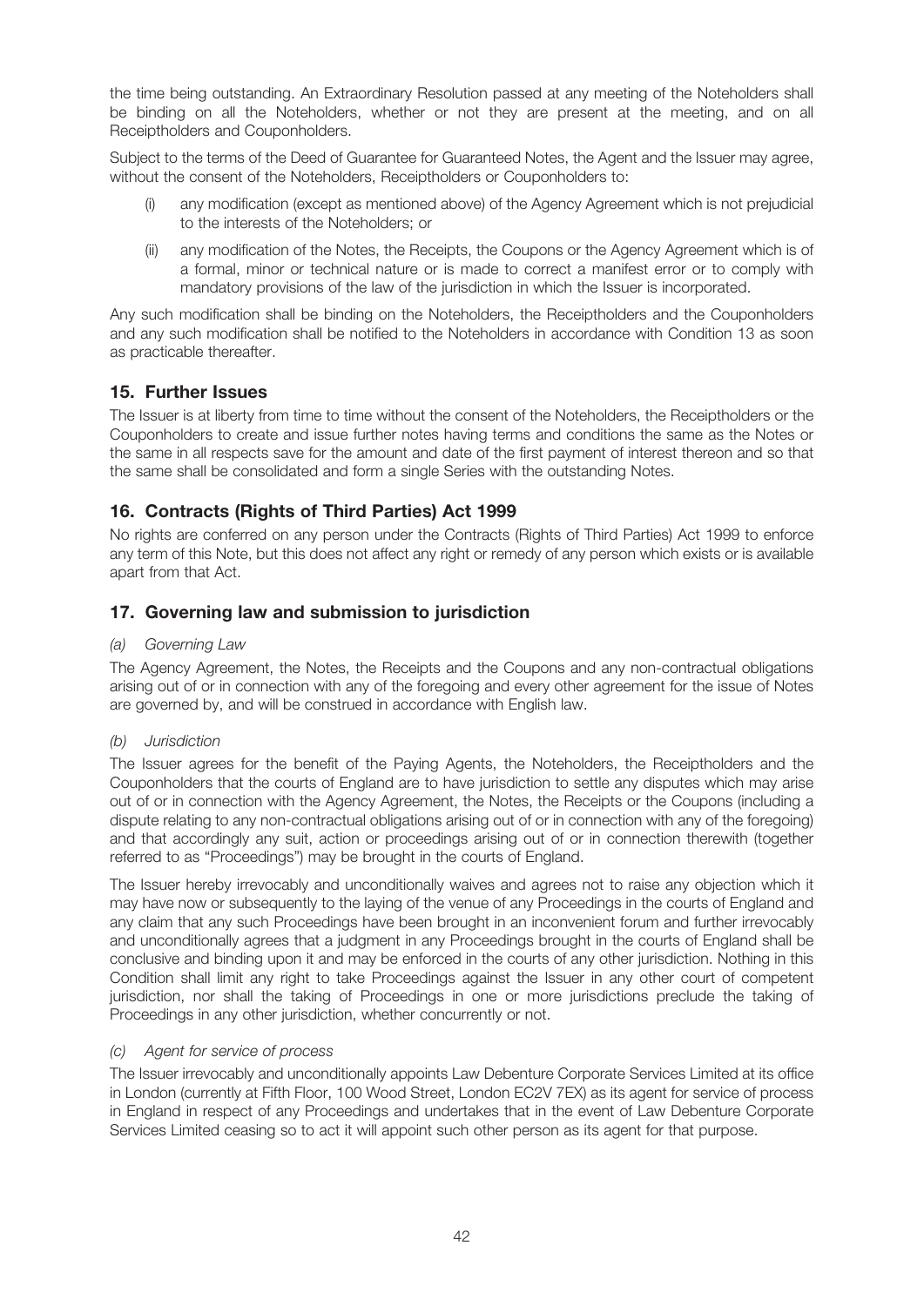the time being outstanding. An Extraordinary Resolution passed at any meeting of the Noteholders shall be binding on all the Noteholders, whether or not they are present at the meeting, and on all Receiptholders and Couponholders.

Subject to the terms of the Deed of Guarantee for Guaranteed Notes, the Agent and the Issuer may agree, without the consent of the Noteholders, Receiptholders or Couponholders to:

(i) any modification (except as mentioned above) of the Agency Agreement which is not prejudicial to the interests of the Noteholders; or

(ii) any modification of the Notes, the Receipts, the Coupons or the Agency Agreement which is of a formal, minor or technical nature or is made to correct a manifest error or to comply with mandatory provisions of the law of the jurisdiction in which the Issuer is incorporated.

Any such modification shall be binding on the Noteholders, the Receiptholders and the Couponholders and any such modification shall be notified to the Noteholders in accordance with Condition 13 as soon as practicable thereafter.

## 15. Further Issues

The Issuer is at liberty from time to time without the consent of the Noteholders, the Receiptholders or the Couponholders to create and issue further notes having terms and conditions the same as the Notes or the same in all respects save for the amount and date of the first payment of interest thereon and so that the same shall be consolidated and form a single Series with the outstanding Notes.

## 16. Contracts (Rights of Third Parties) Act 1999

No rights are conferred on any person under the Contracts (Rights of Third Parties) Act 1999 to enforce any term of this Note, but this does not affect any right or remedy of any person which exists or is available apart from that Act.

## 17. Governing law and submission to jurisdiction

*(a) Governing Law*

The Agency Agreement, the Notes, the Receipts and the Coupons and any non-contractual obligations arising out of or in connection with any of the foregoing and every other agreement for the issue of Notes are governed by, and will be construed in accordance with English law.

*(b) Jurisdiction*

The Issuer agrees for the benefit of the Paying Agents, the Noteholders, the Receiptholders and the Couponholders that the courts of England are to have jurisdiction to settle any disputes which may arise out of or in connection with the Agency Agreement, the Notes, the Receipts or the Coupons (including a dispute relating to any non-contractual obligations arising out of or in connection with any of the foregoing) and that accordingly any suit, action or proceedings arising out of or in connection therewith (together referred to as "Proceedings") may be brought in the courts of England.

The Issuer hereby irrevocably and unconditionally waives and agrees not to raise any objection which it may have now or subsequently to the laying of the venue of any Proceedings in the courts of England and any claim that any such Proceedings have been brought in an inconvenient forum and further irrevocably and unconditionally agrees that a judgment in any Proceedings brought in the courts of England shall be conclusive and binding upon it and may be enforced in the courts of any other jurisdiction. Nothing in this Condition shall limit any right to take Proceedings against the Issuer in any other court of competent jurisdiction, nor shall the taking of Proceedings in one or more jurisdictions preclude the taking of Proceedings in any other jurisdiction, whether concurrently or not.

*(c) Agent for service of process*

The Issuer irrevocably and unconditionally appoints Law Debenture Corporate Services Limited at its office in London (currently at Fifth Floor, 100 Wood Street, London EC2V 7EX) as its agent for service of process in England in respect of any Proceedings and undertakes that in the event of Law Debenture Corporate Services Limited ceasing so to act it will appoint such other person as its agent for that purpose.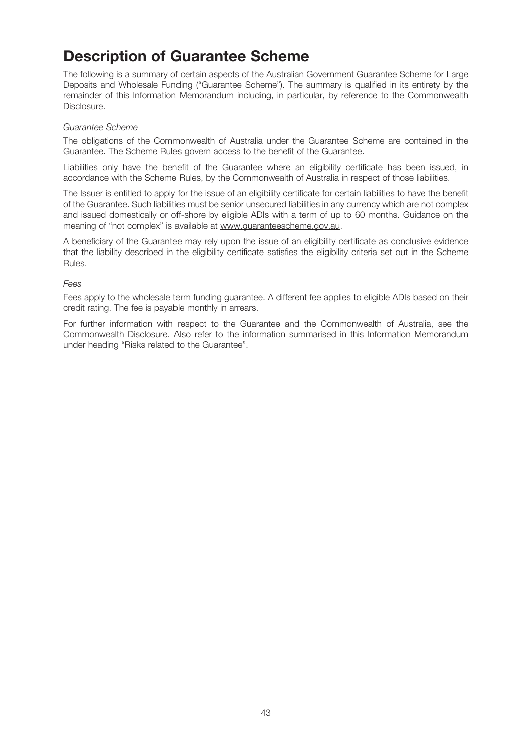# Description of Guarantee Scheme

The following is a summary of certain aspects of the Australian Government Guarantee Scheme for Large Deposits and Wholesale Funding ("Guarantee Scheme"). The summary is qualified in its entirety by the remainder of this Information Memorandum including, in particular, by reference to the Commonwealth Disclosure.

*Guarantee Scheme*

The obligations of the Commonwealth of Australia under the Guarantee Scheme are contained in the Guarantee. The Scheme Rules govern access to the benefit of the Guarantee.

Liabilities only have the benefit of the Guarantee where an eligibility certificate has been issued, in accordance with the Scheme Rules, by the Commonwealth of Australia in respect of those liabilities.

The Issuer is entitled to apply for the issue of an eligibility certificate for certain liabilities to have the benefit of the Guarantee. Such liabilities must be senior unsecured liabilities in any currency which are not complex and issued domestically or off-shore by eligible ADIs with a term of up to 60 months. Guidance on the meaning of "not complex" is available at www.guaranteescheme.gov.au.

A beneficiary of the Guarantee may rely upon the issue of an eligibility certificate as conclusive evidence that the liability described in the eligibility certificate satisfies the eligibility criteria set out in the Scheme Rules.

*Fees*

Fees apply to the wholesale term funding guarantee. A different fee applies to eligible ADIs based on their credit rating. The fee is payable monthly in arrears.

For further information with respect to the Guarantee and the Commonwealth of Australia, see the Commonwealth Disclosure. Also refer to the information summarised in this Information Memorandum under heading "Risks related to the Guarantee".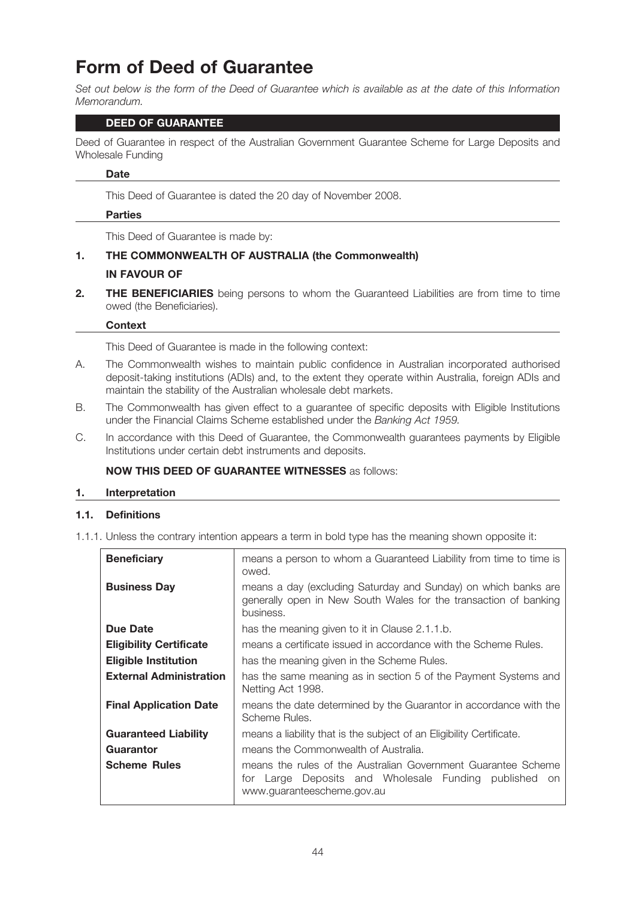# Form of Deed of Guarantee

*Set out below is the form of the Deed of Guarantee which is available as at the date of this Information Memorandum.*

## DEED OF GUARANTEE

Deed of Guarantee in respect of the Australian Government Guarantee Scheme for Large Deposits and Wholesale Funding

### Date

This Deed of Guarantee is dated the 20 day of November 2008.

### Parties

This Deed of Guarantee is made by:

1. **THE COMMONWEALTH OF AUSTRALIA (the Commonwealth)**

   **IN FAVOUR OF**

2. **THE BENEFICIARIES** being persons to whom the Guaranteed Liabilities are from time to time owed (the Beneficiaries).

### Context

This Deed of Guarantee is made in the following context:

A. The Commonwealth wishes to maintain public confidence in Australian incorporated authorised deposit-taking institutions (ADIs) and, to the extent they operate within Australia, foreign ADIs and maintain the stability of the Australian wholesale debt markets.

B. The Commonwealth has given effect to a guarantee of specific deposits with Eligible Institutions under the Financial Claims Scheme established under the *Banking Act 1959*.

C. In accordance with this Deed of Guarantee, the Commonwealth guarantees payments by Eligible Institutions under certain debt instruments and deposits.

**NOW THIS DEED OF GUARANTEE WITNESSES** as follows:

### 1. Interpretation

#### 1.1. Definitions

1.1.1. Unless the contrary intention appears a term in bold type has the meaning shown opposite it:

| | |
|---|---|
| **Beneficiary** | means a person to whom a Guaranteed Liability from time to time is owed. |
| **Business Day** | means a day (excluding Saturday and Sunday) on which banks are generally open in New South Wales for the transaction of banking business. |
| **Due Date** | has the meaning given to it in Clause 2.1.1.b. |
| **Eligibility Certificate** | means a certificate issued in accordance with the Scheme Rules. |
| **Eligible Institution** | has the meaning given in the Scheme Rules. |
| **External Administration** | has the same meaning as in section 5 of the Payment Systems and Netting Act 1998. |
| **Final Application Date** | means the date determined by the Guarantor in accordance with the Scheme Rules. |
| **Guaranteed Liability** | means a liability that is the subject of an Eligibility Certificate. |
| **Guarantor** | means the Commonwealth of Australia. |
| **Scheme Rules** | means the rules of the Australian Government Guarantee Scheme for Large Deposits and Wholesale Funding published on www.guaranteescheme.gov.au |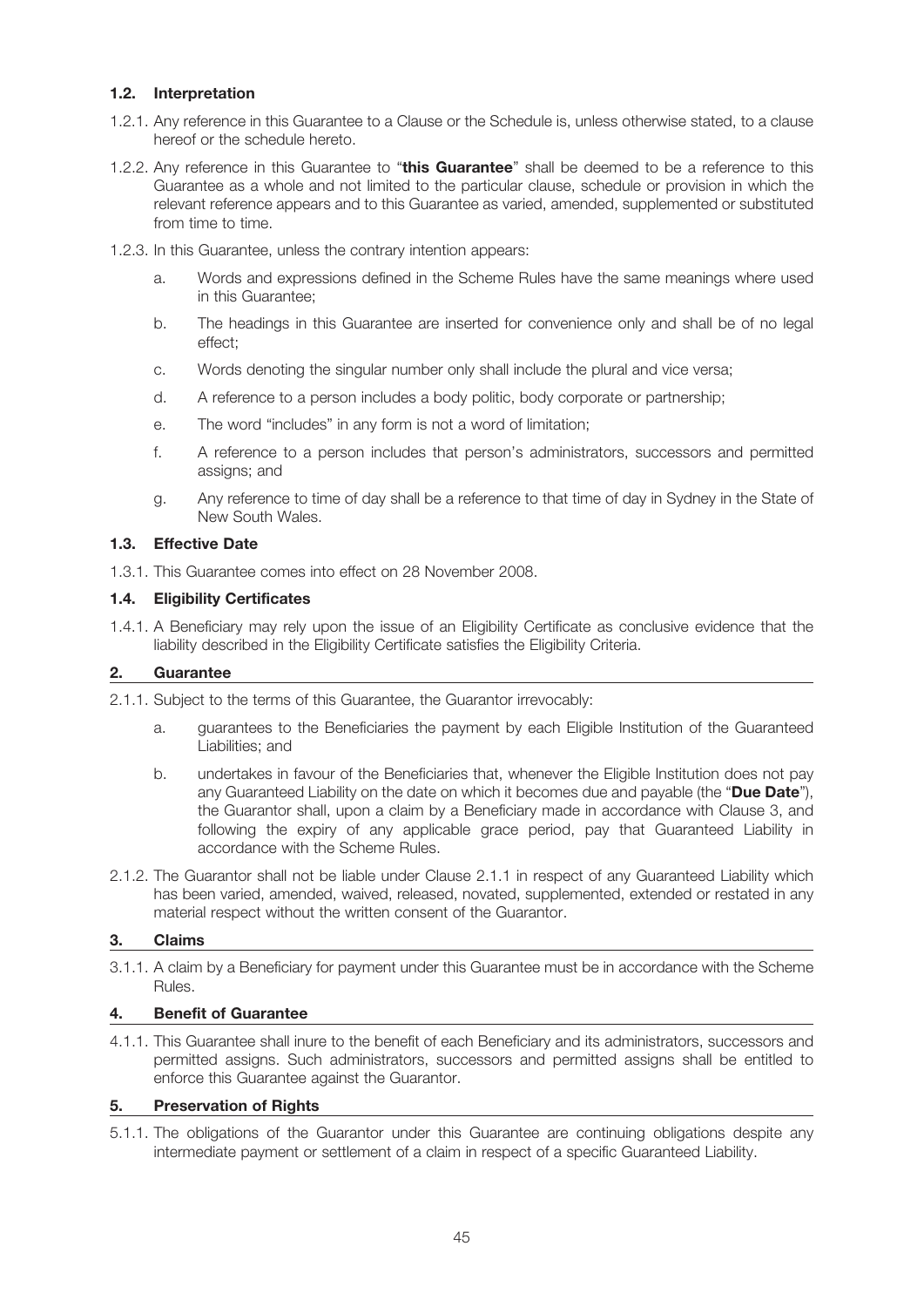### 1.2. Interpretation

1.2.1. Any reference in this Guarantee to a Clause or the Schedule is, unless otherwise stated, to a clause hereof or the schedule hereto.

1.2.2. Any reference in this Guarantee to "**this Guarantee**" shall be deemed to be a reference to this Guarantee as a whole and not limited to the particular clause, schedule or provision in which the relevant reference appears and to this Guarantee as varied, amended, supplemented or substituted from time to time.

1.2.3. In this Guarantee, unless the contrary intention appears:

a. Words and expressions defined in the Scheme Rules have the same meanings where used in this Guarantee;

b. The headings in this Guarantee are inserted for convenience only and shall be of no legal effect;

c. Words denoting the singular number only shall include the plural and vice versa;

d. A reference to a person includes a body politic, body corporate or partnership;

e. The word "includes" in any form is not a word of limitation;

f. A reference to a person includes that person's administrators, successors and permitted assigns; and

g. Any reference to time of day shall be a reference to that time of day in Sydney in the State of New South Wales.

### 1.3. Effective Date

1.3.1. This Guarantee comes into effect on 28 November 2008.

### 1.4. Eligibility Certificates

1.4.1. A Beneficiary may rely upon the issue of an Eligibility Certificate as conclusive evidence that the liability described in the Eligibility Certificate satisfies the Eligibility Criteria.

## 2. Guarantee

2.1.1. Subject to the terms of this Guarantee, the Guarantor irrevocably:

a. guarantees to the Beneficiaries the payment by each Eligible Institution of the Guaranteed Liabilities; and

b. undertakes in favour of the Beneficiaries that, whenever the Eligible Institution does not pay any Guaranteed Liability on the date on which it becomes due and payable (the "**Due Date**"), the Guarantor shall, upon a claim by a Beneficiary made in accordance with Clause 3, and following the expiry of any applicable grace period, pay that Guaranteed Liability in accordance with the Scheme Rules.

2.1.2. The Guarantor shall not be liable under Clause 2.1.1 in respect of any Guaranteed Liability which has been varied, amended, waived, released, novated, supplemented, extended or restated in any material respect without the written consent of the Guarantor.

## 3. Claims

3.1.1. A claim by a Beneficiary for payment under this Guarantee must be in accordance with the Scheme Rules.

## 4. Benefit of Guarantee

4.1.1. This Guarantee shall inure to the benefit of each Beneficiary and its administrators, successors and permitted assigns. Such administrators, successors and permitted assigns shall be entitled to enforce this Guarantee against the Guarantor.

## 5. Preservation of Rights

5.1.1. The obligations of the Guarantor under this Guarantee are continuing obligations despite any intermediate payment or settlement of a claim in respect of a specific Guaranteed Liability.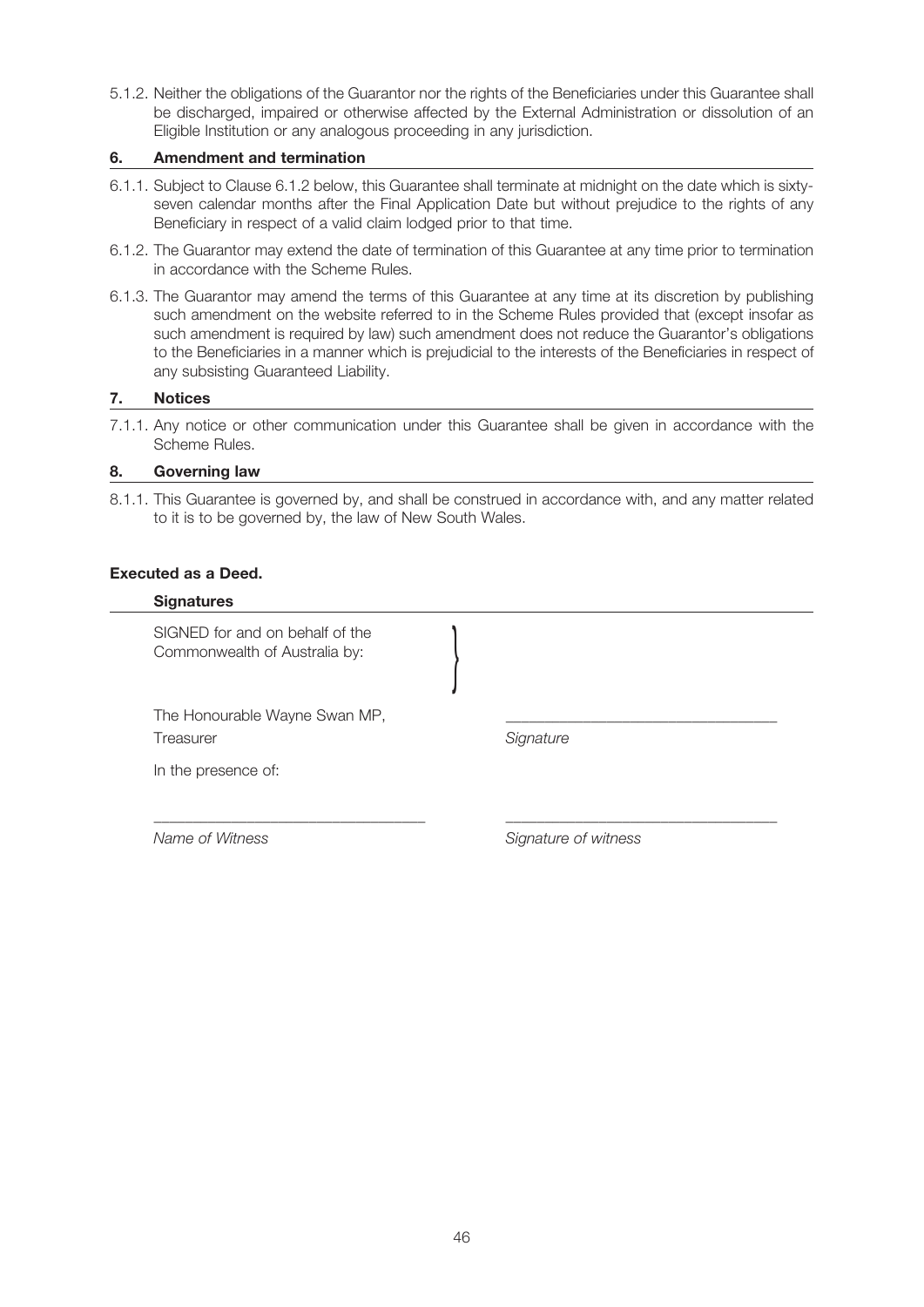5.1.2. Neither the obligations of the Guarantor nor the rights of the Beneficiaries under this Guarantee shall be discharged, impaired or otherwise affected by the External Administration or dissolution of an Eligible Institution or any analogous proceeding in any jurisdiction.

## 6. Amendment and termination

6.1.1. Subject to Clause 6.1.2 below, this Guarantee shall terminate at midnight on the date which is sixty-seven calendar months after the Final Application Date but without prejudice to the rights of any Beneficiary in respect of a valid claim lodged prior to that time.

6.1.2. The Guarantor may extend the date of termination of this Guarantee at any time prior to termination in accordance with the Scheme Rules.

6.1.3. The Guarantor may amend the terms of this Guarantee at any time at its discretion by publishing such amendment on the website referred to in the Scheme Rules provided that (except insofar as such amendment is required by law) such amendment does not reduce the Guarantor's obligations to the Beneficiaries in a manner which is prejudicial to the interests of the Beneficiaries in respect of any subsisting Guaranteed Liability.

## 7. Notices

7.1.1. Any notice or other communication under this Guarantee shall be given in accordance with the Scheme Rules.

## 8. Governing law

8.1.1. This Guarantee is governed by, and shall be construed in accordance with, and any matter related to it is to be governed by, the law of New South Wales.

**Executed as a Deed.**

**Signatures**

SIGNED for and on behalf of the Commonwealth of Australia by:

The Honourable Wayne Swan MP, Treasurer

\_\_\_\_\_\_\_\_\_\_\_\_\_\_\_\_\_\_\_\_\_\_\_\_\_\_\_\_\_\_\_\_
*Signature*

In the presence of:

\_\_\_\_\_\_\_\_\_\_\_\_\_\_\_\_\_\_\_\_\_\_\_\_\_\_\_\_\_\_\_\_
*Name of Witness*

\_\_\_\_\_\_\_\_\_\_\_\_\_\_\_\_\_\_\_\_\_\_\_\_\_\_\_\_\_\_\_\_
*Signature of witness*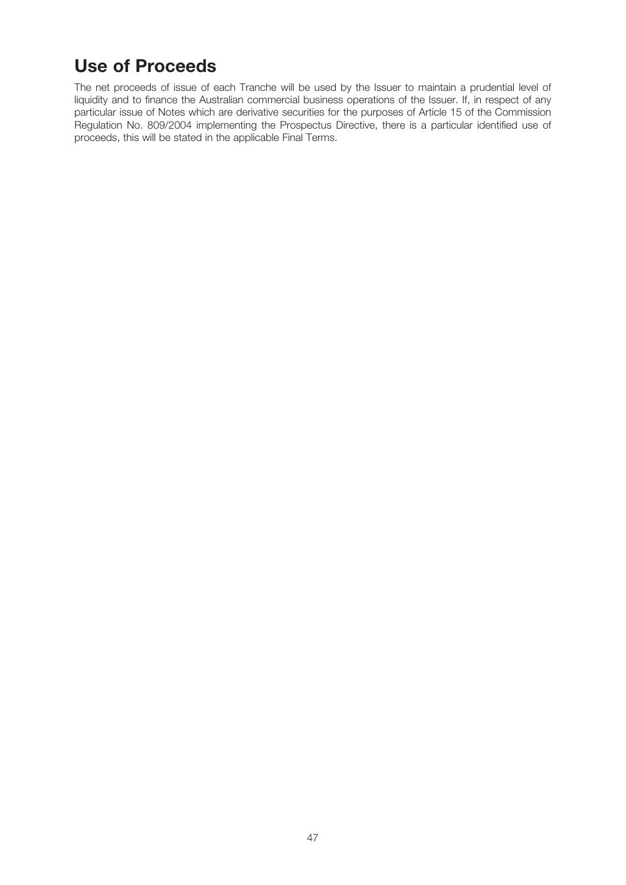# Use of Proceeds

The net proceeds of issue of each Tranche will be used by the Issuer to maintain a prudential level of liquidity and to finance the Australian commercial business operations of the Issuer. If, in respect of any particular issue of Notes which are derivative securities for the purposes of Article 15 of the Commission Regulation No. 809/2004 implementing the Prospectus Directive, there is a particular identified use of proceeds, this will be stated in the applicable Final Terms.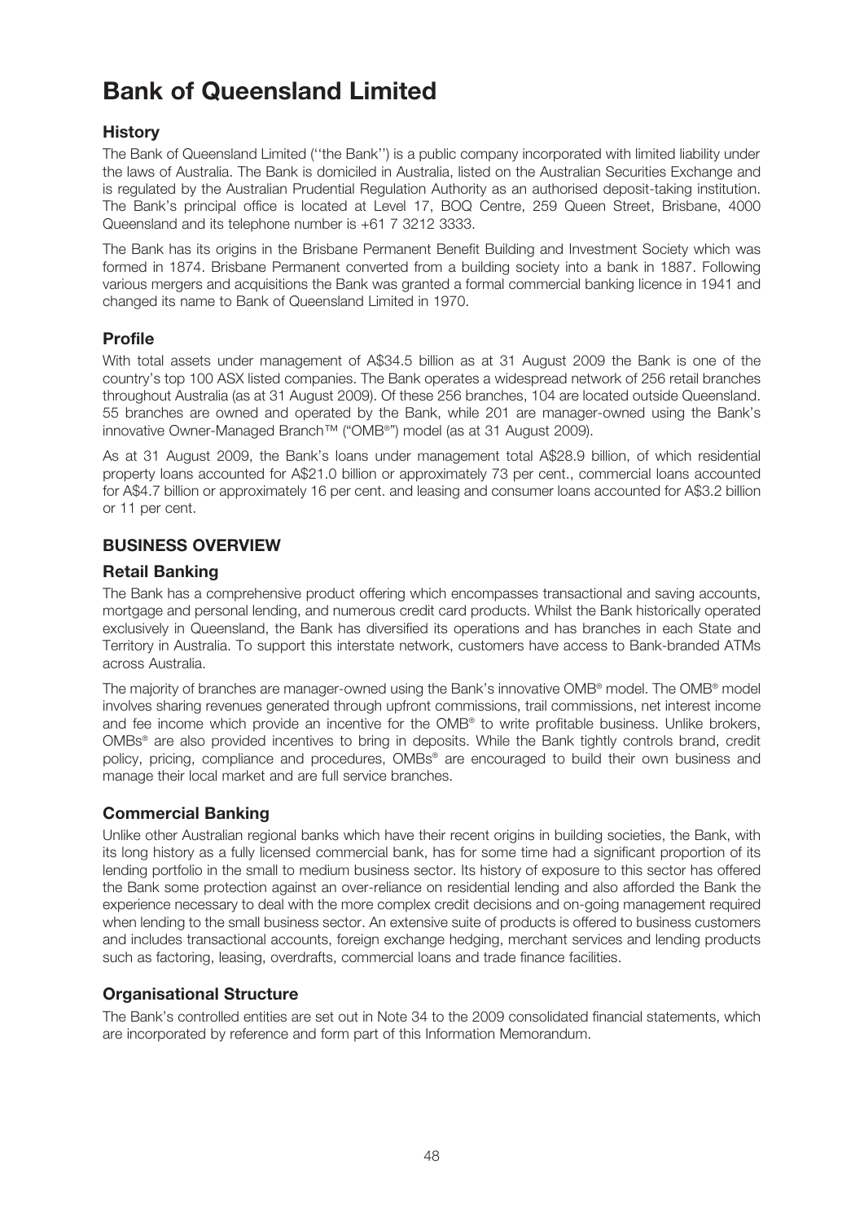# Bank of Queensland Limited

## History

The Bank of Queensland Limited (''the Bank'') is a public company incorporated with limited liability under the laws of Australia. The Bank is domiciled in Australia, listed on the Australian Securities Exchange and is regulated by the Australian Prudential Regulation Authority as an authorised deposit-taking institution. The Bank's principal office is located at Level 17, BOQ Centre, 259 Queen Street, Brisbane, 4000 Queensland and its telephone number is +61 7 3212 3333.

The Bank has its origins in the Brisbane Permanent Benefit Building and Investment Society which was formed in 1874. Brisbane Permanent converted from a building society into a bank in 1887. Following various mergers and acquisitions the Bank was granted a formal commercial banking licence in 1941 and changed its name to Bank of Queensland Limited in 1970.

## Profile

With total assets under management of A$34.5 billion as at 31 August 2009 the Bank is one of the country's top 100 ASX listed companies. The Bank operates a widespread network of 256 retail branches throughout Australia (as at 31 August 2009). Of these 256 branches, 104 are located outside Queensland. 55 branches are owned and operated by the Bank, while 201 are manager-owned using the Bank's innovative Owner-Managed Branch™ ("OMB®") model (as at 31 August 2009).

As at 31 August 2009, the Bank's loans under management total A$28.9 billion, of which residential property loans accounted for A$21.0 billion or approximately 73 per cent., commercial loans accounted for A$4.7 billion or approximately 16 per cent. and leasing and consumer loans accounted for A$3.2 billion or 11 per cent.

## BUSINESS OVERVIEW

### Retail Banking

The Bank has a comprehensive product offering which encompasses transactional and saving accounts, mortgage and personal lending, and numerous credit card products. Whilst the Bank historically operated exclusively in Queensland, the Bank has diversified its operations and has branches in each State and Territory in Australia. To support this interstate network, customers have access to Bank-branded ATMs across Australia.

The majority of branches are manager-owned using the Bank's innovative OMB® model. The OMB® model involves sharing revenues generated through upfront commissions, trail commissions, net interest income and fee income which provide an incentive for the OMB® to write profitable business. Unlike brokers, OMBs® are also provided incentives to bring in deposits. While the Bank tightly controls brand, credit policy, pricing, compliance and procedures, OMBs® are encouraged to build their own business and manage their local market and are full service branches.

### Commercial Banking

Unlike other Australian regional banks which have their recent origins in building societies, the Bank, with its long history as a fully licensed commercial bank, has for some time had a significant proportion of its lending portfolio in the small to medium business sector. Its history of exposure to this sector has offered the Bank some protection against an over-reliance on residential lending and also afforded the Bank the experience necessary to deal with the more complex credit decisions and on-going management required when lending to the small business sector. An extensive suite of products is offered to business customers and includes transactional accounts, foreign exchange hedging, merchant services and lending products such as factoring, leasing, overdrafts, commercial loans and trade finance facilities.

### Organisational Structure

The Bank's controlled entities are set out in Note 34 to the 2009 consolidated financial statements, which are incorporated by reference and form part of this Information Memorandum.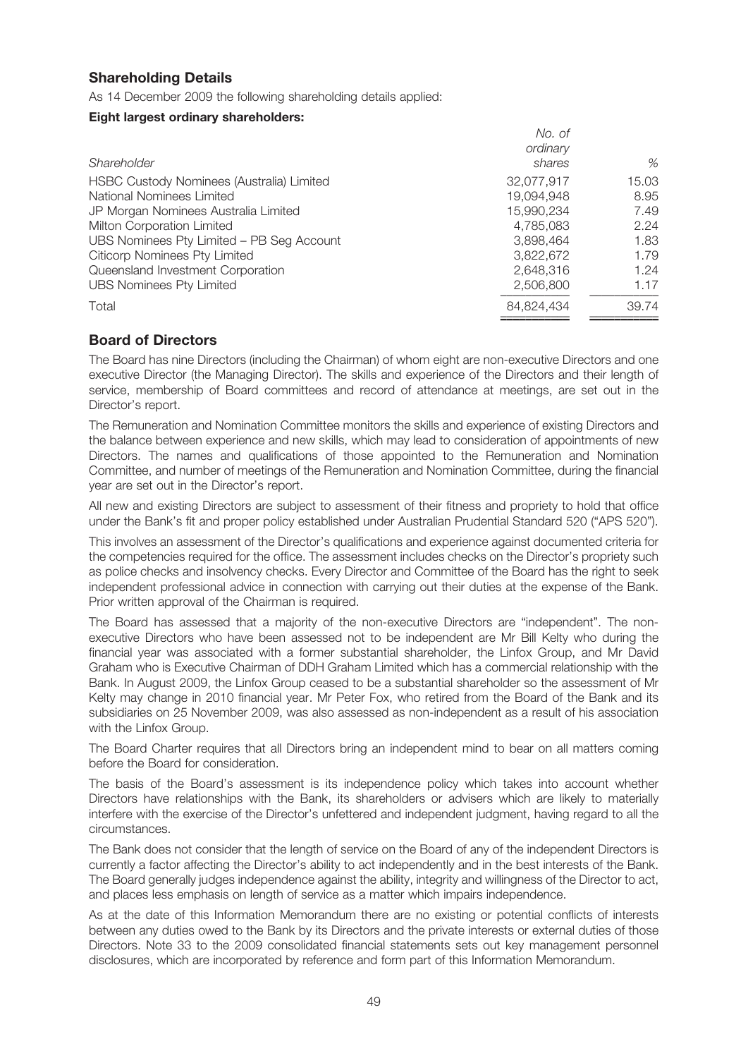## Shareholding Details

As 14 December 2009 the following shareholding details applied:

**Eight largest ordinary shareholders:**

| *Shareholder* | *No. of ordinary shares* | *%* |
|---|---|---|
| HSBC Custody Nominees (Australia) Limited | 32,077,917 | 15.03 |
| National Nominees Limited | 19,094,948 | 8.95 |
| JP Morgan Nominees Australia Limited | 15,990,234 | 7.49 |
| Milton Corporation Limited | 4,785,083 | 2.24 |
| UBS Nominees Pty Limited – PB Seg Account | 3,898,464 | 1.83 |
| Citicorp Nominees Pty Limited | 3,822,672 | 1.79 |
| Queensland Investment Corporation | 2,648,316 | 1.24 |
| UBS Nominees Pty Limited | 2,506,800 | 1.17 |
| Total | 84,824,434 | 39.74 |

## Board of Directors

The Board has nine Directors (including the Chairman) of whom eight are non-executive Directors and one executive Director (the Managing Director). The skills and experience of the Directors and their length of service, membership of Board committees and record of attendance at meetings, are set out in the Director's report.

The Remuneration and Nomination Committee monitors the skills and experience of existing Directors and the balance between experience and new skills, which may lead to consideration of appointments of new Directors. The names and qualifications of those appointed to the Remuneration and Nomination Committee, and number of meetings of the Remuneration and Nomination Committee, during the financial year are set out in the Director's report.

All new and existing Directors are subject to assessment of their fitness and propriety to hold that office under the Bank's fit and proper policy established under Australian Prudential Standard 520 ("APS 520").

This involves an assessment of the Director's qualifications and experience against documented criteria for the competencies required for the office. The assessment includes checks on the Director's propriety such as police checks and insolvency checks. Every Director and Committee of the Board has the right to seek independent professional advice in connection with carrying out their duties at the expense of the Bank. Prior written approval of the Chairman is required.

The Board has assessed that a majority of the non-executive Directors are "independent". The non-executive Directors who have been assessed not to be independent are Mr Bill Kelty who during the financial year was associated with a former substantial shareholder, the Linfox Group, and Mr David Graham who is Executive Chairman of DDH Graham Limited which has a commercial relationship with the Bank. In August 2009, the Linfox Group ceased to be a substantial shareholder so the assessment of Mr Kelty may change in 2010 financial year. Mr Peter Fox, who retired from the Board of the Bank and its subsidiaries on 25 November 2009, was also assessed as non-independent as a result of his association with the Linfox Group.

The Board Charter requires that all Directors bring an independent mind to bear on all matters coming before the Board for consideration.

The basis of the Board's assessment is its independence policy which takes into account whether Directors have relationships with the Bank, its shareholders or advisers which are likely to materially interfere with the exercise of the Director's unfettered and independent judgment, having regard to all the circumstances.

The Bank does not consider that the length of service on the Board of any of the independent Directors is currently a factor affecting the Director's ability to act independently and in the best interests of the Bank. The Board generally judges independence against the ability, integrity and willingness of the Director to act, and places less emphasis on length of service as a matter which impairs independence.

As at the date of this Information Memorandum there are no existing or potential conflicts of interests between any duties owed to the Bank by its Directors and the private interests or external duties of those Directors. Note 33 to the 2009 consolidated financial statements sets out key management personnel disclosures, which are incorporated by reference and form part of this Information Memorandum.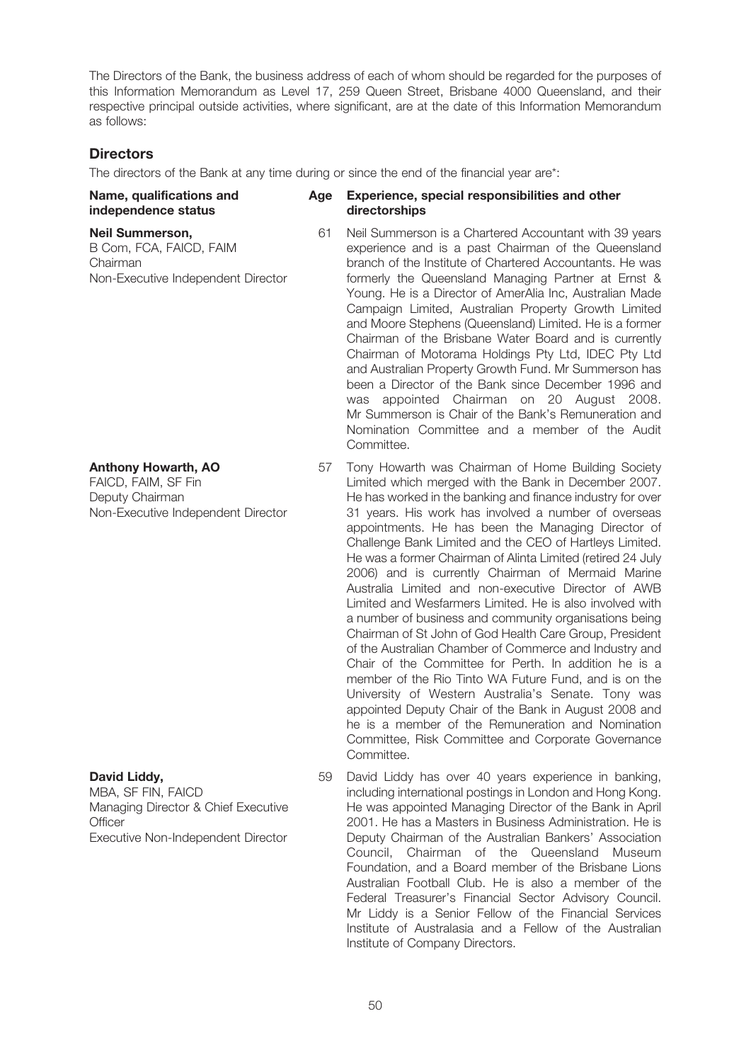The Directors of the Bank, the business address of each of whom should be regarded for the purposes of this Information Memorandum as Level 17, 259 Queen Street, Brisbane 4000 Queensland, and their respective principal outside activities, where significant, are at the date of this Information Memorandum as follows:

## Directors

The directors of the Bank at any time during or since the end of the financial year are*:

| Name, qualifications and independence status | Age | Experience, special responsibilities and other directorships |
|---|---|---|
| **Neil Summerson,**<br>B Com, FCA, FAICD, FAIM<br>Chairman<br>Non-Executive Independent Director | 61 | Neil Summerson is a Chartered Accountant with 39 years experience and is a past Chairman of the Queensland branch of the Institute of Chartered Accountants. He was formerly the Queensland Managing Partner at Ernst & Young. He is a Director of AmerAlia Inc, Australian Made Campaign Limited, Australian Property Growth Limited and Moore Stephens (Queensland) Limited. He is a former Chairman of the Brisbane Water Board and is currently Chairman of Motorama Holdings Pty Ltd, IDEC Pty Ltd and Australian Property Growth Fund. Mr Summerson has been a Director of the Bank since December 1996 and was appointed Chairman on 20 August 2008. Mr Summerson is Chair of the Bank's Remuneration and Nomination Committee and a member of the Audit Committee. |
| **Anthony Howarth, AO**<br>FAICD, FAIM, SF Fin<br>Deputy Chairman<br>Non-Executive Independent Director | 57 | Tony Howarth was Chairman of Home Building Society Limited which merged with the Bank in December 2007. He has worked in the banking and finance industry for over 31 years. His work has involved a number of overseas appointments. He has been the Managing Director of Challenge Bank Limited and the CEO of Hartleys Limited. He was a former Chairman of Alinta Limited (retired 24 July 2006) and is currently Chairman of Mermaid Marine Australia Limited and non-executive Director of AWB Limited and Wesfarmers Limited. He is also involved with a number of business and community organisations being Chairman of St John of God Health Care Group, President of the Australian Chamber of Commerce and Industry and Chair of the Committee for Perth. In addition he is a member of the Rio Tinto WA Future Fund, and is on the University of Western Australia's Senate. Tony was appointed Deputy Chair of the Bank in August 2008 and he is a member of the Remuneration and Nomination Committee, Risk Committee and Corporate Governance Committee. |
| **David Liddy,**<br>MBA, SF FIN, FAICD<br>Managing Director & Chief Executive Officer<br>Executive Non-Independent Director | 59 | David Liddy has over 40 years experience in banking, including international postings in London and Hong Kong. He was appointed Managing Director of the Bank in April 2001. He has a Masters in Business Administration. He is Deputy Chairman of the Australian Bankers' Association Council, Chairman of the Queensland Museum Foundation, and a Board member of the Brisbane Lions Australian Football Club. He is also a member of the Federal Treasurer's Financial Sector Advisory Council. Mr Liddy is a Senior Fellow of the Financial Services Institute of Australasia and a Fellow of the Australian Institute of Company Directors. |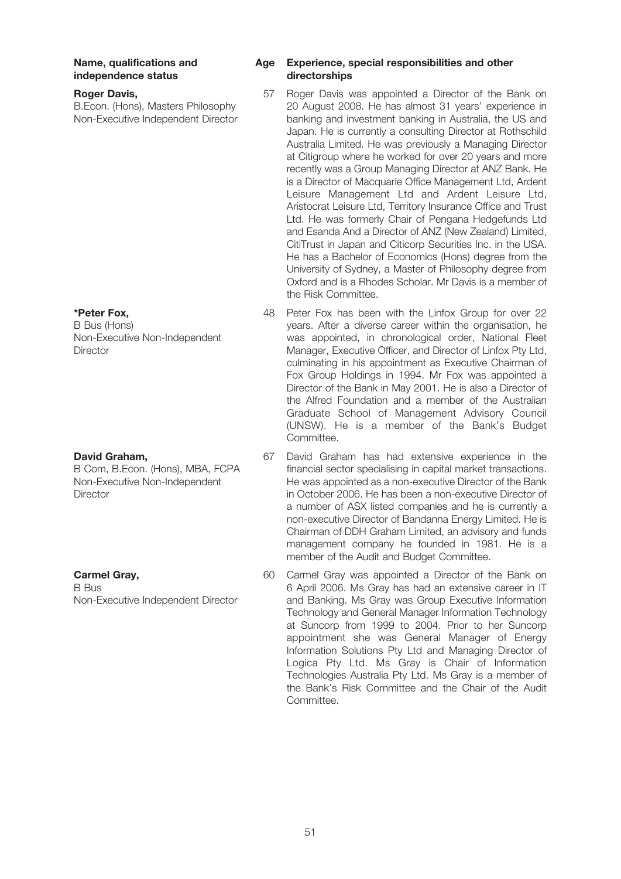| Name, qualifications and independence status | Age | Experience, special responsibilities and other directorships |
|---|---|---|
| **Roger Davis,**<br>B.Econ. (Hons), Masters Philosophy<br>Non-Executive Independent Director | 57 | Roger Davis was appointed a Director of the Bank on 20 August 2008. He has almost 31 years' experience in banking and investment banking in Australia, the US and Japan. He is currently a consulting Director at Rothschild Australia Limited. He was previously a Managing Director at Citigroup where he worked for over 20 years and more recently was a Group Managing Director at ANZ Bank. He is a Director of Macquarie Office Management Ltd, Ardent Leisure Management Ltd and Ardent Leisure Ltd, Aristocrat Leisure Ltd, Territory Insurance Office and Trust Ltd. He was formerly Chair of Pengana Hedgefunds Ltd and Esanda And a Director of ANZ (New Zealand) Limited, CitiTrust in Japan and Citicorp Securities Inc. in the USA. He has a Bachelor of Economics (Hons) degree from the University of Sydney, a Master of Philosophy degree from Oxford and is a Rhodes Scholar. Mr Davis is a member of the Risk Committee. |
| **\*Peter Fox,**<br>B Bus (Hons)<br>Non-Executive Non-Independent Director | 48 | Peter Fox has been with the Linfox Group for over 22 years. After a diverse career within the organisation, he was appointed, in chronological order, National Fleet Manager, Executive Officer, and Director of Linfox Pty Ltd, culminating in his appointment as Executive Chairman of Fox Group Holdings in 1994. Mr Fox was appointed a Director of the Bank in May 2001. He is also a Director of the Alfred Foundation and a member of the Australian Graduate School of Management Advisory Council (UNSW). He is a member of the Bank's Budget Committee. |
| **David Graham,**<br>B Com, B.Econ. (Hons), MBA, FCPA<br>Non-Executive Non-Independent Director | 67 | David Graham has had extensive experience in the financial sector specialising in capital market transactions. He was appointed as a non-executive Director of the Bank in October 2006. He has been a non-executive Director of a number of ASX listed companies and he is currently a non-executive Director of Bandanna Energy Limited. He is Chairman of DDH Graham Limited, an advisory and funds management company he founded in 1981. He is a member of the Audit and Budget Committee. |
| **Carmel Gray,**<br>B Bus<br>Non-Executive Independent Director | 60 | Carmel Gray was appointed a Director of the Bank on 6 April 2006. Ms Gray has had an extensive career in IT and Banking. Ms Gray was Group Executive Information Technology and General Manager Information Technology at Suncorp from 1999 to 2004. Prior to her Suncorp appointment she was General Manager of Energy Information Solutions Pty Ltd and Managing Director of Logica Pty Ltd. Ms Gray is Chair of Information Technologies Australia Pty Ltd. Ms Gray is a member of the Bank's Risk Committee and the Chair of the Audit Committee. |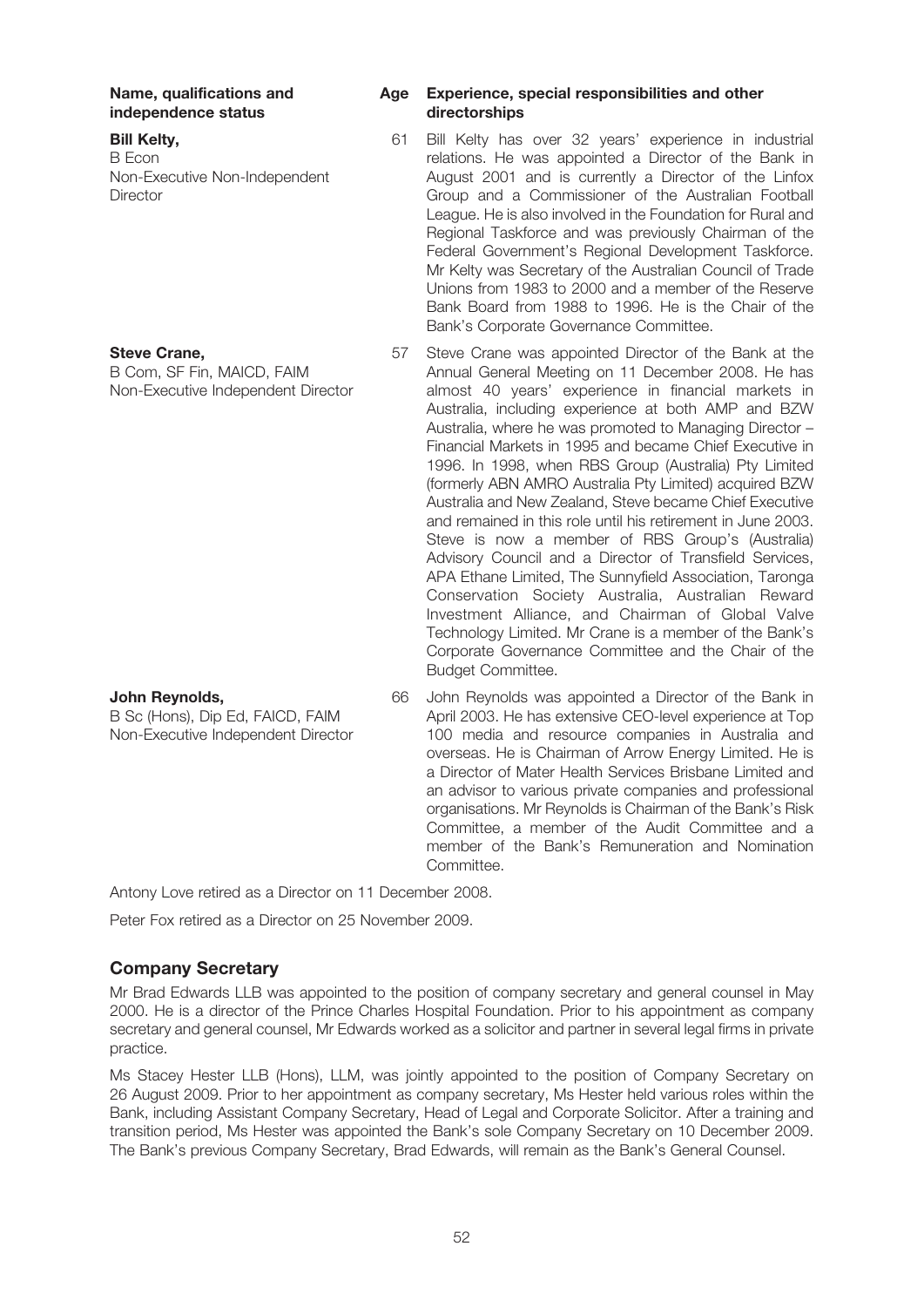| Name, qualifications and independence status | Age | Experience, special responsibilities and other directorships |
|---|---|---|
| **Bill Kelty,**<br>B Econ<br>Non-Executive Non-Independent Director | 61 | Bill Kelty has over 32 years' experience in industrial relations. He was appointed a Director of the Bank in August 2001 and is currently a Director of the Linfox Group and a Commissioner of the Australian Football League. He is also involved in the Foundation for Rural and Regional Taskforce and was previously Chairman of the Federal Government's Regional Development Taskforce. Mr Kelty was Secretary of the Australian Council of Trade Unions from 1983 to 2000 and a member of the Reserve Bank Board from 1988 to 1996. He is the Chair of the Bank's Corporate Governance Committee. |
| **Steve Crane,**<br>B Com, SF Fin, MAICD, FAIM<br>Non-Executive Independent Director | 57 | Steve Crane was appointed Director of the Bank at the Annual General Meeting on 11 December 2008. He has almost 40 years' experience in financial markets in Australia, including experience at both AMP and BZW Australia, where he was promoted to Managing Director – Financial Markets in 1995 and became Chief Executive in 1996. In 1998, when RBS Group (Australia) Pty Limited (formerly ABN AMRO Australia Pty Limited) acquired BZW Australia and New Zealand, Steve became Chief Executive and remained in this role until his retirement in June 2003. Steve is now a member of RBS Group's (Australia) Advisory Council and a Director of Transfield Services, APA Ethane Limited, The Sunnyfield Association, Taronga Conservation Society Australia, Australian Reward Investment Alliance, and Chairman of Global Valve Technology Limited. Mr Crane is a member of the Bank's Corporate Governance Committee and the Chair of the Budget Committee. |
| **John Reynolds,**<br>B Sc (Hons), Dip Ed, FAICD, FAIM<br>Non-Executive Independent Director | 66 | John Reynolds was appointed a Director of the Bank in April 2003. He has extensive CEO-level experience at Top 100 media and resource companies in Australia and overseas. He is Chairman of Arrow Energy Limited. He is a Director of Mater Health Services Brisbane Limited and an advisor to various private companies and professional organisations. Mr Reynolds is Chairman of the Bank's Risk Committee, a member of the Audit Committee and a member of the Bank's Remuneration and Nomination Committee. |

Antony Love retired as a Director on 11 December 2008.

Peter Fox retired as a Director on 25 November 2009.

## Company Secretary

Mr Brad Edwards LLB was appointed to the position of company secretary and general counsel in May 2000. He is a director of the Prince Charles Hospital Foundation. Prior to his appointment as company secretary and general counsel, Mr Edwards worked as a solicitor and partner in several legal firms in private practice.

Ms Stacey Hester LLB (Hons), LLM, was jointly appointed to the position of Company Secretary on 26 August 2009. Prior to her appointment as company secretary, Ms Hester held various roles within the Bank, including Assistant Company Secretary, Head of Legal and Corporate Solicitor. After a training and transition period, Ms Hester was appointed the Bank's sole Company Secretary on 10 December 2009. The Bank's previous Company Secretary, Brad Edwards, will remain as the Bank's General Counsel.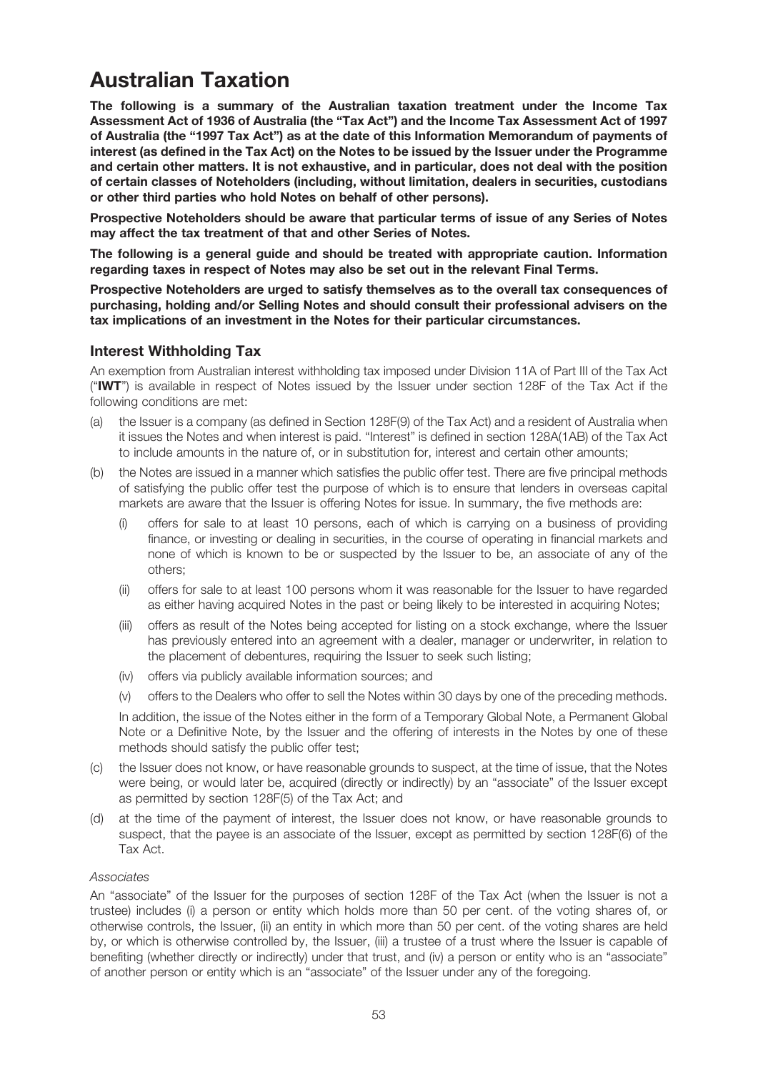# Australian Taxation

**The following is a summary of the Australian taxation treatment under the Income Tax Assessment Act of 1936 of Australia (the "Tax Act") and the Income Tax Assessment Act of 1997 of Australia (the "1997 Tax Act") as at the date of this Information Memorandum of payments of interest (as defined in the Tax Act) on the Notes to be issued by the Issuer under the Programme and certain other matters. It is not exhaustive, and in particular, does not deal with the position of certain classes of Noteholders (including, without limitation, dealers in securities, custodians or other third parties who hold Notes on behalf of other persons).**

**Prospective Noteholders should be aware that particular terms of issue of any Series of Notes may affect the tax treatment of that and other Series of Notes.**

**The following is a general guide and should be treated with appropriate caution. Information regarding taxes in respect of Notes may also be set out in the relevant Final Terms.**

**Prospective Noteholders are urged to satisfy themselves as to the overall tax consequences of purchasing, holding and/or Selling Notes and should consult their professional advisers on the tax implications of an investment in the Notes for their particular circumstances.**

## Interest Withholding Tax

An exemption from Australian interest withholding tax imposed under Division 11A of Part III of the Tax Act ("**IWT**") is available in respect of Notes issued by the Issuer under section 128F of the Tax Act if the following conditions are met:

(a) the Issuer is a company (as defined in Section 128F(9) of the Tax Act) and a resident of Australia when it issues the Notes and when interest is paid. "Interest" is defined in section 128A(1AB) of the Tax Act to include amounts in the nature of, or in substitution for, interest and certain other amounts;

(b) the Notes are issued in a manner which satisfies the public offer test. There are five principal methods of satisfying the public offer test the purpose of which is to ensure that lenders in overseas capital markets are aware that the Issuer is offering Notes for issue. In summary, the five methods are:

   (i) offers for sale to at least 10 persons, each of which is carrying on a business of providing finance, or investing or dealing in securities, in the course of operating in financial markets and none of which is known to be or suspected by the Issuer to be, an associate of any of the others;

   (ii) offers for sale to at least 100 persons whom it was reasonable for the Issuer to have regarded as either having acquired Notes in the past or being likely to be interested in acquiring Notes;

   (iii) offers as result of the Notes being accepted for listing on a stock exchange, where the Issuer has previously entered into an agreement with a dealer, manager or underwriter, in relation to the placement of debentures, requiring the Issuer to seek such listing;

   (iv) offers via publicly available information sources; and

   (v) offers to the Dealers who offer to sell the Notes within 30 days by one of the preceding methods.

   In addition, the issue of the Notes either in the form of a Temporary Global Note, a Permanent Global Note or a Definitive Note, by the Issuer and the offering of interests in the Notes by one of these methods should satisfy the public offer test;

(c) the Issuer does not know, or have reasonable grounds to suspect, at the time of issue, that the Notes were being, or would later be, acquired (directly or indirectly) by an "associate" of the Issuer except as permitted by section 128F(5) of the Tax Act; and

(d) at the time of the payment of interest, the Issuer does not know, or have reasonable grounds to suspect, that the payee is an associate of the Issuer, except as permitted by section 128F(6) of the Tax Act.

*Associates*

An "associate" of the Issuer for the purposes of section 128F of the Tax Act (when the Issuer is not a trustee) includes (i) a person or entity which holds more than 50 per cent. of the voting shares of, or otherwise controls, the Issuer, (ii) an entity in which more than 50 per cent. of the voting shares are held by, or which is otherwise controlled by, the Issuer, (iii) a trustee of a trust where the Issuer is capable of benefiting (whether directly or indirectly) under that trust, and (iv) a person or entity who is an "associate" of another person or entity which is an "associate" of the Issuer under any of the foregoing.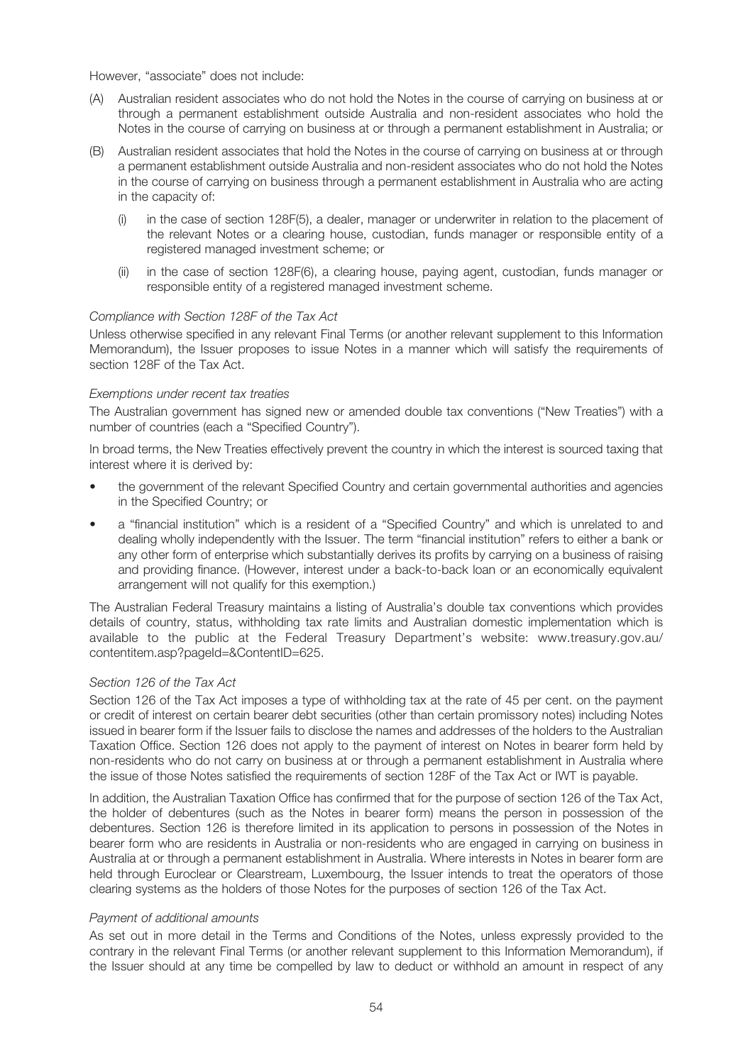However, "associate" does not include:

(A) Australian resident associates who do not hold the Notes in the course of carrying on business at or through a permanent establishment outside Australia and non-resident associates who hold the Notes in the course of carrying on business at or through a permanent establishment in Australia; or

(B) Australian resident associates that hold the Notes in the course of carrying on business at or through a permanent establishment outside Australia and non-resident associates who do not hold the Notes in the course of carrying on business through a permanent establishment in Australia who are acting in the capacity of:

   (i) in the case of section 128F(5), a dealer, manager or underwriter in relation to the placement of the relevant Notes or a clearing house, custodian, funds manager or responsible entity of a registered managed investment scheme; or

   (ii) in the case of section 128F(6), a clearing house, paying agent, custodian, funds manager or responsible entity of a registered managed investment scheme.

*Compliance with Section 128F of the Tax Act*

Unless otherwise specified in any relevant Final Terms (or another relevant supplement to this Information Memorandum), the Issuer proposes to issue Notes in a manner which will satisfy the requirements of section 128F of the Tax Act.

*Exemptions under recent tax treaties*

The Australian government has signed new or amended double tax conventions ("New Treaties") with a number of countries (each a "Specified Country").

In broad terms, the New Treaties effectively prevent the country in which the interest is sourced taxing that interest where it is derived by:

- the government of the relevant Specified Country and certain governmental authorities and agencies in the Specified Country; or
- a "financial institution" which is a resident of a "Specified Country" and which is unrelated to and dealing wholly independently with the Issuer. The term "financial institution" refers to either a bank or any other form of enterprise which substantially derives its profits by carrying on a business of raising and providing finance. (However, interest under a back-to-back loan or an economically equivalent arrangement will not qualify for this exemption.)

The Australian Federal Treasury maintains a listing of Australia's double tax conventions which provides details of country, status, withholding tax rate limits and Australian domestic implementation which is available to the public at the Federal Treasury Department's website: www.treasury.gov.au/contentitem.asp?pageId=&ContentID=625.

*Section 126 of the Tax Act*

Section 126 of the Tax Act imposes a type of withholding tax at the rate of 45 per cent. on the payment or credit of interest on certain bearer debt securities (other than certain promissory notes) including Notes issued in bearer form if the Issuer fails to disclose the names and addresses of the holders to the Australian Taxation Office. Section 126 does not apply to the payment of interest on Notes in bearer form held by non-residents who do not carry on business at or through a permanent establishment in Australia where the issue of those Notes satisfied the requirements of section 128F of the Tax Act or IWT is payable.

In addition, the Australian Taxation Office has confirmed that for the purpose of section 126 of the Tax Act, the holder of debentures (such as the Notes in bearer form) means the person in possession of the debentures. Section 126 is therefore limited in its application to persons in possession of the Notes in bearer form who are residents in Australia or non-residents who are engaged in carrying on business in Australia at or through a permanent establishment in Australia. Where interests in Notes in bearer form are held through Euroclear or Clearstream, Luxembourg, the Issuer intends to treat the operators of those clearing systems as the holders of those Notes for the purposes of section 126 of the Tax Act.

*Payment of additional amounts*

As set out in more detail in the Terms and Conditions of the Notes, unless expressly provided to the contrary in the relevant Final Terms (or another relevant supplement to this Information Memorandum), if the Issuer should at any time be compelled by law to deduct or withhold an amount in respect of any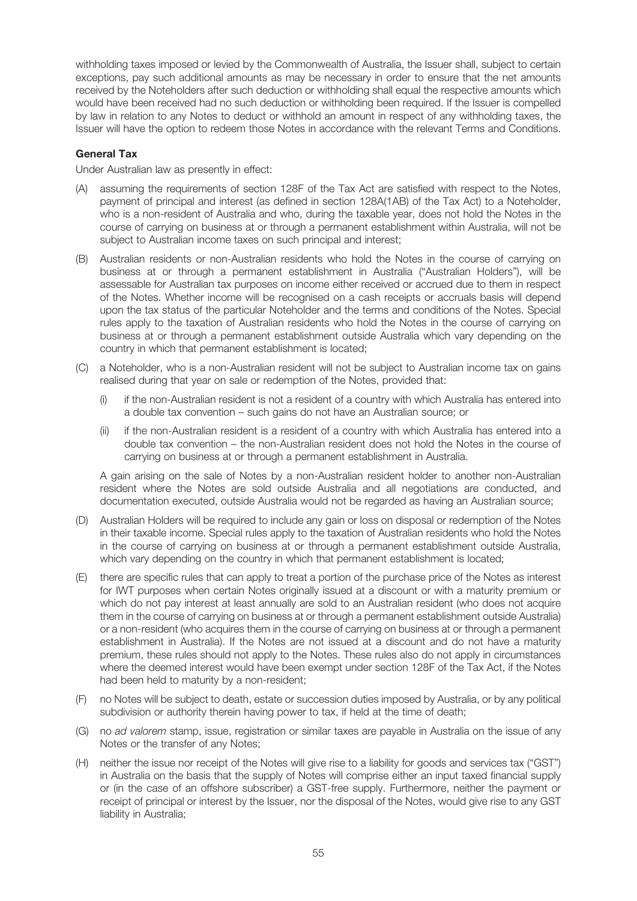withholding taxes imposed or levied by the Commonwealth of Australia, the Issuer shall, subject to certain exceptions, pay such additional amounts as may be necessary in order to ensure that the net amounts received by the Noteholders after such deduction or withholding shall equal the respective amounts which would have been received had no such deduction or withholding been required. If the Issuer is compelled by law in relation to any Notes to deduct or withhold an amount in respect of any withholding taxes, the Issuer will have the option to redeem those Notes in accordance with the relevant Terms and Conditions.

**General Tax**

Under Australian law as presently in effect:

(A) assuming the requirements of section 128F of the Tax Act are satisfied with respect to the Notes, payment of principal and interest (as defined in section 128A(1AB) of the Tax Act) to a Noteholder, who is a non-resident of Australia and who, during the taxable year, does not hold the Notes in the course of carrying on business at or through a permanent establishment within Australia, will not be subject to Australian income taxes on such principal and interest;

(B) Australian residents or non-Australian residents who hold the Notes in the course of carrying on business at or through a permanent establishment in Australia ("Australian Holders"), will be assessable for Australian tax purposes on income either received or accrued due to them in respect of the Notes. Whether income will be recognised on a cash receipts or accruals basis will depend upon the tax status of the particular Noteholder and the terms and conditions of the Notes. Special rules apply to the taxation of Australian residents who hold the Notes in the course of carrying on business at or through a permanent establishment outside Australia which vary depending on the country in which that permanent establishment is located;

(C) a Noteholder, who is a non-Australian resident will not be subject to Australian income tax on gains realised during that year on sale or redemption of the Notes, provided that:

 (i) if the non-Australian resident is not a resident of a country with which Australia has entered into a double tax convention – such gains do not have an Australian source; or

 (ii) if the non-Australian resident is a resident of a country with which Australia has entered into a double tax convention – the non-Australian resident does not hold the Notes in the course of carrying on business at or through a permanent establishment in Australia.

 A gain arising on the sale of Notes by a non-Australian resident holder to another non-Australian resident where the Notes are sold outside Australia and all negotiations are conducted, and documentation executed, outside Australia would not be regarded as having an Australian source;

(D) Australian Holders will be required to include any gain or loss on disposal or redemption of the Notes in their taxable income. Special rules apply to the taxation of Australian residents who hold the Notes in the course of carrying on business at or through a permanent establishment outside Australia, which vary depending on the country in which that permanent establishment is located;

(E) there are specific rules that can apply to treat a portion of the purchase price of the Notes as interest for IWT purposes when certain Notes originally issued at a discount or with a maturity premium or which do not pay interest at least annually are sold to an Australian resident (who does not acquire them in the course of carrying on business at or through a permanent establishment outside Australia) or a non-resident (who acquires them in the course of carrying on business at or through a permanent establishment in Australia). If the Notes are not issued at a discount and do not have a maturity premium, these rules should not apply to the Notes. These rules also do not apply in circumstances where the deemed interest would have been exempt under section 128F of the Tax Act, if the Notes had been held to maturity by a non-resident;

(F) no Notes will be subject to death, estate or succession duties imposed by Australia, or by any political subdivision or authority therein having power to tax, if held at the time of death;

(G) no *ad valorem* stamp, issue, registration or similar taxes are payable in Australia on the issue of any Notes or the transfer of any Notes;

(H) neither the issue nor receipt of the Notes will give rise to a liability for goods and services tax ("GST") in Australia on the basis that the supply of Notes will comprise either an input taxed financial supply or (in the case of an offshore subscriber) a GST-free supply. Furthermore, neither the payment or receipt of principal or interest by the Issuer, nor the disposal of the Notes, would give rise to any GST liability in Australia;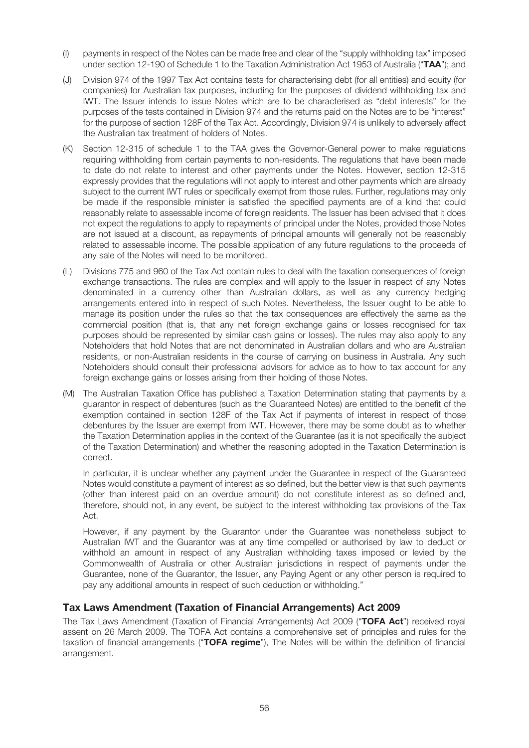(I) payments in respect of the Notes can be made free and clear of the "supply withholding tax" imposed under section 12-190 of Schedule 1 to the Taxation Administration Act 1953 of Australia ("**TAA**"); and

(J) Division 974 of the 1997 Tax Act contains tests for characterising debt (for all entities) and equity (for companies) for Australian tax purposes, including for the purposes of dividend withholding tax and IWT. The Issuer intends to issue Notes which are to be characterised as "debt interests" for the purposes of the tests contained in Division 974 and the returns paid on the Notes are to be "interest" for the purpose of section 128F of the Tax Act. Accordingly, Division 974 is unlikely to adversely affect the Australian tax treatment of holders of Notes.

(K) Section 12-315 of schedule 1 to the TAA gives the Governor-General power to make regulations requiring withholding from certain payments to non-residents. The regulations that have been made to date do not relate to interest and other payments under the Notes. However, section 12-315 expressly provides that the regulations will not apply to interest and other payments which are already subject to the current IWT rules or specifically exempt from those rules. Further, regulations may only be made if the responsible minister is satisfied the specified payments are of a kind that could reasonably relate to assessable income of foreign residents. The Issuer has been advised that it does not expect the regulations to apply to repayments of principal under the Notes, provided those Notes are not issued at a discount, as repayments of principal amounts will generally not be reasonably related to assessable income. The possible application of any future regulations to the proceeds of any sale of the Notes will need to be monitored.

(L) Divisions 775 and 960 of the Tax Act contain rules to deal with the taxation consequences of foreign exchange transactions. The rules are complex and will apply to the Issuer in respect of any Notes denominated in a currency other than Australian dollars, as well as any currency hedging arrangements entered into in respect of such Notes. Nevertheless, the Issuer ought to be able to manage its position under the rules so that the tax consequences are effectively the same as the commercial position (that is, that any net foreign exchange gains or losses recognised for tax purposes should be represented by similar cash gains or losses). The rules may also apply to any Noteholders that hold Notes that are not denominated in Australian dollars and who are Australian residents, or non-Australian residents in the course of carrying on business in Australia. Any such Noteholders should consult their professional advisors for advice as to how to tax account for any foreign exchange gains or losses arising from their holding of those Notes.

(M) The Australian Taxation Office has published a Taxation Determination stating that payments by a guarantor in respect of debentures (such as the Guaranteed Notes) are entitled to the benefit of the exemption contained in section 128F of the Tax Act if payments of interest in respect of those debentures by the Issuer are exempt from IWT. However, there may be some doubt as to whether the Taxation Determination applies in the context of the Guarantee (as it is not specifically the subject of the Taxation Determination) and whether the reasoning adopted in the Taxation Determination is correct.

In particular, it is unclear whether any payment under the Guarantee in respect of the Guaranteed Notes would constitute a payment of interest as so defined, but the better view is that such payments (other than interest paid on an overdue amount) do not constitute interest as so defined and, therefore, should not, in any event, be subject to the interest withholding tax provisions of the Tax Act.

However, if any payment by the Guarantor under the Guarantee was nonetheless subject to Australian IWT and the Guarantor was at any time compelled or authorised by law to deduct or withhold an amount in respect of any Australian withholding taxes imposed or levied by the Commonwealth of Australia or other Australian jurisdictions in respect of payments under the Guarantee, none of the Guarantor, the Issuer, any Paying Agent or any other person is required to pay any additional amounts in respect of such deduction or withholding."

## Tax Laws Amendment (Taxation of Financial Arrangements) Act 2009

The Tax Laws Amendment (Taxation of Financial Arrangements) Act 2009 ("**TOFA Act**") received royal assent on 26 March 2009. The TOFA Act contains a comprehensive set of principles and rules for the taxation of financial arrangements ("**TOFA regime**"), The Notes will be within the definition of financial arrangement.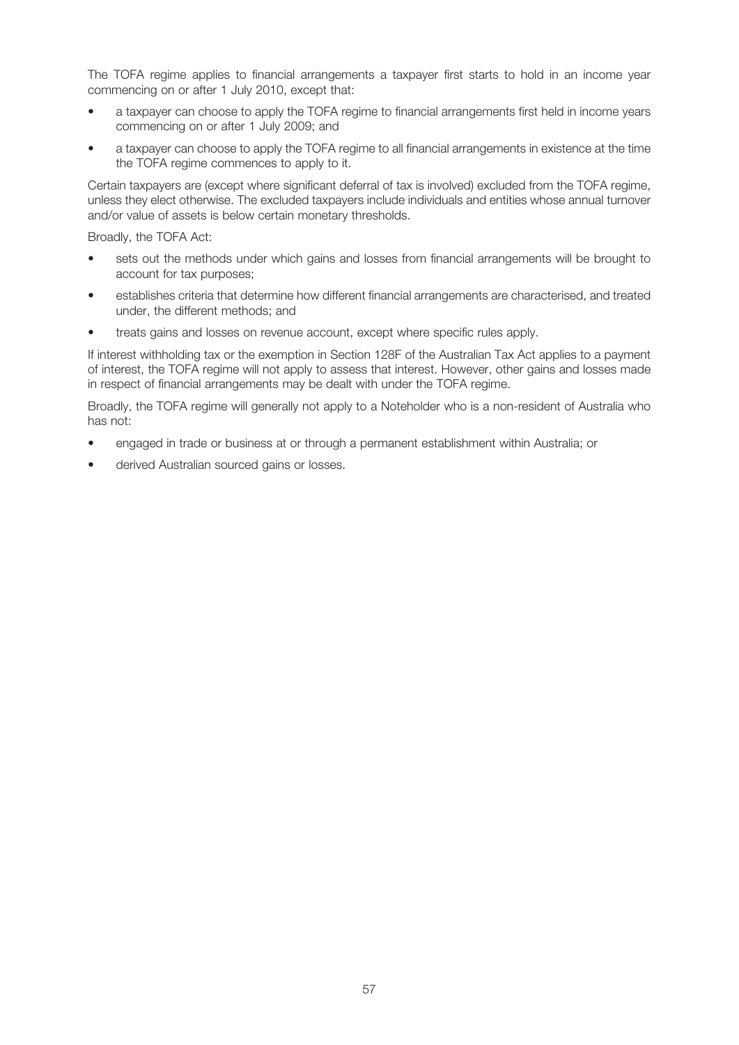The TOFA regime applies to financial arrangements a taxpayer first starts to hold in an income year commencing on or after 1 July 2010, except that:

- a taxpayer can choose to apply the TOFA regime to financial arrangements first held in income years commencing on or after 1 July 2009; and
- a taxpayer can choose to apply the TOFA regime to all financial arrangements in existence at the time the TOFA regime commences to apply to it.

Certain taxpayers are (except where significant deferral of tax is involved) excluded from the TOFA regime, unless they elect otherwise. The excluded taxpayers include individuals and entities whose annual turnover and/or value of assets is below certain monetary thresholds.

Broadly, the TOFA Act:

- sets out the methods under which gains and losses from financial arrangements will be brought to account for tax purposes;
- establishes criteria that determine how different financial arrangements are characterised, and treated under, the different methods; and
- treats gains and losses on revenue account, except where specific rules apply.

If interest withholding tax or the exemption in Section 128F of the Australian Tax Act applies to a payment of interest, the TOFA regime will not apply to assess that interest. However, other gains and losses made in respect of financial arrangements may be dealt with under the TOFA regime.

Broadly, the TOFA regime will generally not apply to a Noteholder who is a non-resident of Australia who has not:

- engaged in trade or business at or through a permanent establishment within Australia; or
- derived Australian sourced gains or losses.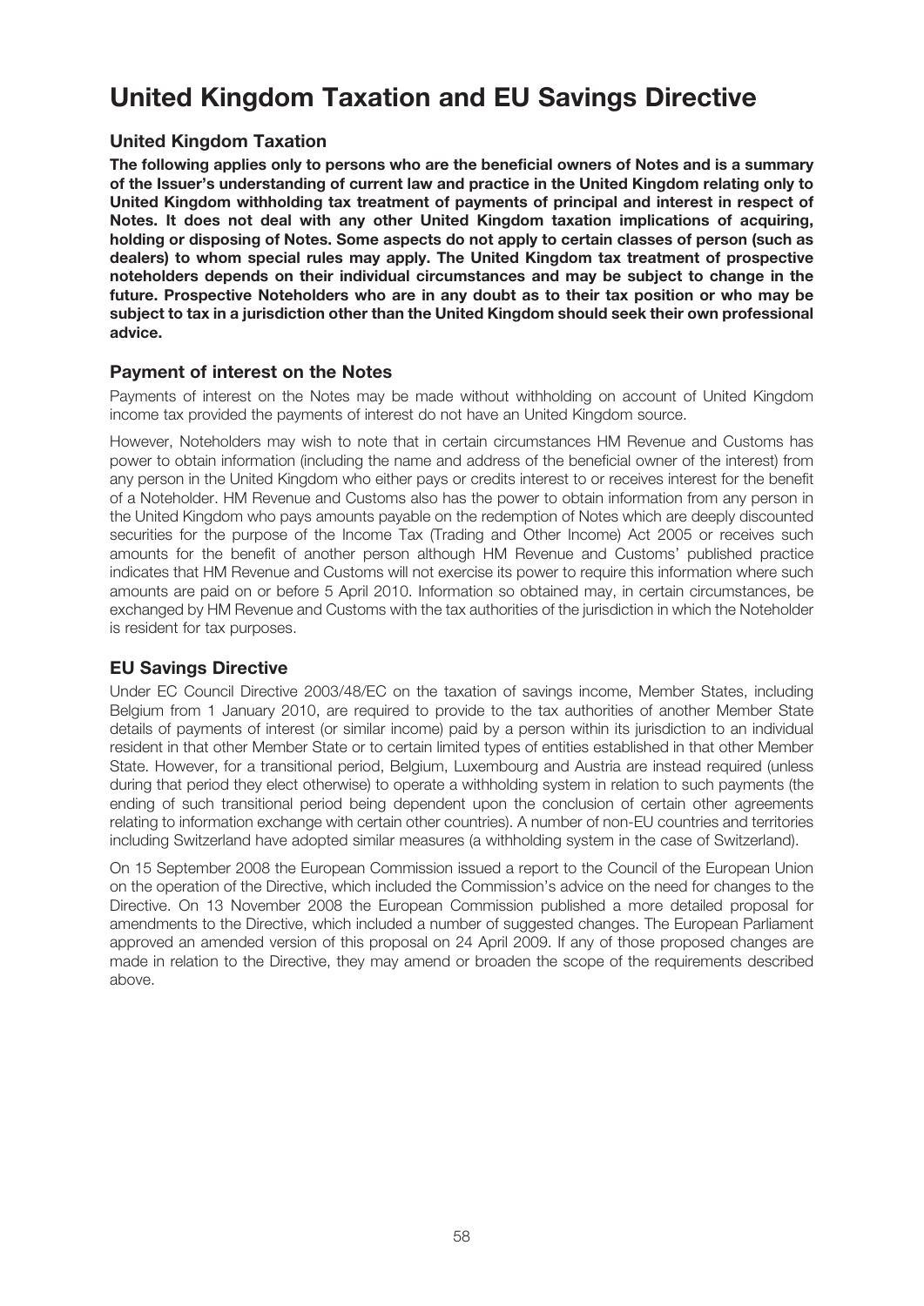# United Kingdom Taxation and EU Savings Directive

## United Kingdom Taxation

**The following applies only to persons who are the beneficial owners of Notes and is a summary of the Issuer's understanding of current law and practice in the United Kingdom relating only to United Kingdom withholding tax treatment of payments of principal and interest in respect of Notes. It does not deal with any other United Kingdom taxation implications of acquiring, holding or disposing of Notes. Some aspects do not apply to certain classes of person (such as dealers) to whom special rules may apply. The United Kingdom tax treatment of prospective noteholders depends on their individual circumstances and may be subject to change in the future. Prospective Noteholders who are in any doubt as to their tax position or who may be subject to tax in a jurisdiction other than the United Kingdom should seek their own professional advice.**

## Payment of interest on the Notes

Payments of interest on the Notes may be made without withholding on account of United Kingdom income tax provided the payments of interest do not have an United Kingdom source.

However, Noteholders may wish to note that in certain circumstances HM Revenue and Customs has power to obtain information (including the name and address of the beneficial owner of the interest) from any person in the United Kingdom who either pays or credits interest to or receives interest for the benefit of a Noteholder. HM Revenue and Customs also has the power to obtain information from any person in the United Kingdom who pays amounts payable on the redemption of Notes which are deeply discounted securities for the purpose of the Income Tax (Trading and Other Income) Act 2005 or receives such amounts for the benefit of another person although HM Revenue and Customs' published practice indicates that HM Revenue and Customs will not exercise its power to require this information where such amounts are paid on or before 5 April 2010. Information so obtained may, in certain circumstances, be exchanged by HM Revenue and Customs with the tax authorities of the jurisdiction in which the Noteholder is resident for tax purposes.

## EU Savings Directive

Under EC Council Directive 2003/48/EC on the taxation of savings income, Member States, including Belgium from 1 January 2010, are required to provide to the tax authorities of another Member State details of payments of interest (or similar income) paid by a person within its jurisdiction to an individual resident in that other Member State or to certain limited types of entities established in that other Member State. However, for a transitional period, Belgium, Luxembourg and Austria are instead required (unless during that period they elect otherwise) to operate a withholding system in relation to such payments (the ending of such transitional period being dependent upon the conclusion of certain other agreements relating to information exchange with certain other countries). A number of non-EU countries and territories including Switzerland have adopted similar measures (a withholding system in the case of Switzerland).

On 15 September 2008 the European Commission issued a report to the Council of the European Union on the operation of the Directive, which included the Commission's advice on the need for changes to the Directive. On 13 November 2008 the European Commission published a more detailed proposal for amendments to the Directive, which included a number of suggested changes. The European Parliament approved an amended version of this proposal on 24 April 2009. If any of those proposed changes are made in relation to the Directive, they may amend or broaden the scope of the requirements described above.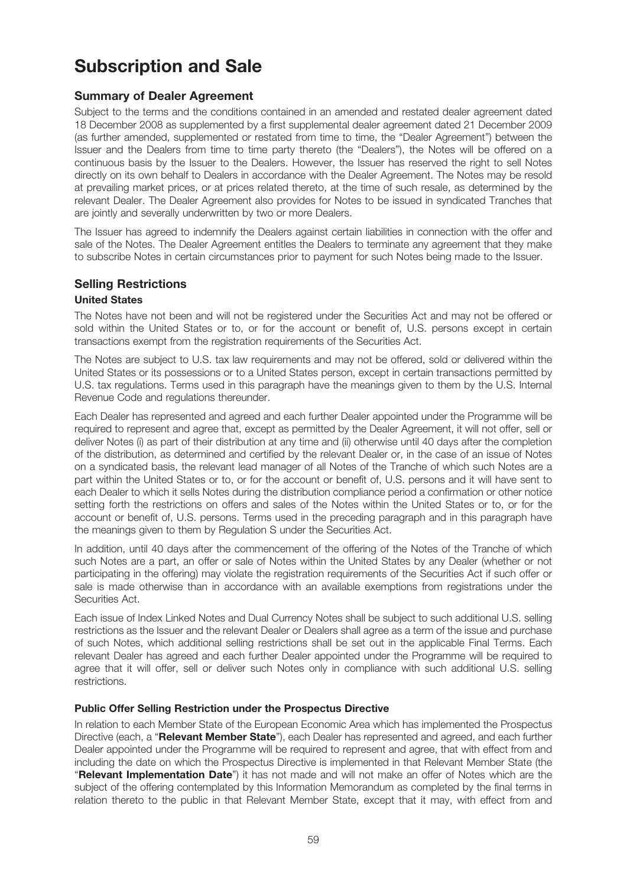# Subscription and Sale

## Summary of Dealer Agreement

Subject to the terms and the conditions contained in an amended and restated dealer agreement dated 18 December 2008 as supplemented by a first supplemental dealer agreement dated 21 December 2009 (as further amended, supplemented or restated from time to time, the "Dealer Agreement") between the Issuer and the Dealers from time to time party thereto (the "Dealers"), the Notes will be offered on a continuous basis by the Issuer to the Dealers. However, the Issuer has reserved the right to sell Notes directly on its own behalf to Dealers in accordance with the Dealer Agreement. The Notes may be resold at prevailing market prices, or at prices related thereto, at the time of such resale, as determined by the relevant Dealer. The Dealer Agreement also provides for Notes to be issued in syndicated Tranches that are jointly and severally underwritten by two or more Dealers.

The Issuer has agreed to indemnify the Dealers against certain liabilities in connection with the offer and sale of the Notes. The Dealer Agreement entitles the Dealers to terminate any agreement that they make to subscribe Notes in certain circumstances prior to payment for such Notes being made to the Issuer.

## Selling Restrictions

### United States

The Notes have not been and will not be registered under the Securities Act and may not be offered or sold within the United States or to, or for the account or benefit of, U.S. persons except in certain transactions exempt from the registration requirements of the Securities Act.

The Notes are subject to U.S. tax law requirements and may not be offered, sold or delivered within the United States or its possessions or to a United States person, except in certain transactions permitted by U.S. tax regulations. Terms used in this paragraph have the meanings given to them by the U.S. Internal Revenue Code and regulations thereunder.

Each Dealer has represented and agreed and each further Dealer appointed under the Programme will be required to represent and agree that, except as permitted by the Dealer Agreement, it will not offer, sell or deliver Notes (i) as part of their distribution at any time and (ii) otherwise until 40 days after the completion of the distribution, as determined and certified by the relevant Dealer or, in the case of an issue of Notes on a syndicated basis, the relevant lead manager of all Notes of the Tranche of which such Notes are a part within the United States or to, or for the account or benefit of, U.S. persons and it will have sent to each Dealer to which it sells Notes during the distribution compliance period a confirmation or other notice setting forth the restrictions on offers and sales of the Notes within the United States or to, or for the account or benefit of, U.S. persons. Terms used in the preceding paragraph and in this paragraph have the meanings given to them by Regulation S under the Securities Act.

In addition, until 40 days after the commencement of the offering of the Notes of the Tranche of which such Notes are a part, an offer or sale of Notes within the United States by any Dealer (whether or not participating in the offering) may violate the registration requirements of the Securities Act if such offer or sale is made otherwise than in accordance with an available exemptions from registrations under the Securities Act.

Each issue of Index Linked Notes and Dual Currency Notes shall be subject to such additional U.S. selling restrictions as the Issuer and the relevant Dealer or Dealers shall agree as a term of the issue and purchase of such Notes, which additional selling restrictions shall be set out in the applicable Final Terms. Each relevant Dealer has agreed and each further Dealer appointed under the Programme will be required to agree that it will offer, sell or deliver such Notes only in compliance with such additional U.S. selling restrictions.

### Public Offer Selling Restriction under the Prospectus Directive

In relation to each Member State of the European Economic Area which has implemented the Prospectus Directive (each, a "**Relevant Member State**"), each Dealer has represented and agreed, and each further Dealer appointed under the Programme will be required to represent and agree, that with effect from and including the date on which the Prospectus Directive is implemented in that Relevant Member State (the "**Relevant Implementation Date**") it has not made and will not make an offer of Notes which are the subject of the offering contemplated by this Information Memorandum as completed by the final terms in relation thereto to the public in that Relevant Member State, except that it may, with effect from and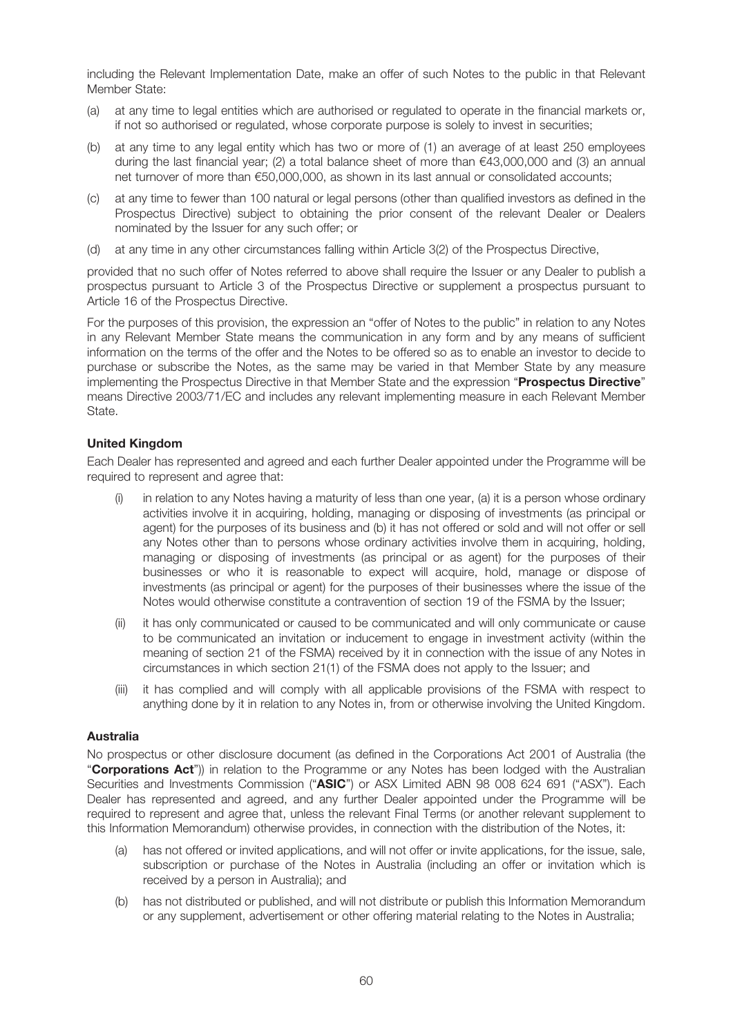including the Relevant Implementation Date, make an offer of such Notes to the public in that Relevant Member State:

(a) at any time to legal entities which are authorised or regulated to operate in the financial markets or, if not so authorised or regulated, whose corporate purpose is solely to invest in securities;

(b) at any time to any legal entity which has two or more of (1) an average of at least 250 employees during the last financial year; (2) a total balance sheet of more than €43,000,000 and (3) an annual net turnover of more than €50,000,000, as shown in its last annual or consolidated accounts;

(c) at any time to fewer than 100 natural or legal persons (other than qualified investors as defined in the Prospectus Directive) subject to obtaining the prior consent of the relevant Dealer or Dealers nominated by the Issuer for any such offer; or

(d) at any time in any other circumstances falling within Article 3(2) of the Prospectus Directive,

provided that no such offer of Notes referred to above shall require the Issuer or any Dealer to publish a prospectus pursuant to Article 3 of the Prospectus Directive or supplement a prospectus pursuant to Article 16 of the Prospectus Directive.

For the purposes of this provision, the expression an "offer of Notes to the public" in relation to any Notes in any Relevant Member State means the communication in any form and by any means of sufficient information on the terms of the offer and the Notes to be offered so as to enable an investor to decide to purchase or subscribe the Notes, as the same may be varied in that Member State by any measure implementing the Prospectus Directive in that Member State and the expression "**Prospectus Directive**" means Directive 2003/71/EC and includes any relevant implementing measure in each Relevant Member State.

### United Kingdom

Each Dealer has represented and agreed and each further Dealer appointed under the Programme will be required to represent and agree that:

(i) in relation to any Notes having a maturity of less than one year, (a) it is a person whose ordinary activities involve it in acquiring, holding, managing or disposing of investments (as principal or agent) for the purposes of its business and (b) it has not offered or sold and will not offer or sell any Notes other than to persons whose ordinary activities involve them in acquiring, holding, managing or disposing of investments (as principal or as agent) for the purposes of their businesses or who it is reasonable to expect will acquire, hold, manage or dispose of investments (as principal or agent) for the purposes of their businesses where the issue of the Notes would otherwise constitute a contravention of section 19 of the FSMA by the Issuer;

(ii) it has only communicated or caused to be communicated and will only communicate or cause to be communicated an invitation or inducement to engage in investment activity (within the meaning of section 21 of the FSMA) received by it in connection with the issue of any Notes in circumstances in which section 21(1) of the FSMA does not apply to the Issuer; and

(iii) it has complied and will comply with all applicable provisions of the FSMA with respect to anything done by it in relation to any Notes in, from or otherwise involving the United Kingdom.

### Australia

No prospectus or other disclosure document (as defined in the Corporations Act 2001 of Australia (the "**Corporations Act**")) in relation to the Programme or any Notes has been lodged with the Australian Securities and Investments Commission ("**ASIC**") or ASX Limited ABN 98 008 624 691 ("ASX"). Each Dealer has represented and agreed, and any further Dealer appointed under the Programme will be required to represent and agree that, unless the relevant Final Terms (or another relevant supplement to this Information Memorandum) otherwise provides, in connection with the distribution of the Notes, it:

(a) has not offered or invited applications, and will not offer or invite applications, for the issue, sale, subscription or purchase of the Notes in Australia (including an offer or invitation which is received by a person in Australia); and

(b) has not distributed or published, and will not distribute or publish this Information Memorandum or any supplement, advertisement or other offering material relating to the Notes in Australia;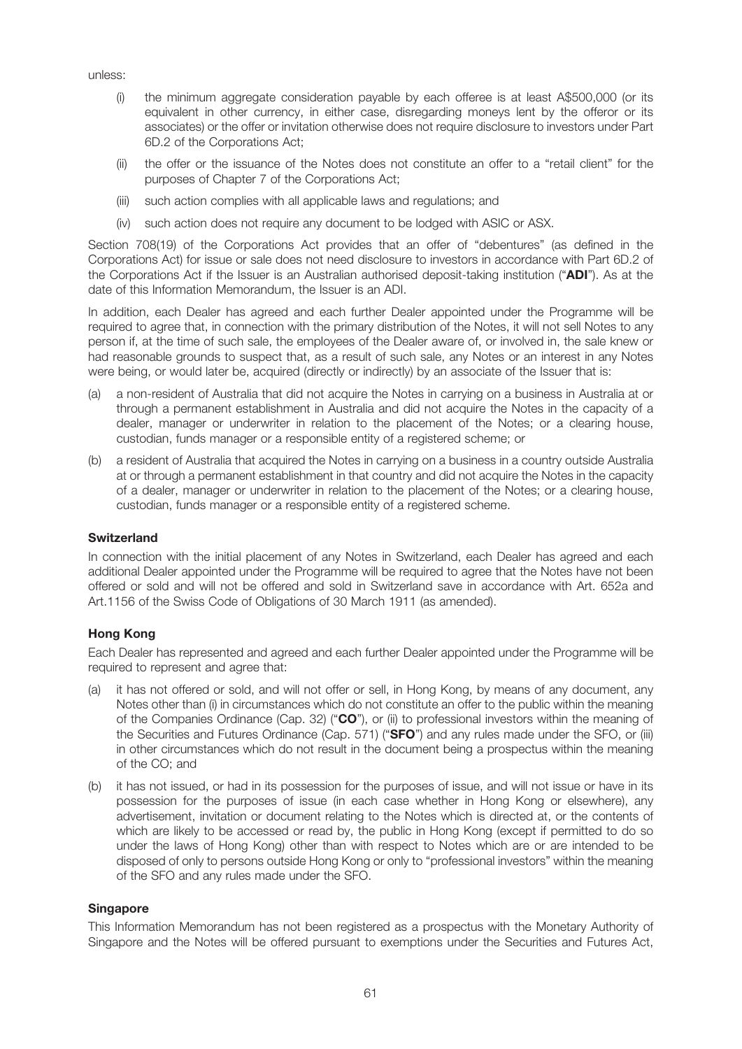unless:

(i) the minimum aggregate consideration payable by each offeree is at least A$500,000 (or its equivalent in other currency, in either case, disregarding moneys lent by the offeror or its associates) or the offer or invitation otherwise does not require disclosure to investors under Part 6D.2 of the Corporations Act;

(ii) the offer or the issuance of the Notes does not constitute an offer to a "retail client" for the purposes of Chapter 7 of the Corporations Act;

(iii) such action complies with all applicable laws and regulations; and

(iv) such action does not require any document to be lodged with ASIC or ASX.

Section 708(19) of the Corporations Act provides that an offer of "debentures" (as defined in the Corporations Act) for issue or sale does not need disclosure to investors in accordance with Part 6D.2 of the Corporations Act if the Issuer is an Australian authorised deposit-taking institution ("**ADI**"). As at the date of this Information Memorandum, the Issuer is an ADI.

In addition, each Dealer has agreed and each further Dealer appointed under the Programme will be required to agree that, in connection with the primary distribution of the Notes, it will not sell Notes to any person if, at the time of such sale, the employees of the Dealer aware of, or involved in, the sale knew or had reasonable grounds to suspect that, as a result of such sale, any Notes or an interest in any Notes were being, or would later be, acquired (directly or indirectly) by an associate of the Issuer that is:

(a) a non-resident of Australia that did not acquire the Notes in carrying on a business in Australia at or through a permanent establishment in Australia and did not acquire the Notes in the capacity of a dealer, manager or underwriter in relation to the placement of the Notes; or a clearing house, custodian, funds manager or a responsible entity of a registered scheme; or

(b) a resident of Australia that acquired the Notes in carrying on a business in a country outside Australia at or through a permanent establishment in that country and did not acquire the Notes in the capacity of a dealer, manager or underwriter in relation to the placement of the Notes; or a clearing house, custodian, funds manager or a responsible entity of a registered scheme.

**Switzerland**

In connection with the initial placement of any Notes in Switzerland, each Dealer has agreed and each additional Dealer appointed under the Programme will be required to agree that the Notes have not been offered or sold and will not be offered and sold in Switzerland save in accordance with Art. 652a and Art.1156 of the Swiss Code of Obligations of 30 March 1911 (as amended).

**Hong Kong**

Each Dealer has represented and agreed and each further Dealer appointed under the Programme will be required to represent and agree that:

(a) it has not offered or sold, and will not offer or sell, in Hong Kong, by means of any document, any Notes other than (i) in circumstances which do not constitute an offer to the public within the meaning of the Companies Ordinance (Cap. 32) ("**CO**"), or (ii) to professional investors within the meaning of the Securities and Futures Ordinance (Cap. 571) ("**SFO**") and any rules made under the SFO, or (iii) in other circumstances which do not result in the document being a prospectus within the meaning of the CO; and

(b) it has not issued, or had in its possession for the purposes of issue, and will not issue or have in its possession for the purposes of issue (in each case whether in Hong Kong or elsewhere), any advertisement, invitation or document relating to the Notes which is directed at, or the contents of which are likely to be accessed or read by, the public in Hong Kong (except if permitted to do so under the laws of Hong Kong) other than with respect to Notes which are or are intended to be disposed of only to persons outside Hong Kong or only to "professional investors" within the meaning of the SFO and any rules made under the SFO.

**Singapore**

This Information Memorandum has not been registered as a prospectus with the Monetary Authority of Singapore and the Notes will be offered pursuant to exemptions under the Securities and Futures Act,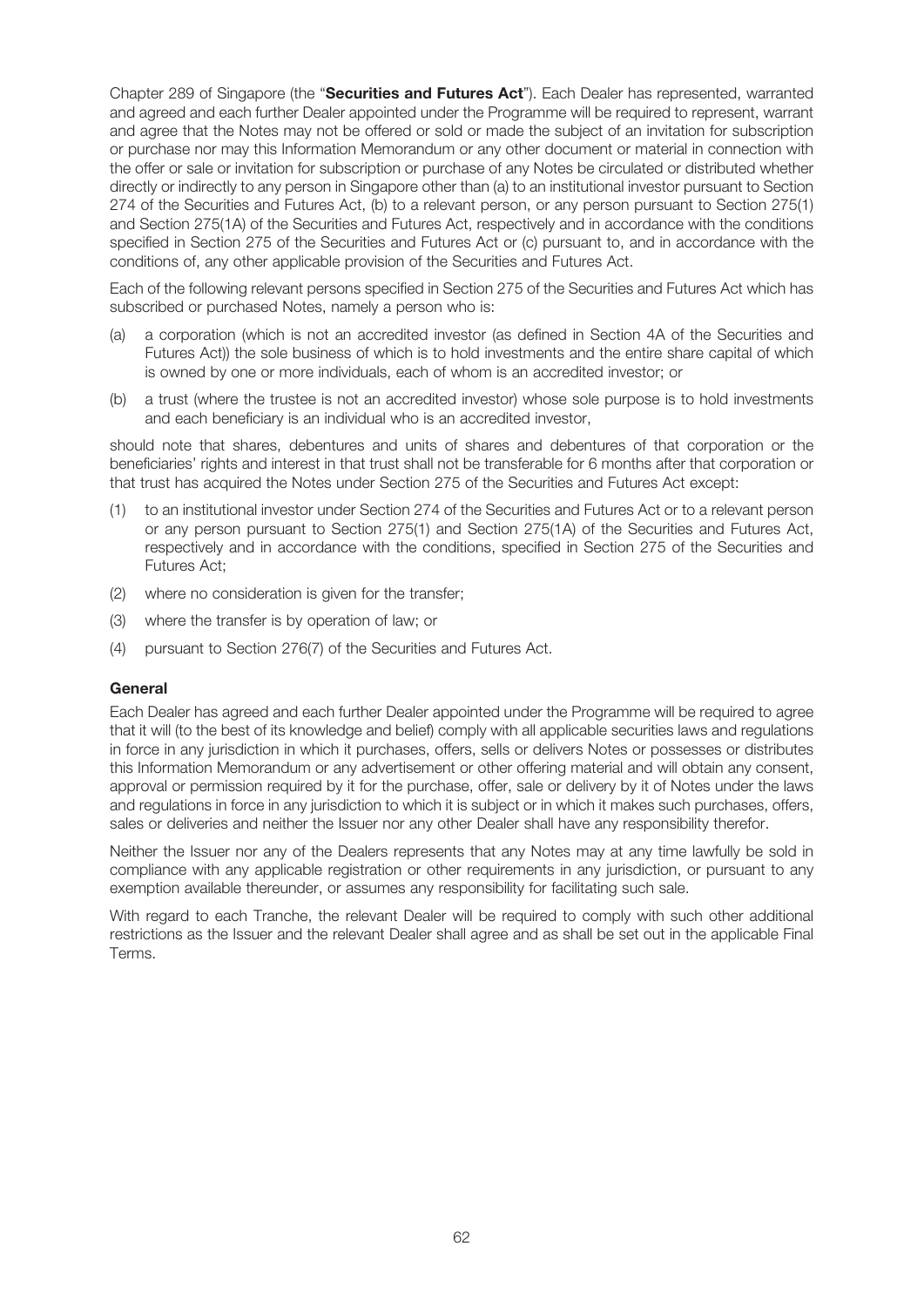Chapter 289 of Singapore (the "**Securities and Futures Act**"). Each Dealer has represented, warranted and agreed and each further Dealer appointed under the Programme will be required to represent, warrant and agree that the Notes may not be offered or sold or made the subject of an invitation for subscription or purchase nor may this Information Memorandum or any other document or material in connection with the offer or sale or invitation for subscription or purchase of any Notes be circulated or distributed whether directly or indirectly to any person in Singapore other than (a) to an institutional investor pursuant to Section 274 of the Securities and Futures Act, (b) to a relevant person, or any person pursuant to Section 275(1) and Section 275(1A) of the Securities and Futures Act, respectively and in accordance with the conditions specified in Section 275 of the Securities and Futures Act or (c) pursuant to, and in accordance with the conditions of, any other applicable provision of the Securities and Futures Act.

Each of the following relevant persons specified in Section 275 of the Securities and Futures Act which has subscribed or purchased Notes, namely a person who is:

(a) a corporation (which is not an accredited investor (as defined in Section 4A of the Securities and Futures Act)) the sole business of which is to hold investments and the entire share capital of which is owned by one or more individuals, each of whom is an accredited investor; or

(b) a trust (where the trustee is not an accredited investor) whose sole purpose is to hold investments and each beneficiary is an individual who is an accredited investor,

should note that shares, debentures and units of shares and debentures of that corporation or the beneficiaries' rights and interest in that trust shall not be transferable for 6 months after that corporation or that trust has acquired the Notes under Section 275 of the Securities and Futures Act except:

(1) to an institutional investor under Section 274 of the Securities and Futures Act or to a relevant person or any person pursuant to Section 275(1) and Section 275(1A) of the Securities and Futures Act, respectively and in accordance with the conditions, specified in Section 275 of the Securities and Futures Act;

(2) where no consideration is given for the transfer;

(3) where the transfer is by operation of law; or

(4) pursuant to Section 276(7) of the Securities and Futures Act.

### General

Each Dealer has agreed and each further Dealer appointed under the Programme will be required to agree that it will (to the best of its knowledge and belief) comply with all applicable securities laws and regulations in force in any jurisdiction in which it purchases, offers, sells or delivers Notes or possesses or distributes this Information Memorandum or any advertisement or other offering material and will obtain any consent, approval or permission required by it for the purchase, offer, sale or delivery by it of Notes under the laws and regulations in force in any jurisdiction to which it is subject or in which it makes such purchases, offers, sales or deliveries and neither the Issuer nor any other Dealer shall have any responsibility therefor.

Neither the Issuer nor any of the Dealers represents that any Notes may at any time lawfully be sold in compliance with any applicable registration or other requirements in any jurisdiction, or pursuant to any exemption available thereunder, or assumes any responsibility for facilitating such sale.

With regard to each Tranche, the relevant Dealer will be required to comply with such other additional restrictions as the Issuer and the relevant Dealer shall agree and as shall be set out in the applicable Final Terms.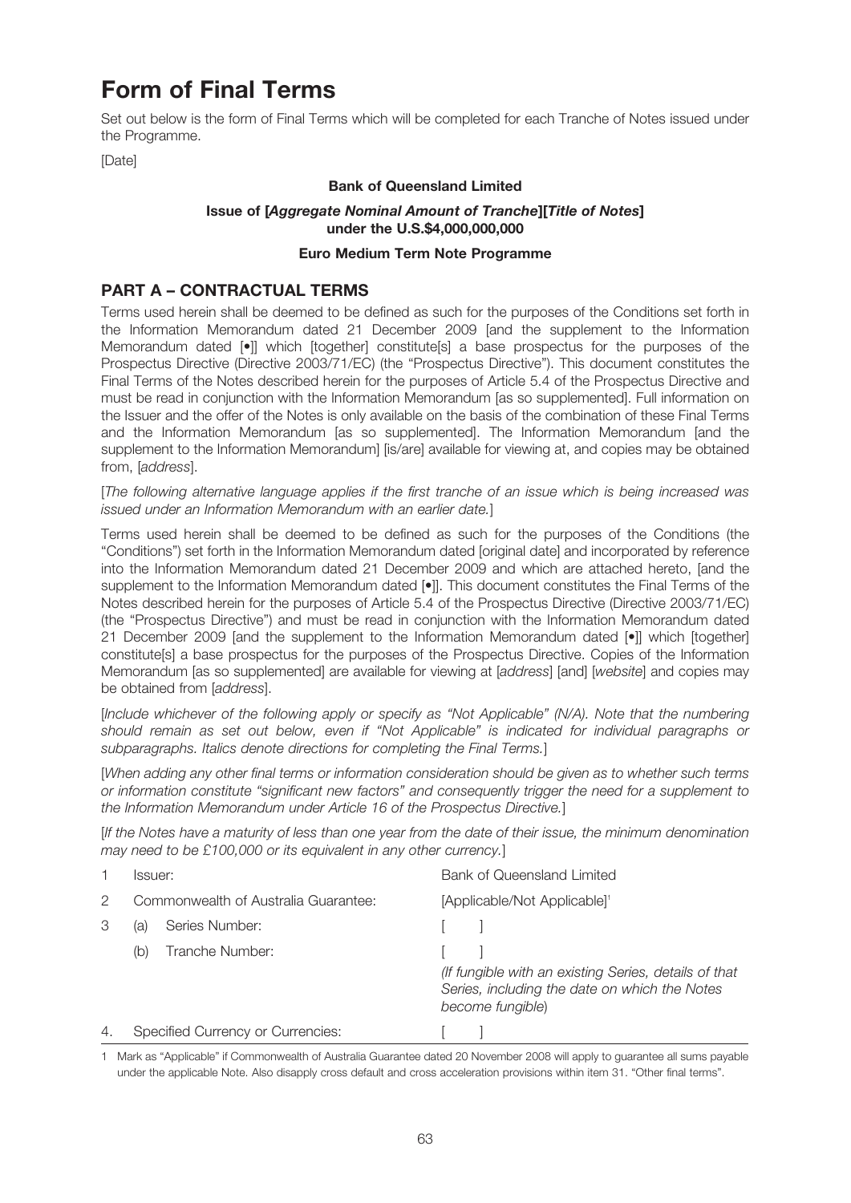# Form of Final Terms

Set out below is the form of Final Terms which will be completed for each Tranche of Notes issued under the Programme.

[Date]

**Bank of Queensland Limited**

**Issue of [*Aggregate Nominal Amount of Tranche*][*Title of Notes*] under the U.S.$4,000,000,000**

**Euro Medium Term Note Programme**

## PART A – CONTRACTUAL TERMS

Terms used herein shall be deemed to be defined as such for the purposes of the Conditions set forth in the Information Memorandum dated 21 December 2009 [and the supplement to the Information Memorandum dated [•]] which [together] constitute[s] a base prospectus for the purposes of the Prospectus Directive (Directive 2003/71/EC) (the "Prospectus Directive"). This document constitutes the Final Terms of the Notes described herein for the purposes of Article 5.4 of the Prospectus Directive and must be read in conjunction with the Information Memorandum [as so supplemented]. Full information on the Issuer and the offer of the Notes is only available on the basis of the combination of these Final Terms and the Information Memorandum [as so supplemented]. The Information Memorandum [and the supplement to the Information Memorandum] [is/are] available for viewing at, and copies may be obtained from, [*address*].

[*The following alternative language applies if the first tranche of an issue which is being increased was issued under an Information Memorandum with an earlier date.*]

Terms used herein shall be deemed to be defined as such for the purposes of the Conditions (the "Conditions") set forth in the Information Memorandum dated [original date] and incorporated by reference into the Information Memorandum dated 21 December 2009 and which are attached hereto, [and the supplement to the Information Memorandum dated [•]]. This document constitutes the Final Terms of the Notes described herein for the purposes of Article 5.4 of the Prospectus Directive (Directive 2003/71/EC) (the "Prospectus Directive") and must be read in conjunction with the Information Memorandum dated 21 December 2009 [and the supplement to the Information Memorandum dated [•]] which [together] constitute[s] a base prospectus for the purposes of the Prospectus Directive. Copies of the Information Memorandum [as so supplemented] are available for viewing at [*address*] [and] [*website*] and copies may be obtained from [*address*].

[*Include whichever of the following apply or specify as "Not Applicable" (N/A). Note that the numbering should remain as set out below, even if "Not Applicable" is indicated for individual paragraphs or subparagraphs. Italics denote directions for completing the Final Terms.*]

[*When adding any other final terms or information consideration should be given as to whether such terms or information constitute "significant new factors" and consequently trigger the need for a supplement to the Information Memorandum under Article 16 of the Prospectus Directive.*]

[*If the Notes have a maturity of less than one year from the date of their issue, the minimum denomination may need to be £100,000 or its equivalent in any other currency.*]

| | | |
|---|---|---|
| 1 | Issuer: | Bank of Queensland Limited |
| 2 | Commonwealth of Australia Guarantee: | [Applicable/Not Applicable][1] |
| 3 | (a) Series Number: | [ ] |
| | (b) Tranche Number: | [ ]<br>*(If fungible with an existing Series, details of that Series, including the date on which the Notes become fungible)* |
| 4. | Specified Currency or Currencies: | [ ] |

1 Mark as "Applicable" if Commonwealth of Australia Guarantee dated 20 November 2008 will apply to guarantee all sums payable under the applicable Note. Also disapply cross default and cross acceleration provisions within item 31. "Other final terms".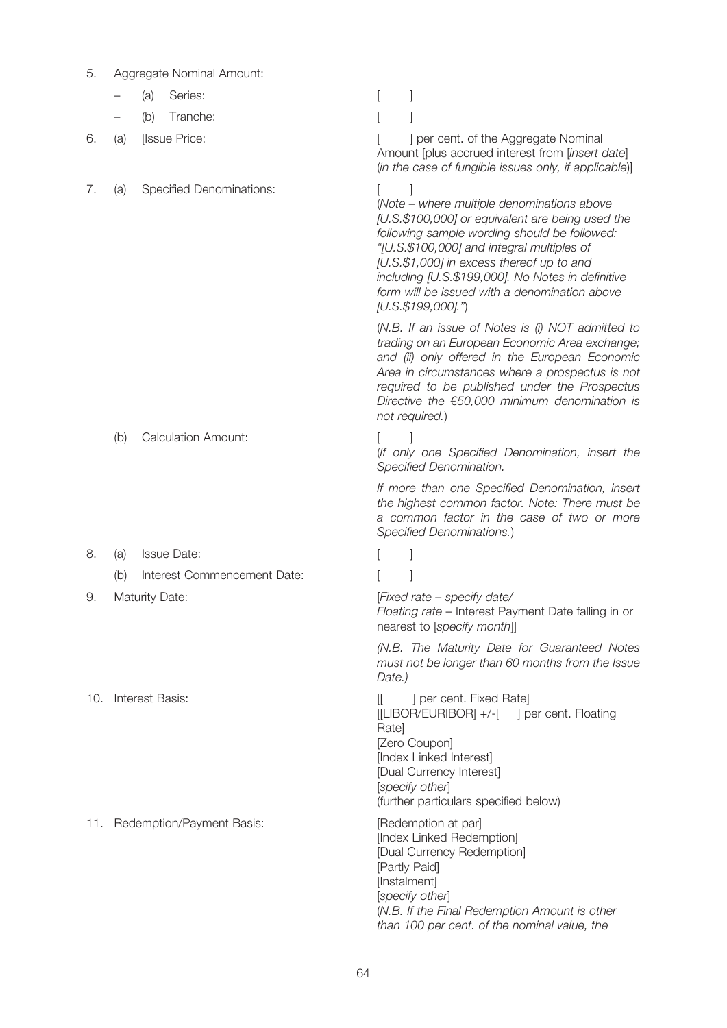| | | |
|---|---|---|
| 5. | Aggregate Nominal Amount: | |
| | – (a) Series: | [    ] |
| | – (b) Tranche: | [    ] |
| 6. | (a) [Issue Price: | [    ] per cent. of the Aggregate Nominal Amount [plus accrued interest from [*insert date*] (*in the case of fungible issues only, if applicable*)] |
| 7. | (a) Specified Denominations: | [    ]<br>(*Note – where multiple denominations above [U.S.$100,000] or equivalent are being used the following sample wording should be followed: "[U.S.$100,000] and integral multiples of [U.S.$1,000] in excess thereof up to and including [U.S.$199,000]. No Notes in definitive form will be issued with a denomination above [U.S.$199,000]."*)<br><br>(*N.B. If an issue of Notes is (i) NOT admitted to trading on an European Economic Area exchange; and (ii) only offered in the European Economic Area in circumstances where a prospectus is not required to be published under the Prospectus Directive the €50,000 minimum denomination is not required.*) |
| | (b) Calculation Amount: | [    ]<br>(*If only one Specified Denomination, insert the Specified Denomination.*<br><br>*If more than one Specified Denomination, insert the highest common factor. Note: There must be a common factor in the case of two or more Specified Denominations.*) |
| 8. | (a) Issue Date: | [    ] |
| | (b) Interest Commencement Date: | [    ] |
| 9. | Maturity Date: | [*Fixed rate – specify date/*<br>*Floating rate* – Interest Payment Date falling in or nearest to [*specify month*]]<br><br>*(N.B. The Maturity Date for Guaranteed Notes must not be longer than 60 months from the Issue Date.)* |
| 10. | Interest Basis: | [[    ] per cent. Fixed Rate]<br>[[LIBOR/EURIBOR] +/-[    ] per cent. Floating Rate]<br>[Zero Coupon]<br>[Index Linked Interest]<br>[Dual Currency Interest]<br>[*specify other*]<br>(further particulars specified below) |
| 11. | Redemption/Payment Basis: | [Redemption at par]<br>[Index Linked Redemption]<br>[Dual Currency Redemption]<br>[Partly Paid]<br>[Instalment]<br>[*specify other*]<br>(*N.B. If the Final Redemption Amount is other than 100 per cent. of the nominal value, the* |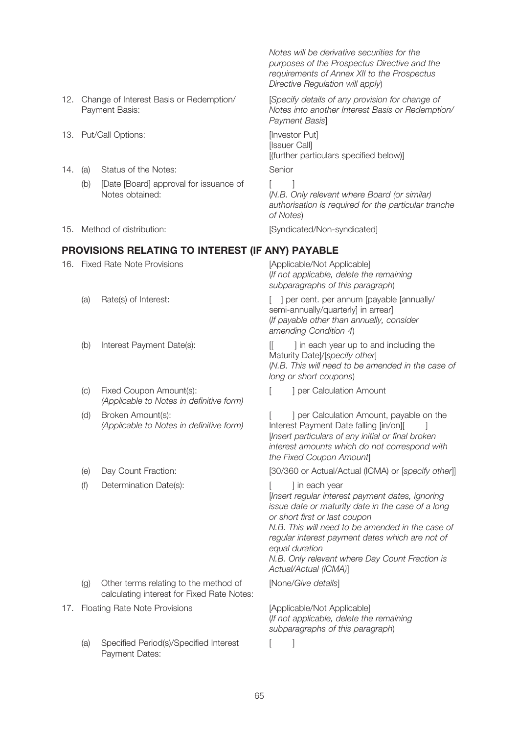| | | |
|---|---|---|
| | | *Notes will be derivative securities for the purposes of the Prospectus Directive and the requirements of Annex XII to the Prospectus Directive Regulation will apply*) |
| 12. | Change of Interest Basis or Redemption/ Payment Basis: | [*Specify details of any provision for change of Notes into another Interest Basis or Redemption/ Payment Basis*] |
| 13. | Put/Call Options: | [Investor Put]<br>[Issuer Call]<br>[(further particulars specified below)] |
| 14. | (a) Status of the Notes: | Senior |
| | (b) [Date [Board] approval for issuance of Notes obtained: | [ ]<br>(*N.B. Only relevant where Board (or similar) authorisation is required for the particular tranche of Notes*) |
| 15. | Method of distribution: | [Syndicated/Non-syndicated] |

## PROVISIONS RELATING TO INTEREST (IF ANY) PAYABLE

| | | |
|---|---|---|
| 16. | Fixed Rate Note Provisions | [Applicable/Not Applicable]<br>(*If not applicable, delete the remaining subparagraphs of this paragraph*) |
| | (a) Rate(s) of Interest: | [ ] per cent. per annum [payable [annually/ semi-annually/quarterly] in arrear]<br>(*If payable other than annually, consider amending Condition 4*) |
| | (b) Interest Payment Date(s): | [[ ] in each year up to and including the Maturity Date]/[*specify other*]<br>(*N.B. This will need to be amended in the case of long or short coupons*) |
| | (c) Fixed Coupon Amount(s): *(Applicable to Notes in definitive form)* | [ ] per Calculation Amount |
| | (d) Broken Amount(s): *(Applicable to Notes in definitive form)* | [ ] per Calculation Amount, payable on the Interest Payment Date falling [in/on][ ]<br>[*Insert particulars of any initial or final broken interest amounts which do not correspond with the Fixed Coupon Amount*] |
| | (e) Day Count Fraction: | [30/360 or Actual/Actual (ICMA) or [*specify other*]] |
| | (f) Determination Date(s): | [ ] in each year<br>[*Insert regular interest payment dates, ignoring issue date or maturity date in the case of a long or short first or last coupon*<br>*N.B. This will need to be amended in the case of regular interest payment dates which are not of equal duration*<br>*N.B. Only relevant where Day Count Fraction is Actual/Actual (ICMA)*] |
| | (g) Other terms relating to the method of calculating interest for Fixed Rate Notes: | [None/*Give details*] |
| 17. | Floating Rate Note Provisions | [Applicable/Not Applicable]<br>(*If not applicable, delete the remaining subparagraphs of this paragraph*) |
| | (a) Specified Period(s)/Specified Interest Payment Dates: | [ ] |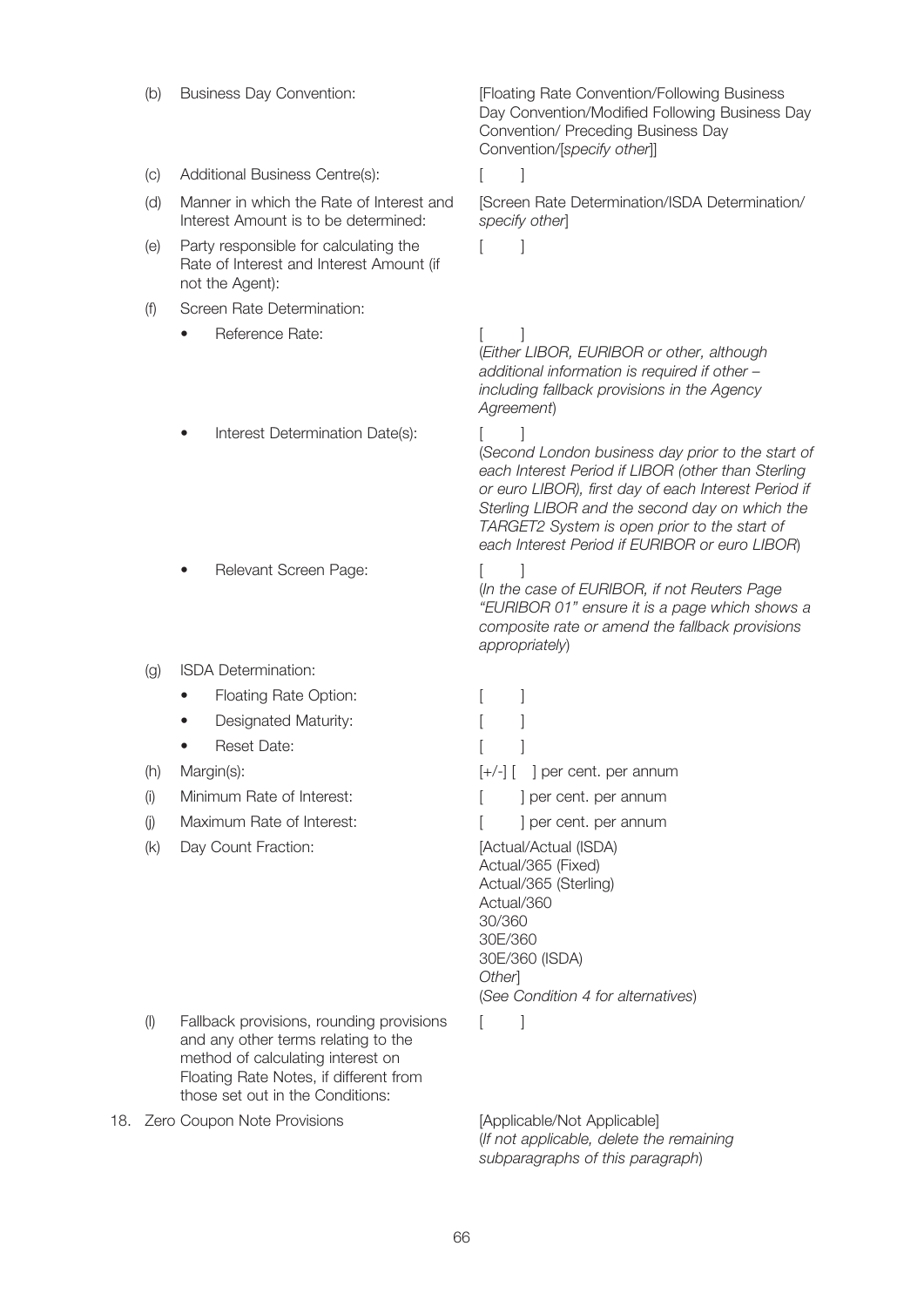| | | |
|---|---|---|
| (b) | Business Day Convention: | [Floating Rate Convention/Following Business Day Convention/Modified Following Business Day Convention/ Preceding Business Day Convention/[*specify other*]] |
| (c) | Additional Business Centre(s): | [ ] |
| (d) | Manner in which the Rate of Interest and Interest Amount is to be determined: | [Screen Rate Determination/ISDA Determination/ *specify other*] |
| (e) | Party responsible for calculating the Rate of Interest and Interest Amount (if not the Agent): | [ ] |
| (f) | Screen Rate Determination: | |
| | • Reference Rate: | [ ]<br>(*Either LIBOR, EURIBOR or other, although additional information is required if other – including fallback provisions in the Agency Agreement*) |
| | • Interest Determination Date(s): | [ ]<br>(*Second London business day prior to the start of each Interest Period if LIBOR (other than Sterling or euro LIBOR), first day of each Interest Period if Sterling LIBOR and the second day on which the TARGET2 System is open prior to the start of each Interest Period if EURIBOR or euro LIBOR*) |
| | • Relevant Screen Page: | [ ]<br>(*In the case of EURIBOR, if not Reuters Page "EURIBOR 01" ensure it is a page which shows a composite rate or amend the fallback provisions appropriately*) |
| (g) | ISDA Determination: | |
| | • Floating Rate Option: | [ ] |
| | • Designated Maturity: | [ ] |
| | • Reset Date: | [ ] |
| (h) | Margin(s): | [+/-] [ ] per cent. per annum |
| (i) | Minimum Rate of Interest: | [ ] per cent. per annum |
| (j) | Maximum Rate of Interest: | [ ] per cent. per annum |
| (k) | Day Count Fraction: | [Actual/Actual (ISDA)<br>Actual/365 (Fixed)<br>Actual/365 (Sterling)<br>Actual/360<br>30/360<br>30E/360<br>30E/360 (ISDA)<br>*Other*]<br>(*See Condition 4 for alternatives*) |
| (l) | Fallback provisions, rounding provisions and any other terms relating to the method of calculating interest on Floating Rate Notes, if different from those set out in the Conditions: | [ ] |

18. Zero Coupon Note Provisions — [Applicable/Not Applicable]
(*If not applicable, delete the remaining subparagraphs of this paragraph*)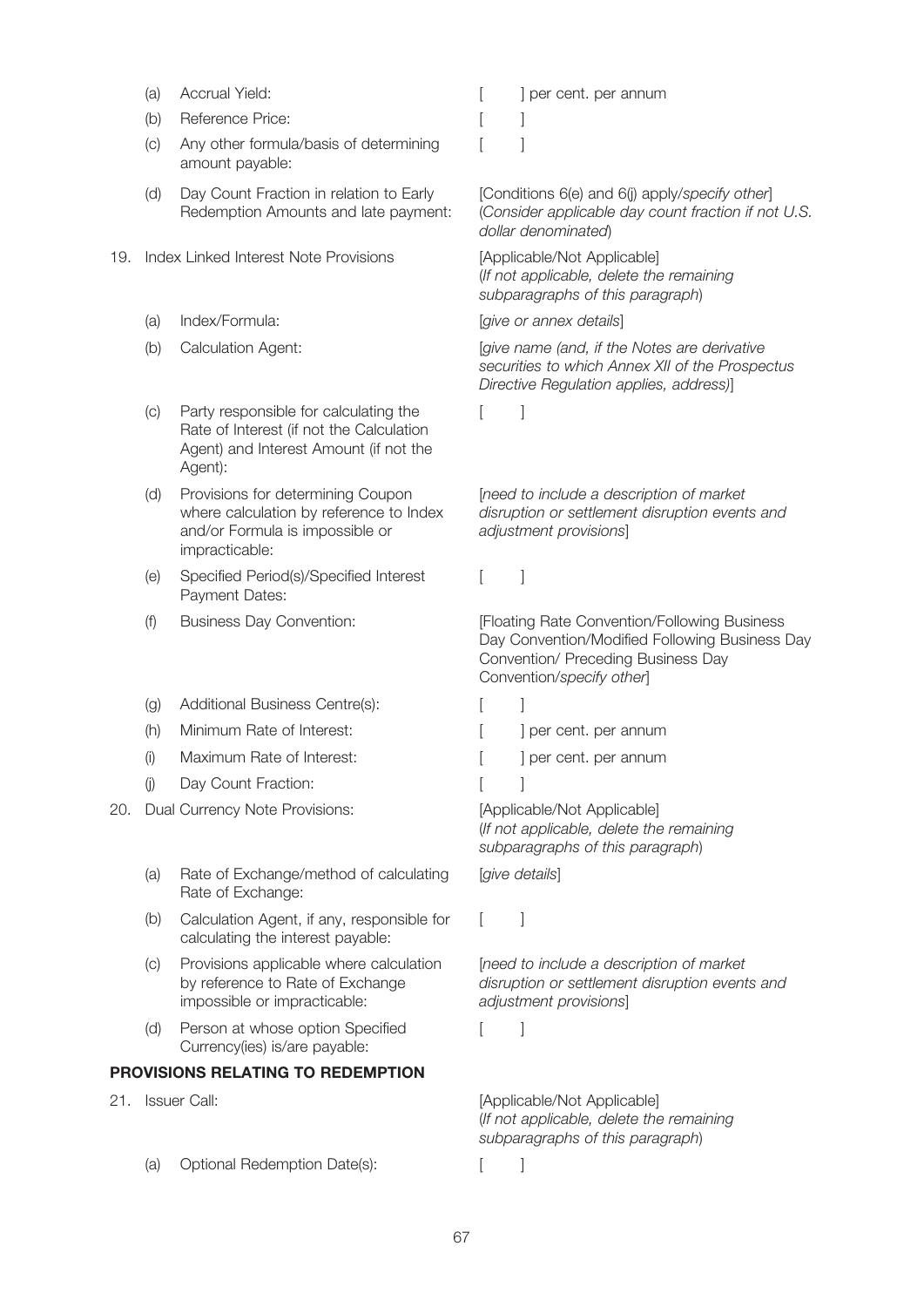| | | |
|---|---|---|
| | (a) Accrual Yield: | [ ] per cent. per annum |
| | (b) Reference Price: | [ ] |
| | (c) Any other formula/basis of determining amount payable: | [ ] |
| | (d) Day Count Fraction in relation to Early Redemption Amounts and late payment: | [Conditions 6(e) and 6(j) apply/*specify other*] (*Consider applicable day count fraction if not U.S. dollar denominated*) |
| 19. | Index Linked Interest Note Provisions | [Applicable/Not Applicable] (*If not applicable, delete the remaining subparagraphs of this paragraph*) |
| | (a) Index/Formula: | [*give or annex details*] |
| | (b) Calculation Agent: | [*give name (and, if the Notes are derivative securities to which Annex XII of the Prospectus Directive Regulation applies, address)*] |
| | (c) Party responsible for calculating the Rate of Interest (if not the Calculation Agent) and Interest Amount (if not the Agent): | [ ] |
| | (d) Provisions for determining Coupon where calculation by reference to Index and/or Formula is impossible or impracticable: | [*need to include a description of market disruption or settlement disruption events and adjustment provisions*] |
| | (e) Specified Period(s)/Specified Interest Payment Dates: | [ ] |
| | (f) Business Day Convention: | [Floating Rate Convention/Following Business Day Convention/Modified Following Business Day Convention/ Preceding Business Day Convention/*specify other*] |
| | (g) Additional Business Centre(s): | [ ] |
| | (h) Minimum Rate of Interest: | [ ] per cent. per annum |
| | (i) Maximum Rate of Interest: | [ ] per cent. per annum |
| | (j) Day Count Fraction: | [ ] |
| 20. | Dual Currency Note Provisions: | [Applicable/Not Applicable] (*If not applicable, delete the remaining subparagraphs of this paragraph*) |
| | (a) Rate of Exchange/method of calculating Rate of Exchange: | [*give details*] |
| | (b) Calculation Agent, if any, responsible for calculating the interest payable: | [ ] |
| | (c) Provisions applicable where calculation by reference to Rate of Exchange impossible or impracticable: | [*need to include a description of market disruption or settlement disruption events and adjustment provisions*] |
| | (d) Person at whose option Specified Currency(ies) is/are payable: | [ ] |

**PROVISIONS RELATING TO REDEMPTION**

| | | |
|---|---|---|
| 21. | Issuer Call: | [Applicable/Not Applicable] (*If not applicable, delete the remaining subparagraphs of this paragraph*) |
| | (a) Optional Redemption Date(s): | [ ] |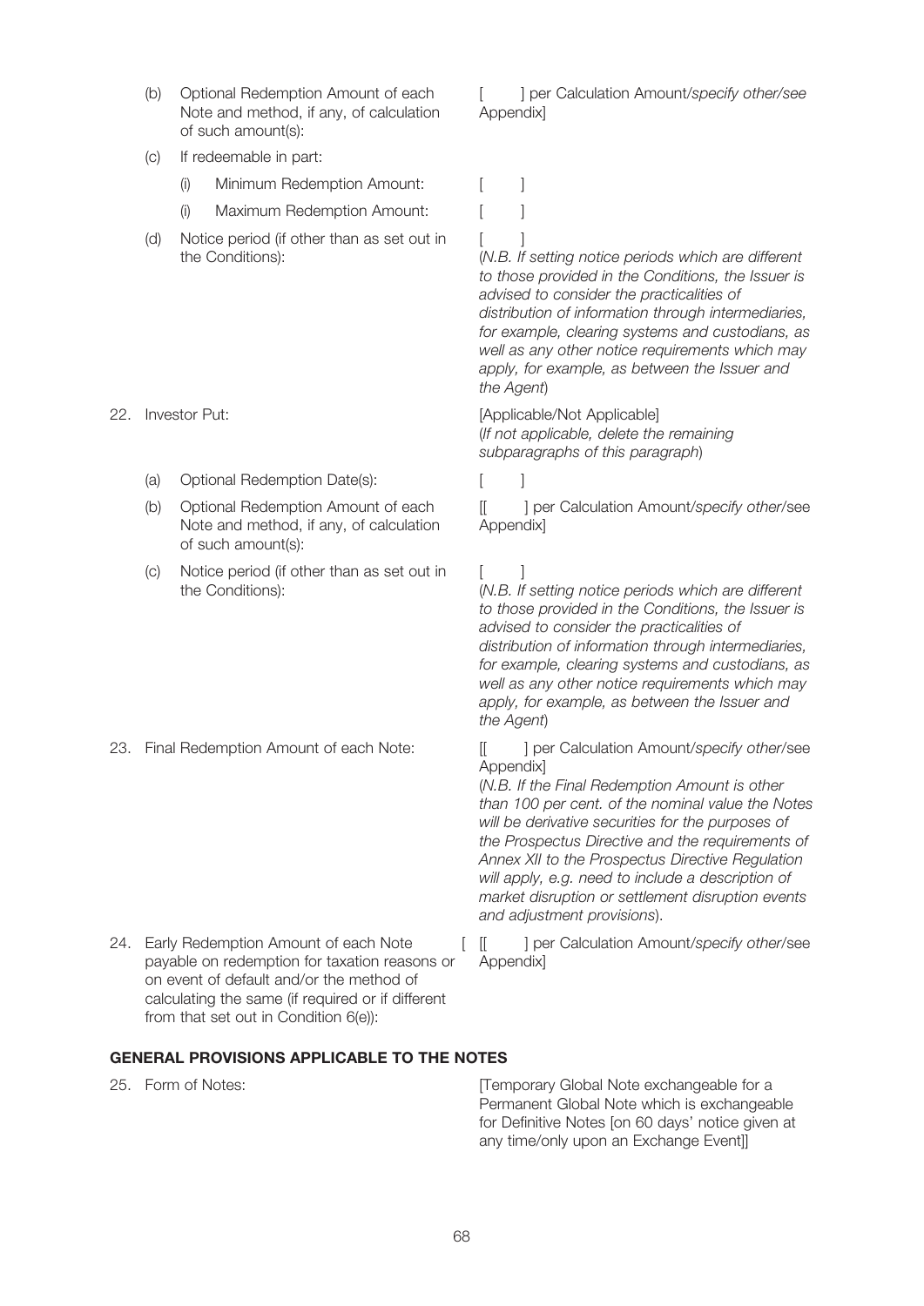| | | |
|---|---|---|
| (b) | Optional Redemption Amount of each Note and method, if any, of calculation of such amount(s): | [ ] per Calculation Amount/*specify other/see* Appendix] |
| (c) | If redeemable in part: | |
| | (i) Minimum Redemption Amount: | [ ] |
| | (i) Maximum Redemption Amount: | [ ] |
| (d) | Notice period (if other than as set out in the Conditions): | [ ]<br>(*N.B. If setting notice periods which are different to those provided in the Conditions, the Issuer is advised to consider the practicalities of distribution of information through intermediaries, for example, clearing systems and custodians, as well as any other notice requirements which may apply, for example, as between the Issuer and the Agent*) |

22. Investor Put: [Applicable/Not Applicable]
(*If not applicable, delete the remaining subparagraphs of this paragraph*)

| | | |
|---|---|---|
| (a) | Optional Redemption Date(s): | [ ] |
| (b) | Optional Redemption Amount of each Note and method, if any, of calculation of such amount(s): | [[ ] per Calculation Amount/*specify other*/see Appendix] |
| (c) | Notice period (if other than as set out in the Conditions): | [ ]<br>(*N.B. If setting notice periods which are different to those provided in the Conditions, the Issuer is advised to consider the practicalities of distribution of information through intermediaries, for example, clearing systems and custodians, as well as any other notice requirements which may apply, for example, as between the Issuer and the Agent*) |

23. Final Redemption Amount of each Note: [[ ] per Calculation Amount/*specify other*/see Appendix]
(*N.B. If the Final Redemption Amount is other than 100 per cent. of the nominal value the Notes will be derivative securities for the purposes of the Prospectus Directive and the requirements of Annex XII to the Prospectus Directive Regulation will apply, e.g. need to include a description of market disruption or settlement disruption events and adjustment provisions*).

24. Early Redemption Amount of each Note payable on redemption for taxation reasons or on event of default and/or the method of calculating the same (if required or if different from that set out in Condition 6(e)): [ [[ ] per Calculation Amount/*specify other*/see Appendix]

## GENERAL PROVISIONS APPLICABLE TO THE NOTES

25. Form of Notes: [Temporary Global Note exchangeable for a Permanent Global Note which is exchangeable for Definitive Notes [on 60 days' notice given at any time/only upon an Exchange Event]]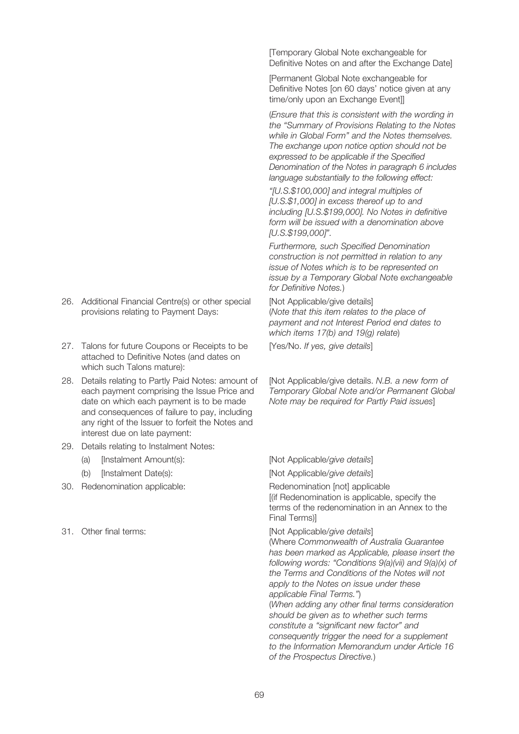| | |
|---|---|
| | [Temporary Global Note exchangeable for Definitive Notes on and after the Exchange Date]<br><br>[Permanent Global Note exchangeable for Definitive Notes [on 60 days' notice given at any time/only upon an Exchange Event]]<br><br>(*Ensure that this is consistent with the wording in the "Summary of Provisions Relating to the Notes while in Global Form" and the Notes themselves. The exchange upon notice option should not be expressed to be applicable if the Specified Denomination of the Notes in paragraph 6 includes language substantially to the following effect:*<br><br>*"[U.S.$100,000] and integral multiples of [U.S.$1,000] in excess thereof up to and including [U.S.$199,000]. No Notes in definitive form will be issued with a denomination above [U.S.$199,000]".*<br><br>*Furthermore, such Specified Denomination construction is not permitted in relation to any issue of Notes which is to be represented on issue by a Temporary Global Note exchangeable for Definitive Notes.*) |
| 26. Additional Financial Centre(s) or other special provisions relating to Payment Days: | [Not Applicable/give details]<br>(*Note that this item relates to the place of payment and not Interest Period end dates to which items 17(b) and 19(g) relate*) |
| 27. Talons for future Coupons or Receipts to be attached to Definitive Notes (and dates on which such Talons mature): | [Yes/No. *If yes, give details*] |
| 28. Details relating to Partly Paid Notes: amount of each payment comprising the Issue Price and date on which each payment is to be made and consequences of failure to pay, including any right of the Issuer to forfeit the Notes and interest due on late payment: | [Not Applicable/give details. *N.B. a new form of Temporary Global Note and/or Permanent Global Note may be required for Partly Paid issues*] |
| 29. Details relating to Instalment Notes: | |
| (a) [Instalment Amount(s): | [Not Applicable/*give details*] |
| (b) [Instalment Date(s): | [Not Applicable/*give details*] |
| 30. Redenomination applicable: | Redenomination [not] applicable<br>[(if Redenomination is applicable, specify the terms of the redenomination in an Annex to the Final Terms)] |
| 31. Other final terms: | [Not Applicable/*give details*]<br>(Where *Commonwealth of Australia Guarantee has been marked as Applicable, please insert the following words: "Conditions 9(a)(vii) and 9(a)(x) of the Terms and Conditions of the Notes will not apply to the Notes on issue under these applicable Final Terms."*)<br>(*When adding any other final terms consideration should be given as to whether such terms constitute a "significant new factor" and consequently trigger the need for a supplement to the Information Memorandum under Article 16 of the Prospectus Directive.*) |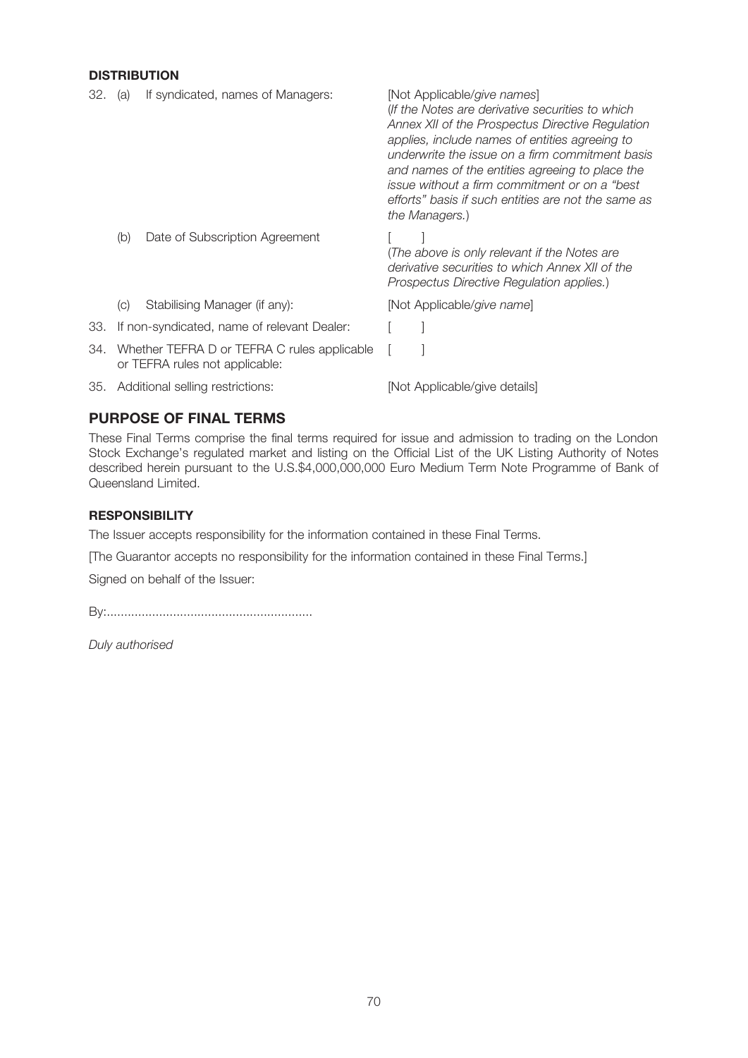**DISTRIBUTION**

| | | |
|---|---|---|
| 32. (a) | If syndicated, names of Managers: | [Not Applicable/*give names*] (*If the Notes are derivative securities to which Annex XII of the Prospectus Directive Regulation applies, include names of entities agreeing to underwrite the issue on a firm commitment basis and names of the entities agreeing to place the issue without a firm commitment or on a "best efforts" basis if such entities are not the same as the Managers.*) |
| (b) | Date of Subscription Agreement | [ ] (*The above is only relevant if the Notes are derivative securities to which Annex XII of the Prospectus Directive Regulation applies.*) |
| (c) | Stabilising Manager (if any): | [Not Applicable/*give name*] |
| 33. | If non-syndicated, name of relevant Dealer: | [ ] |
| 34. | Whether TEFRA D or TEFRA C rules applicable or TEFRA rules not applicable: | [ ] |
| 35. | Additional selling restrictions: | [Not Applicable/give details] |

## PURPOSE OF FINAL TERMS

These Final Terms comprise the final terms required for issue and admission to trading on the London Stock Exchange's regulated market and listing on the Official List of the UK Listing Authority of Notes described herein pursuant to the U.S.$4,000,000,000 Euro Medium Term Note Programme of Bank of Queensland Limited.

**RESPONSIBILITY**

The Issuer accepts responsibility for the information contained in these Final Terms.

[The Guarantor accepts no responsibility for the information contained in these Final Terms.]

Signed on behalf of the Issuer:

By:...........................................................

*Duly authorised*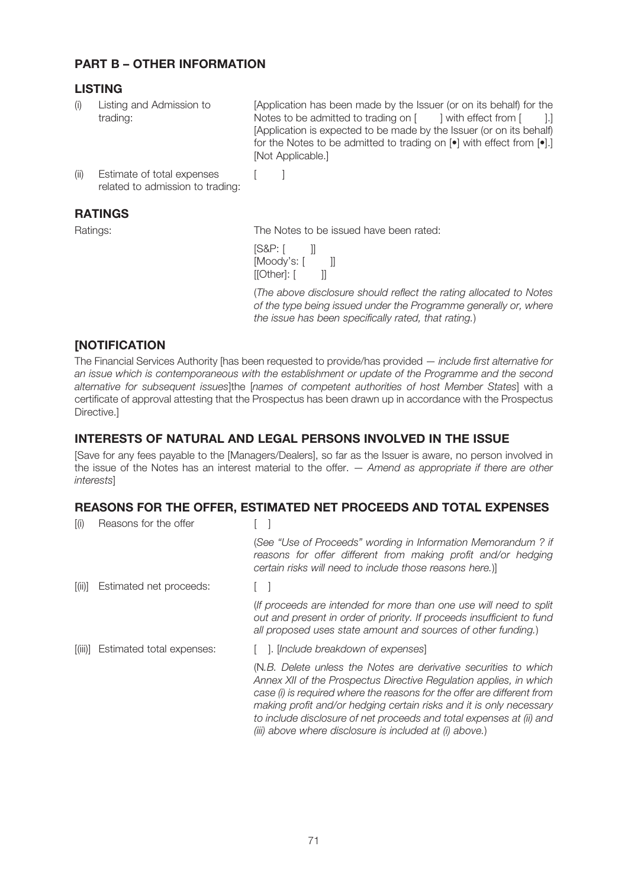## PART B – OTHER INFORMATION

### LISTING

| | | |
|---|---|---|
| (i) | Listing and Admission to trading: | [Application has been made by the Issuer (or on its behalf) for the Notes to be admitted to trading on [ ] with effect from [ ].] [Application is expected to be made by the Issuer (or on its behalf) for the Notes to be admitted to trading on [•] with effect from [•].] [Not Applicable.] |
| (ii) | Estimate of total expenses related to admission to trading: | [ ] |

### RATINGS

Ratings: The Notes to be issued have been rated:

[S&P: [ ]]
[Moody's: [ ]]
[[Other]: [ ]]

(*The above disclosure should reflect the rating allocated to Notes of the type being issued under the Programme generally or, where the issue has been specifically rated, that rating.*)

### [NOTIFICATION

The Financial Services Authority [has been requested to provide/has provided — *include first alternative for an issue which is contemporaneous with the establishment or update of the Programme and the second alternative for subsequent issues*]the [*names of competent authorities of host Member States*] with a certificate of approval attesting that the Prospectus has been drawn up in accordance with the Prospectus Directive.]

### INTERESTS OF NATURAL AND LEGAL PERSONS INVOLVED IN THE ISSUE

[Save for any fees payable to the [Managers/Dealers], so far as the Issuer is aware, no person involved in the issue of the Notes has an interest material to the offer. — *Amend as appropriate if there are other interests*]

### REASONS FOR THE OFFER, ESTIMATED NET PROCEEDS AND TOTAL EXPENSES

| | | |
|---|---|---|
| [(i) | Reasons for the offer | [ ]<br><br>(*See "Use of Proceeds" wording in Information Memorandum ? if reasons for offer different from making profit and/or hedging certain risks will need to include those reasons here.*)] |
| [(ii)] | Estimated net proceeds: | [ ]<br><br>(*If proceeds are intended for more than one use will need to split out and present in order of priority. If proceeds insufficient to fund all proposed uses state amount and sources of other funding.*) |
| [(iii)] | Estimated total expenses: | [ ]. [*Include breakdown of expenses*]<br><br>(N.*B. Delete unless the Notes are derivative securities to which Annex XII of the Prospectus Directive Regulation applies, in which case (i) is required where the reasons for the offer are different from making profit and/or hedging certain risks and it is only necessary to include disclosure of net proceeds and total expenses at (ii) and (iii) above where disclosure is included at (i) above.*) |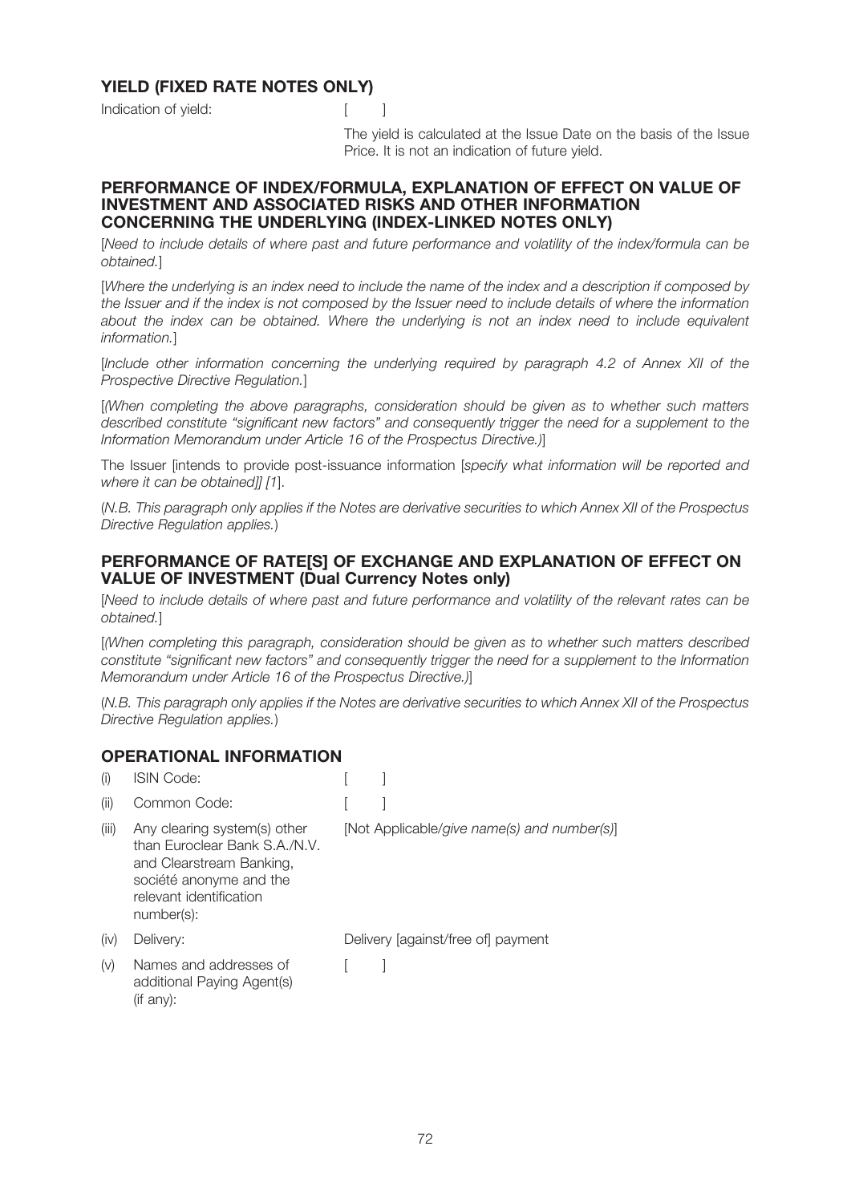## YIELD (FIXED RATE NOTES ONLY)

| | |
|---|---|
| Indication of yield: | [ ] |
| | The yield is calculated at the Issue Date on the basis of the Issue Price. It is not an indication of future yield. |

## PERFORMANCE OF INDEX/FORMULA, EXPLANATION OF EFFECT ON VALUE OF INVESTMENT AND ASSOCIATED RISKS AND OTHER INFORMATION CONCERNING THE UNDERLYING (INDEX-LINKED NOTES ONLY)

[*Need to include details of where past and future performance and volatility of the index/formula can be obtained.*]

[*Where the underlying is an index need to include the name of the index and a description if composed by the Issuer and if the index is not composed by the Issuer need to include details of where the information about the index can be obtained. Where the underlying is not an index need to include equivalent information.*]

[*Include other information concerning the underlying required by paragraph 4.2 of Annex XII of the Prospective Directive Regulation.*]

[*(When completing the above paragraphs, consideration should be given as to whether such matters described constitute "significant new factors" and consequently trigger the need for a supplement to the Information Memorandum under Article 16 of the Prospectus Directive.)*]

The Issuer [intends to provide post-issuance information [*specify what information will be reported and where it can be obtained*]] [*1*].

(*N.B. This paragraph only applies if the Notes are derivative securities to which Annex XII of the Prospectus Directive Regulation applies.*)

## PERFORMANCE OF RATE[S] OF EXCHANGE AND EXPLANATION OF EFFECT ON VALUE OF INVESTMENT (Dual Currency Notes only)

[*Need to include details of where past and future performance and volatility of the relevant rates can be obtained.*]

[*(When completing this paragraph, consideration should be given as to whether such matters described constitute "significant new factors" and consequently trigger the need for a supplement to the Information Memorandum under Article 16 of the Prospectus Directive.)*]

(*N.B. This paragraph only applies if the Notes are derivative securities to which Annex XII of the Prospectus Directive Regulation applies.*)

## OPERATIONAL INFORMATION

| | | |
|---|---|---|
| (i) | ISIN Code: | [ ] |
| (ii) | Common Code: | [ ] |
| (iii) | Any clearing system(s) other than Euroclear Bank S.A./N.V. and Clearstream Banking, société anonyme and the relevant identification number(s): | [Not Applicable/*give name(s) and number(s)*] |
| (iv) | Delivery: | Delivery [against/free of] payment |
| (v) | Names and addresses of additional Paying Agent(s) (if any): | [ ] |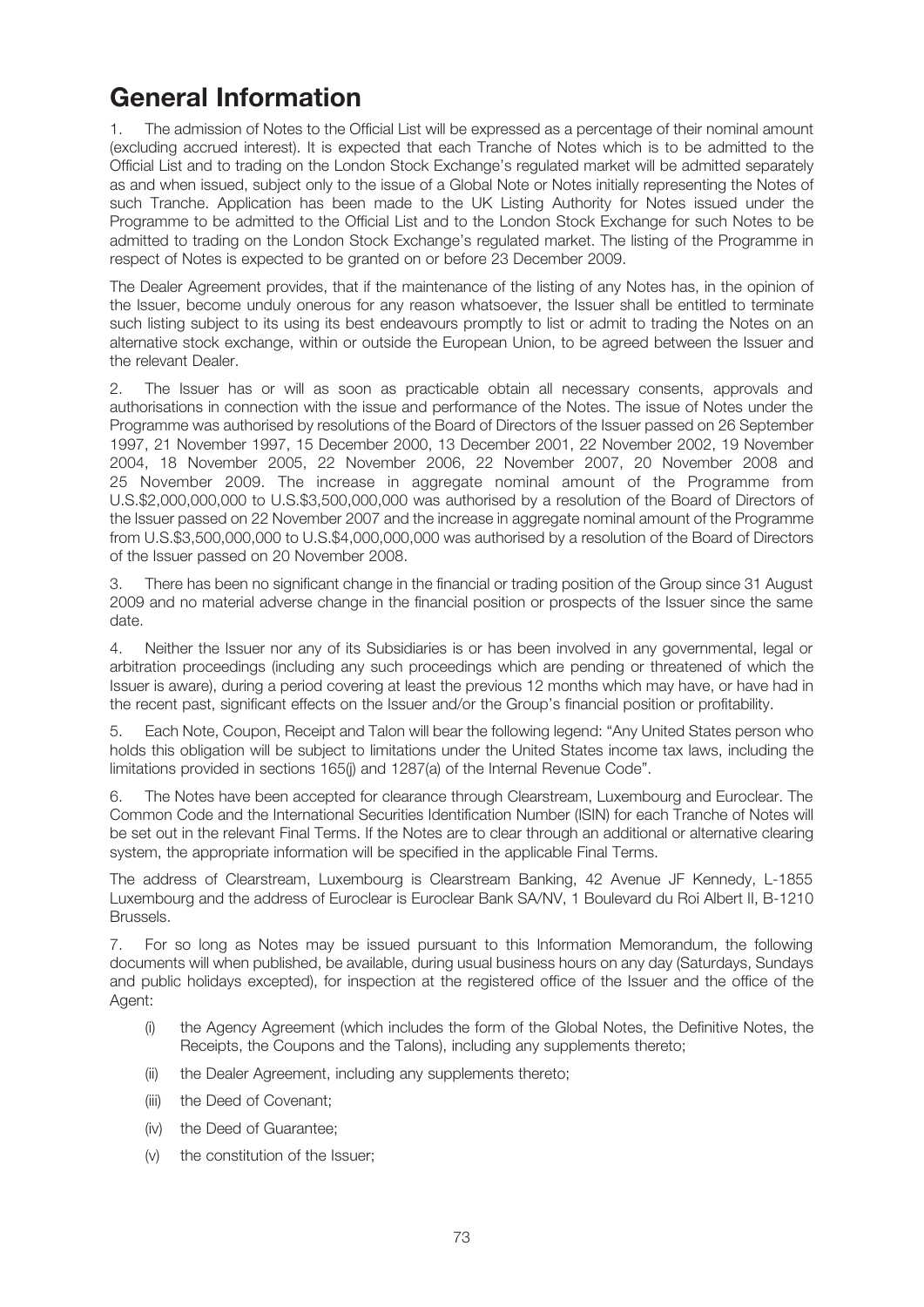# General Information

1. The admission of Notes to the Official List will be expressed as a percentage of their nominal amount (excluding accrued interest). It is expected that each Tranche of Notes which is to be admitted to the Official List and to trading on the London Stock Exchange's regulated market will be admitted separately as and when issued, subject only to the issue of a Global Note or Notes initially representing the Notes of such Tranche. Application has been made to the UK Listing Authority for Notes issued under the Programme to be admitted to the Official List and to the London Stock Exchange for such Notes to be admitted to trading on the London Stock Exchange's regulated market. The listing of the Programme in respect of Notes is expected to be granted on or before 23 December 2009.

The Dealer Agreement provides, that if the maintenance of the listing of any Notes has, in the opinion of the Issuer, become unduly onerous for any reason whatsoever, the Issuer shall be entitled to terminate such listing subject to its using its best endeavours promptly to list or admit to trading the Notes on an alternative stock exchange, within or outside the European Union, to be agreed between the Issuer and the relevant Dealer.

2. The Issuer has or will as soon as practicable obtain all necessary consents, approvals and authorisations in connection with the issue and performance of the Notes. The issue of Notes under the Programme was authorised by resolutions of the Board of Directors of the Issuer passed on 26 September 1997, 21 November 1997, 15 December 2000, 13 December 2001, 22 November 2002, 19 November 2004, 18 November 2005, 22 November 2006, 22 November 2007, 20 November 2008 and 25 November 2009. The increase in aggregate nominal amount of the Programme from U.S.$2,000,000,000 to U.S.$3,500,000,000 was authorised by a resolution of the Board of Directors of the Issuer passed on 22 November 2007 and the increase in aggregate nominal amount of the Programme from U.S.$3,500,000,000 to U.S.$4,000,000,000 was authorised by a resolution of the Board of Directors of the Issuer passed on 20 November 2008.

3. There has been no significant change in the financial or trading position of the Group since 31 August 2009 and no material adverse change in the financial position or prospects of the Issuer since the same date.

4. Neither the Issuer nor any of its Subsidiaries is or has been involved in any governmental, legal or arbitration proceedings (including any such proceedings which are pending or threatened of which the Issuer is aware), during a period covering at least the previous 12 months which may have, or have had in the recent past, significant effects on the Issuer and/or the Group's financial position or profitability.

5. Each Note, Coupon, Receipt and Talon will bear the following legend: "Any United States person who holds this obligation will be subject to limitations under the United States income tax laws, including the limitations provided in sections 165(j) and 1287(a) of the Internal Revenue Code".

6. The Notes have been accepted for clearance through Clearstream, Luxembourg and Euroclear. The Common Code and the International Securities Identification Number (ISIN) for each Tranche of Notes will be set out in the relevant Final Terms. If the Notes are to clear through an additional or alternative clearing system, the appropriate information will be specified in the applicable Final Terms.

The address of Clearstream, Luxembourg is Clearstream Banking, 42 Avenue JF Kennedy, L-1855 Luxembourg and the address of Euroclear is Euroclear Bank SA/NV, 1 Boulevard du Roi Albert II, B-1210 Brussels.

7. For so long as Notes may be issued pursuant to this Information Memorandum, the following documents will when published, be available, during usual business hours on any day (Saturdays, Sundays and public holidays excepted), for inspection at the registered office of the Issuer and the office of the Agent:

(i) the Agency Agreement (which includes the form of the Global Notes, the Definitive Notes, the Receipts, the Coupons and the Talons), including any supplements thereto;

(ii) the Dealer Agreement, including any supplements thereto;

(iii) the Deed of Covenant;

(iv) the Deed of Guarantee;

(v) the constitution of the Issuer;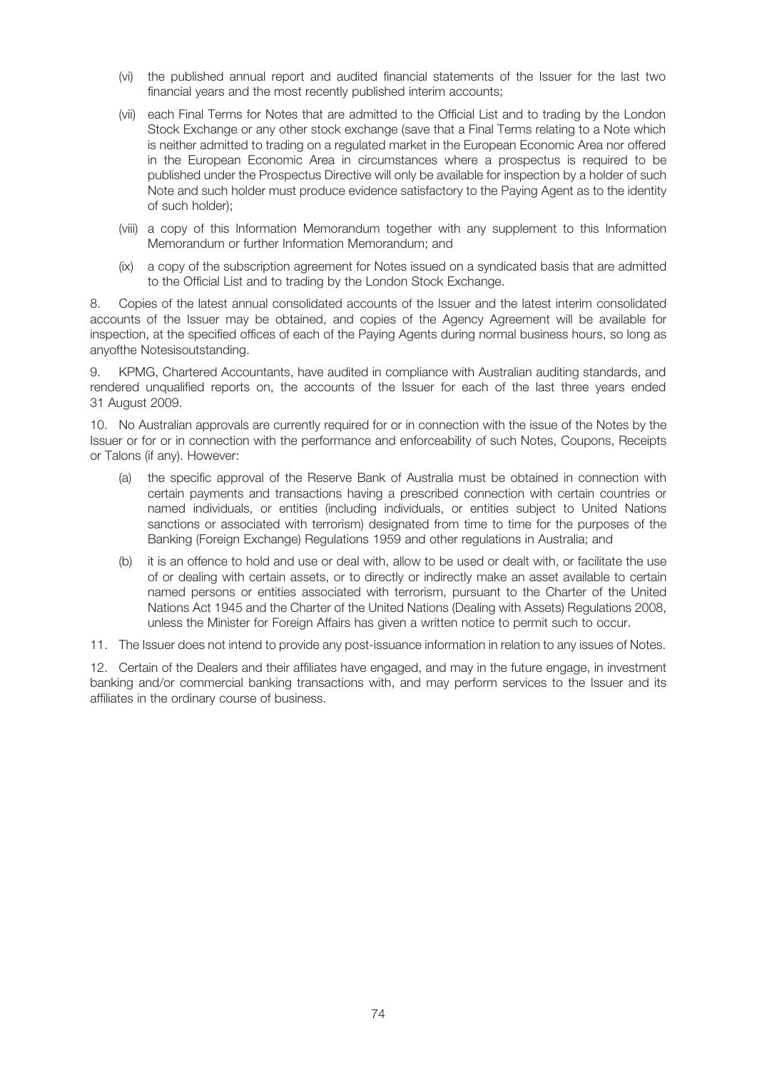(vi) the published annual report and audited financial statements of the Issuer for the last two financial years and the most recently published interim accounts;

(vii) each Final Terms for Notes that are admitted to the Official List and to trading by the London Stock Exchange or any other stock exchange (save that a Final Terms relating to a Note which is neither admitted to trading on a regulated market in the European Economic Area nor offered in the European Economic Area in circumstances where a prospectus is required to be published under the Prospectus Directive will only be available for inspection by a holder of such Note and such holder must produce evidence satisfactory to the Paying Agent as to the identity of such holder);

(viii) a copy of this Information Memorandum together with any supplement to this Information Memorandum or further Information Memorandum; and

(ix) a copy of the subscription agreement for Notes issued on a syndicated basis that are admitted to the Official List and to trading by the London Stock Exchange.

8. Copies of the latest annual consolidated accounts of the Issuer and the latest interim consolidated accounts of the Issuer may be obtained, and copies of the Agency Agreement will be available for inspection, at the specified offices of each of the Paying Agents during normal business hours, so long as anyofthe Notesisoutstanding.

9. KPMG, Chartered Accountants, have audited in compliance with Australian auditing standards, and rendered unqualified reports on, the accounts of the Issuer for each of the last three years ended 31 August 2009.

10. No Australian approvals are currently required for or in connection with the issue of the Notes by the Issuer or for or in connection with the performance and enforceability of such Notes, Coupons, Receipts or Talons (if any). However:

(a) the specific approval of the Reserve Bank of Australia must be obtained in connection with certain payments and transactions having a prescribed connection with certain countries or named individuals, or entities (including individuals, or entities subject to United Nations sanctions or associated with terrorism) designated from time to time for the purposes of the Banking (Foreign Exchange) Regulations 1959 and other regulations in Australia; and

(b) it is an offence to hold and use or deal with, allow to be used or dealt with, or facilitate the use of or dealing with certain assets, or to directly or indirectly make an asset available to certain named persons or entities associated with terrorism, pursuant to the Charter of the United Nations Act 1945 and the Charter of the United Nations (Dealing with Assets) Regulations 2008, unless the Minister for Foreign Affairs has given a written notice to permit such to occur.

11. The Issuer does not intend to provide any post-issuance information in relation to any issues of Notes.

12. Certain of the Dealers and their affiliates have engaged, and may in the future engage, in investment banking and/or commercial banking transactions with, and may perform services to the Issuer and its affiliates in the ordinary course of business.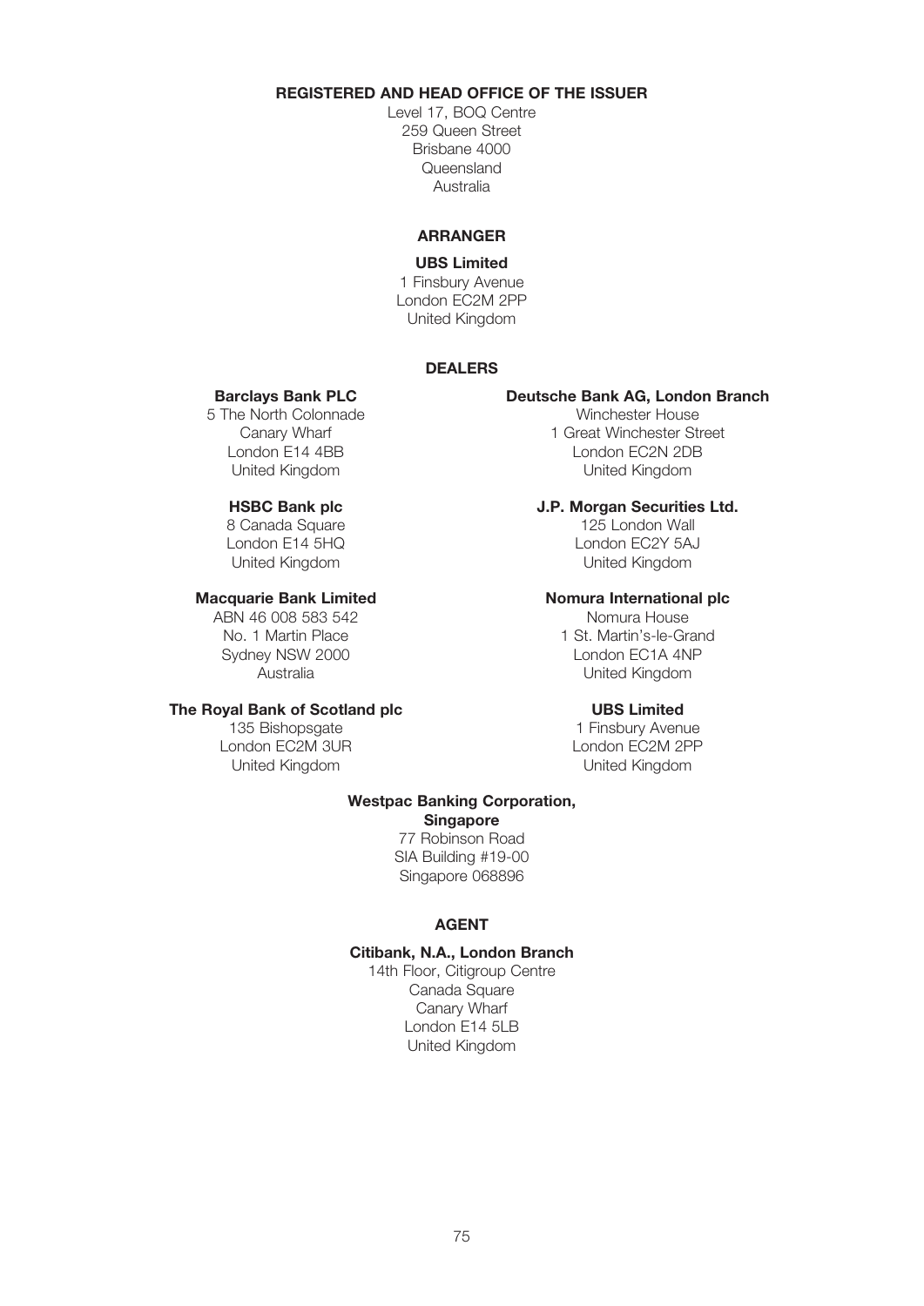## REGISTERED AND HEAD OFFICE OF THE ISSUER

Level 17, BOQ Centre
259 Queen Street
Brisbane 4000
Queensland
Australia

## ARRANGER

**UBS Limited**
1 Finsbury Avenue
London EC2M 2PP
United Kingdom

## DEALERS

**Barclays Bank PLC**
5 The North Colonnade
Canary Wharf
London E14 4BB
United Kingdom

**Deutsche Bank AG, London Branch**
Winchester House
1 Great Winchester Street
London EC2N 2DB
United Kingdom

**HSBC Bank plc**
8 Canada Square
London E14 5HQ
United Kingdom

**J.P. Morgan Securities Ltd.**
125 London Wall
London EC2Y 5AJ
United Kingdom

**Macquarie Bank Limited**
ABN 46 008 583 542
No. 1 Martin Place
Sydney NSW 2000
Australia

**Nomura International plc**
Nomura House
1 St. Martin's-le-Grand
London EC1A 4NP
United Kingdom

**The Royal Bank of Scotland plc**
135 Bishopsgate
London EC2M 3UR
United Kingdom

**UBS Limited**
1 Finsbury Avenue
London EC2M 2PP
United Kingdom

**Westpac Banking Corporation, Singapore**
77 Robinson Road
SIA Building #19-00
Singapore 068896

## AGENT

**Citibank, N.A., London Branch**
14th Floor, Citigroup Centre
Canada Square
Canary Wharf
London E14 5LB
United Kingdom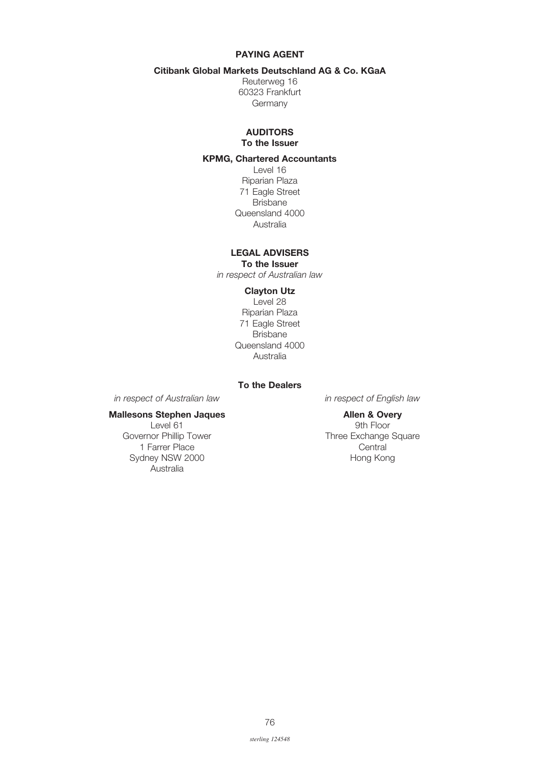**PAYING AGENT**

**Citibank Global Markets Deutschland AG & Co. KGaA**
Reuterweg 16
60323 Frankfurt
Germany

**AUDITORS**
**To the Issuer**

**KPMG, Chartered Accountants**
Level 16
Riparian Plaza
71 Eagle Street
Brisbane
Queensland 4000
Australia

**LEGAL ADVISERS**
**To the Issuer**
*in respect of Australian law*

**Clayton Utz**
Level 28
Riparian Plaza
71 Eagle Street
Brisbane
Queensland 4000
Australia

**To the Dealers**

*in respect of Australian law*

**Mallesons Stephen Jaques**
Level 61
Governor Phillip Tower
1 Farrer Place
Sydney NSW 2000
Australia

*in respect of English law*

**Allen & Overy**
9th Floor
Three Exchange Square
Central
Hong Kong

*sterling 124548*